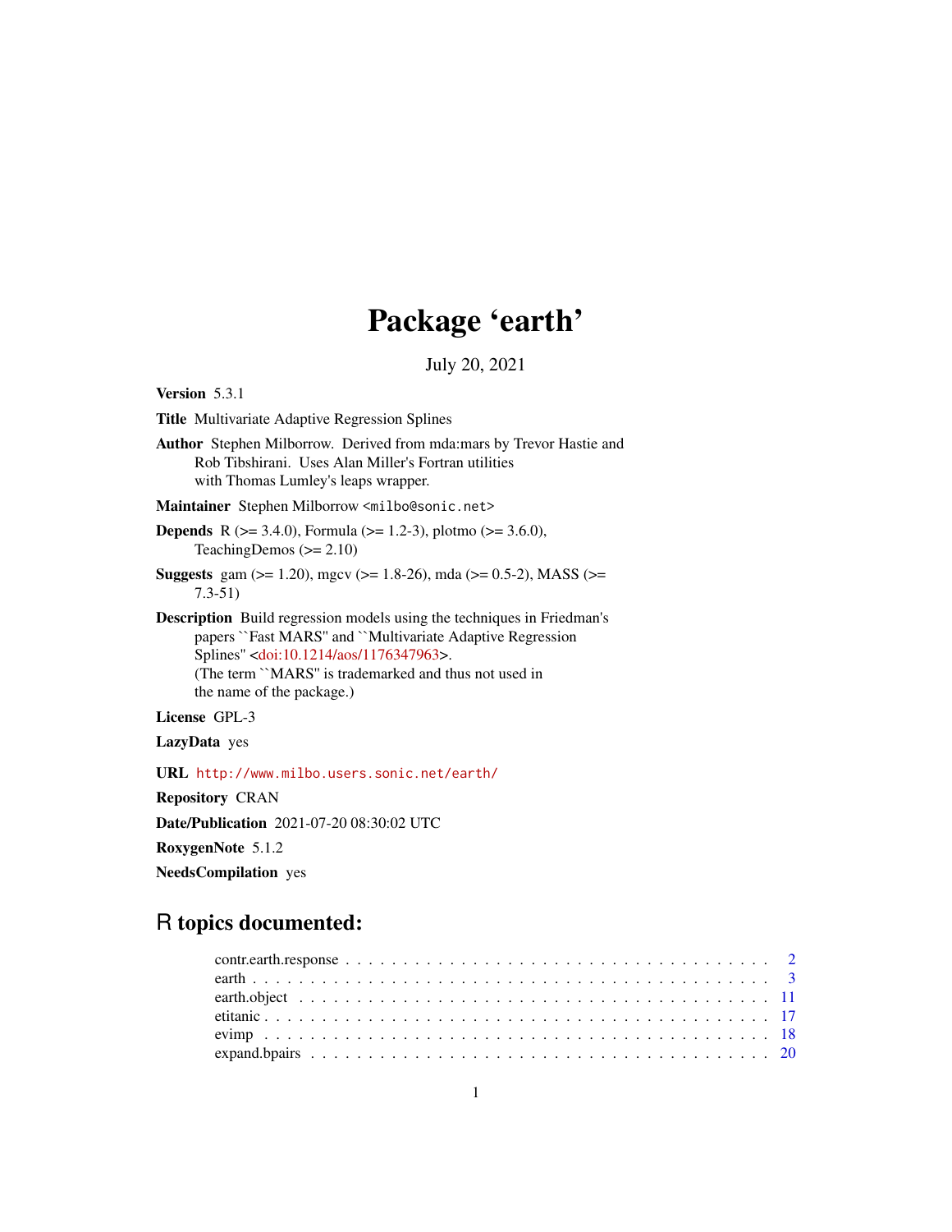# Package 'earth'

July 20, 2021

**Version** 5.3.1

**Title** Multivariate Adaptive Regression Splines

**Author** Stephen Milborrow. Derived from mda:mars by Trevor Hastie and Rob Tibshirani. Uses Alan Miller's Fortran utilities with Thomas Lumley's leaps wrapper.

**Maintainer** Stephen Milborrow <milbo@sonic.net>

**Depends** R (>= 3.4.0), Formula (>= 1.2-3), plotmo (>= 3.6.0), TeachingDemos (>= 2.10)

**Suggests** gam (>= 1.20), mgcv (>= 1.8-26), mda (>= 0.5-2), MASS (>= 7.3-51)

**Description** Build regression models using the techniques in Friedman's papers ``Fast MARS'' and ``Multivariate Adaptive Regression Splines'' <doi:10.1214/aos/1176347963>. (The term ``MARS'' is trademarked and thus not used in the name of the package.)

**License** GPL-3

**LazyData** yes

**URL** http://www.milbo.users.sonic.net/earth/

**Repository** CRAN

**Date/Publication** 2021-07-20 08:30:02 UTC

**RoxygenNote** 5.1.2

**NeedsCompilation** yes

## R topics documented:

| | |
|---|---|
| contr.earth.response | 2 |
| earth | 3 |
| earth.object | 11 |
| etitanic | 17 |
| evimp | 18 |
| expand.bpairs | 20 |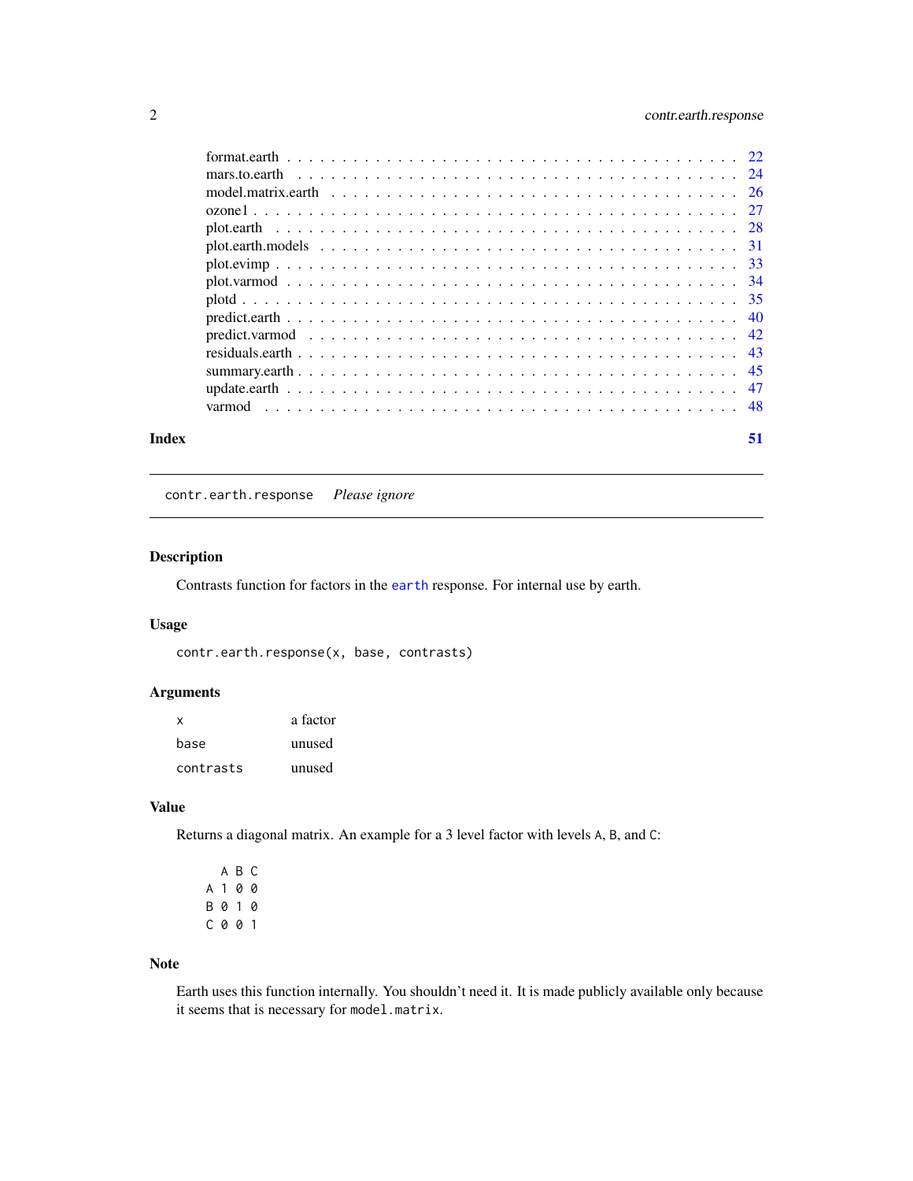| | |
|---|---|
| format.earth | 22 |
| mars.to.earth | 24 |
| model.matrix.earth | 26 |
| ozone1 | 27 |
| plot.earth | 28 |
| plot.earth.models | 31 |
| plot.evimp | 33 |
| plot.varmod | 34 |
| plotd | 35 |
| predict.earth | 40 |
| predict.varmod | 42 |
| residuals.earth | 43 |
| summary.earth | 45 |
| update.earth | 47 |
| varmod | 48 |

**Index** **51**

---

`contr.earth.response` *Please ignore*

---

## Description

Contrasts function for factors in the `earth` response. For internal use by earth.

## Usage

```
contr.earth.response(x, base, contrasts)
```

## Arguments

| | |
|---|---|
| `x` | a factor |
| `base` | unused |
| `contrasts` | unused |

## Value

Returns a diagonal matrix. An example for a 3 level factor with levels `A`, `B`, and `C`:

```
  A B C
A 1 0 0
B 0 1 0
C 0 0 1
```

## Note

Earth uses this function internally. You shouldn't need it. It is made publicly available only because it seems that is necessary for `model.matrix`.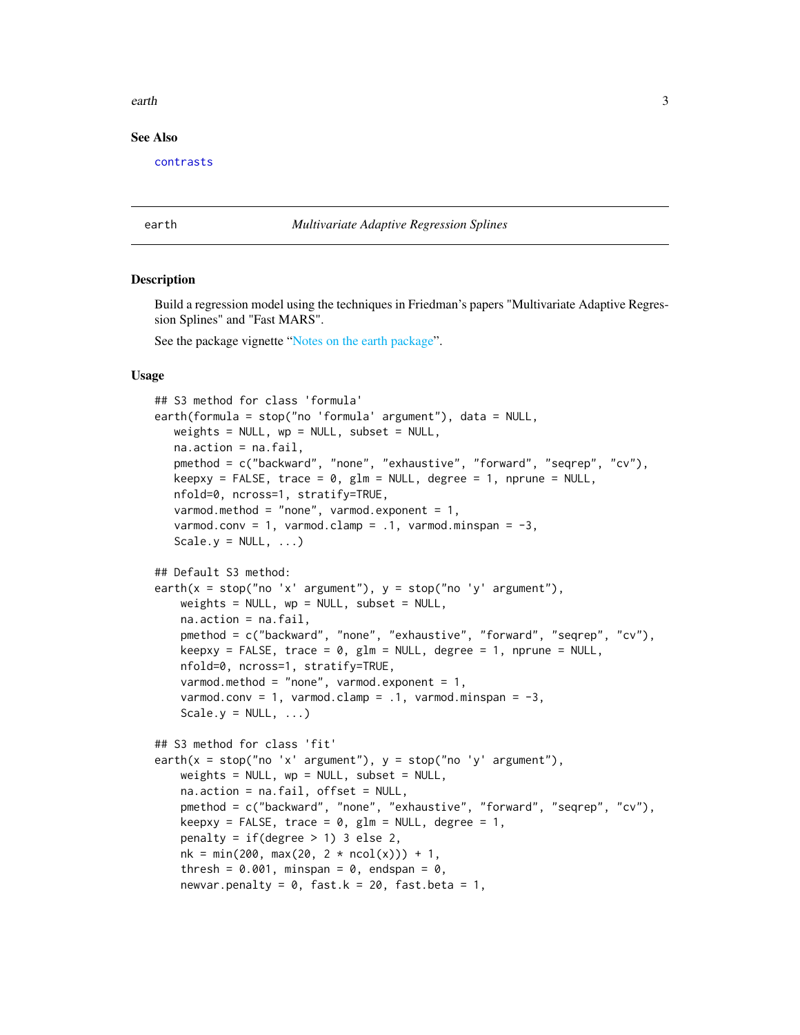## See Also

contrasts

---

earth *Multivariate Adaptive Regression Splines*

---

## Description

Build a regression model using the techniques in Friedman's papers "Multivariate Adaptive Regression Splines" and "Fast MARS".

See the package vignette "Notes on the earth package".

## Usage

```
## S3 method for class 'formula'
earth(formula = stop("no 'formula' argument"), data = NULL,
   weights = NULL, wp = NULL, subset = NULL,
   na.action = na.fail,
   pmethod = c("backward", "none", "exhaustive", "forward", "seqrep", "cv"),
   keepxy = FALSE, trace = 0, glm = NULL, degree = 1, nprune = NULL,
   nfold=0, ncross=1, stratify=TRUE,
   varmod.method = "none", varmod.exponent = 1,
   varmod.conv = 1, varmod.clamp = .1, varmod.minspan = -3,
   Scale.y = NULL, ...)

## Default S3 method:
earth(x = stop("no 'x' argument"), y = stop("no 'y' argument"),
    weights = NULL, wp = NULL, subset = NULL,
    na.action = na.fail,
    pmethod = c("backward", "none", "exhaustive", "forward", "seqrep", "cv"),
    keepxy = FALSE, trace = 0, glm = NULL, degree = 1, nprune = NULL,
    nfold=0, ncross=1, stratify=TRUE,
    varmod.method = "none", varmod.exponent = 1,
    varmod.conv = 1, varmod.clamp = .1, varmod.minspan = -3,
    Scale.y = NULL, ...)

## S3 method for class 'fit'
earth(x = stop("no 'x' argument"), y = stop("no 'y' argument"),
    weights = NULL, wp = NULL, subset = NULL,
    na.action = na.fail, offset = NULL,
    pmethod = c("backward", "none", "exhaustive", "forward", "seqrep", "cv"),
    keepxy = FALSE, trace = 0, glm = NULL, degree = 1,
    penalty = if(degree > 1) 3 else 2,
    nk = min(200, max(20, 2 * ncol(x))) + 1,
    thresh = 0.001, minspan = 0, endspan = 0,
    newvar.penalty = 0, fast.k = 20, fast.beta = 1,
```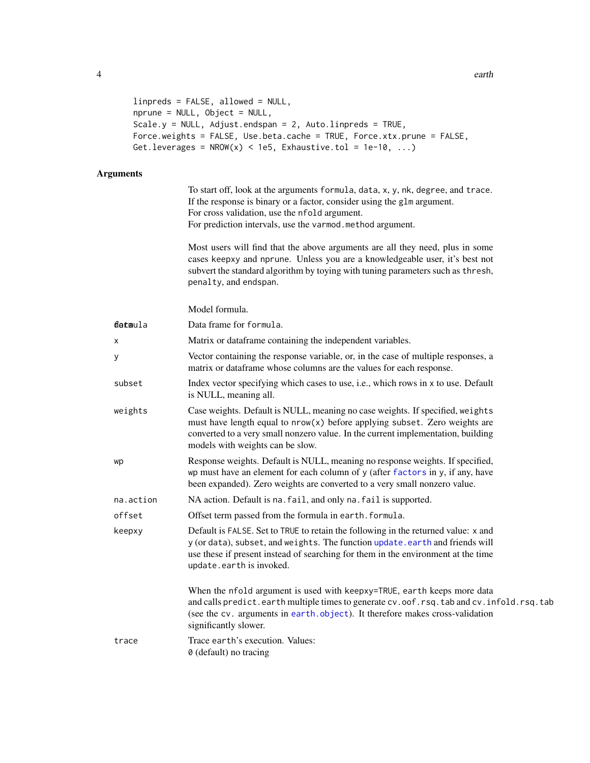```
linpreds = FALSE, allowed = NULL,
nprune = NULL, Object = NULL,
Scale.y = NULL, Adjust.endspan = 2, Auto.linpreds = TRUE,
Force.weights = FALSE, Use.beta.cache = TRUE, Force.xtx.prune = FALSE,
Get.leverages = NROW(x) < 1e5, Exhaustive.tol = 1e-10, ...)
```

## Arguments

To start off, look at the arguments `formula`, `data`, `x`, `y`, `nk`, `degree`, and `trace`.
If the response is binary or a factor, consider using the `glm` argument.
For cross validation, use the `nfold` argument.
For prediction intervals, use the `varmod.method` argument.

Most users will find that the above arguments are all they need, plus in some cases `keepxy` and `nprune`. Unless you are a knowledgeable user, it's best not subvert the standard algorithm by toying with tuning parameters such as `thresh`, `penalty`, and `endspan`.

- `formula` — Model formula.
- `data` — Data frame for `formula`.
- `x` — Matrix or dataframe containing the independent variables.
- `y` — Vector containing the response variable, or, in the case of multiple responses, a matrix or dataframe whose columns are the values for each response.
- `subset` — Index vector specifying which cases to use, i.e., which rows in x to use. Default is NULL, meaning all.
- `weights` — Case weights. Default is NULL, meaning no case weights. If specified, `weights` must have length equal to `nrow(x)` before applying `subset`. Zero weights are converted to a very small nonzero value. In the current implementation, building models with weights can be slow.
- `wp` — Response weights. Default is NULL, meaning no response weights. If specified, `wp` must have an element for each column of `y` (after `factors` in `y`, if any, have been expanded). Zero weights are converted to a very small nonzero value.
- `na.action` — NA action. Default is `na.fail`, and only `na.fail` is supported.
- `offset` — Offset term passed from the formula in `earth.formula`.
- `keepxy` — Default is `FALSE`. Set to `TRUE` to retain the following in the returned value: `x` and `y` (or `data`), `subset`, and `weights`. The function `update.earth` and friends will use these if present instead of searching for them in the environment at the time `update.earth` is invoked.

  When the `nfold` argument is used with `keepxy=TRUE`, `earth` keeps more data and calls `predict.earth` multiple times to generate `cv.oof.rsq.tab` and `cv.infold.rsq.tab` (see the `cv.` arguments in `earth.object`). It therefore makes cross-validation significantly slower.
- `trace` — Trace `earth`'s execution. Values:
  `0` (default) no tracing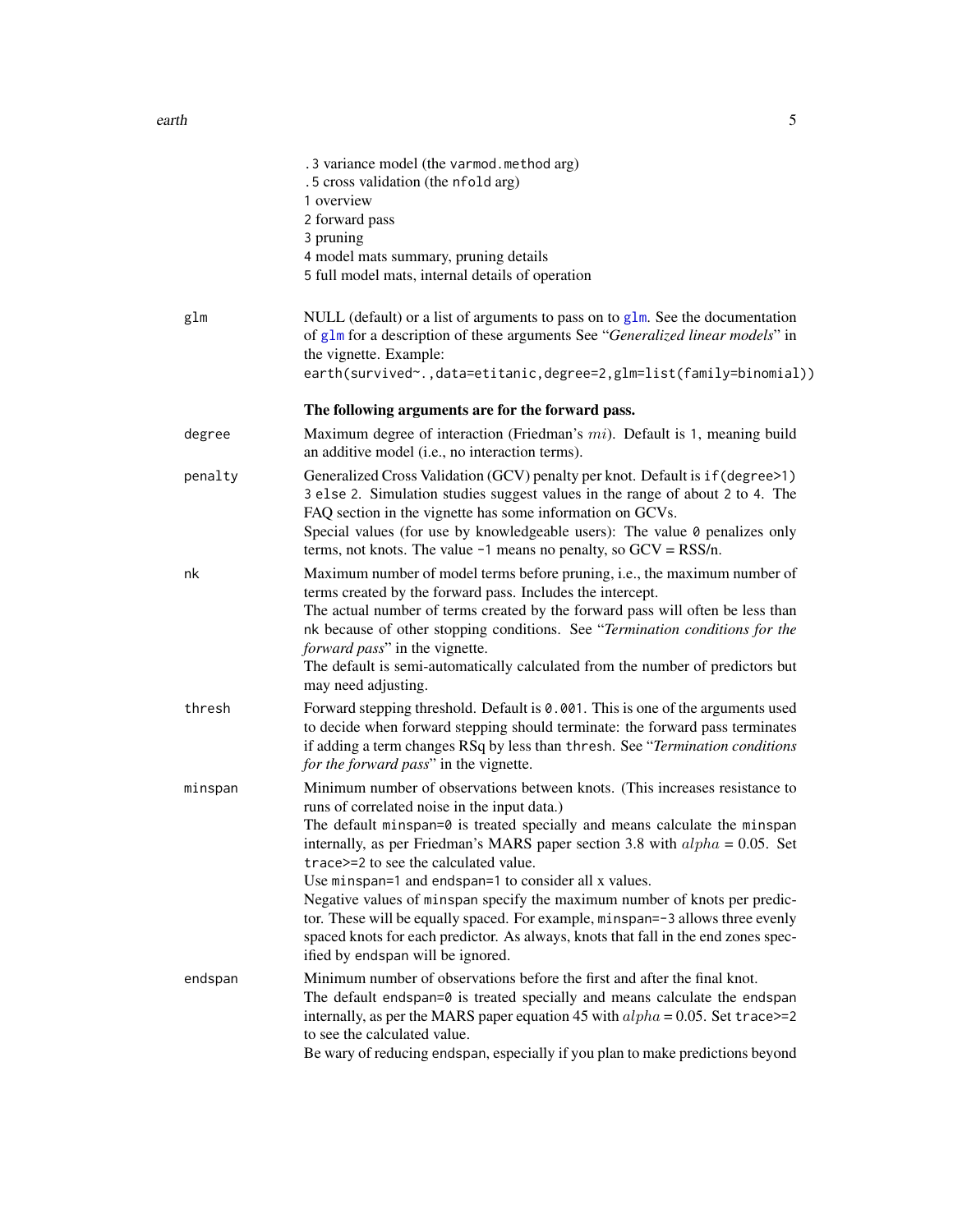.3 variance model (the `varmod.method` arg)
.5 cross validation (the `nfold` arg)
1 overview
2 forward pass
3 pruning
4 model mats summary, pruning details
5 full model mats, internal details of operation

`glm` NULL (default) or a list of arguments to pass on to `glm`. See the documentation of `glm` for a description of these arguments See "*Generalized linear models*" in the vignette. Example:
`earth(survived~.,data=etitanic,degree=2,glm=list(family=binomial))`

**The following arguments are for the forward pass.**

`degree` Maximum degree of interaction (Friedman's $mi$). Default is 1, meaning build an additive model (i.e., no interaction terms).

`penalty` Generalized Cross Validation (GCV) penalty per knot. Default is `if(degree>1) 3 else 2`. Simulation studies suggest values in the range of about 2 to 4. The FAQ section in the vignette has some information on GCVs.
Special values (for use by knowledgeable users): The value 0 penalizes only terms, not knots. The value -1 means no penalty, so GCV = RSS/n.

`nk` Maximum number of model terms before pruning, i.e., the maximum number of terms created by the forward pass. Includes the intercept.
The actual number of terms created by the forward pass will often be less than `nk` because of other stopping conditions. See "*Termination conditions for the forward pass*" in the vignette.
The default is semi-automatically calculated from the number of predictors but may need adjusting.

`thresh` Forward stepping threshold. Default is 0.001. This is one of the arguments used to decide when forward stepping should terminate: the forward pass terminates if adding a term changes RSq by less than `thresh`. See "*Termination conditions for the forward pass*" in the vignette.

`minspan` Minimum number of observations between knots. (This increases resistance to runs of correlated noise in the input data.)
The default `minspan=0` is treated specially and means calculate the `minspan` internally, as per Friedman's MARS paper section 3.8 with $alpha$ = 0.05. Set `trace>=2` to see the calculated value.
Use `minspan=1` and `endspan=1` to consider all x values.
Negative values of `minspan` specify the maximum number of knots per predictor. These will be equally spaced. For example, `minspan=-3` allows three evenly spaced knots for each predictor. As always, knots that fall in the end zones specified by `endspan` will be ignored.

`endspan` Minimum number of observations before the first and after the final knot.
The default `endspan=0` is treated specially and means calculate the `endspan` internally, as per the MARS paper equation 45 with $alpha$ = 0.05. Set `trace>=2` to see the calculated value.
Be wary of reducing `endspan`, especially if you plan to make predictions beyond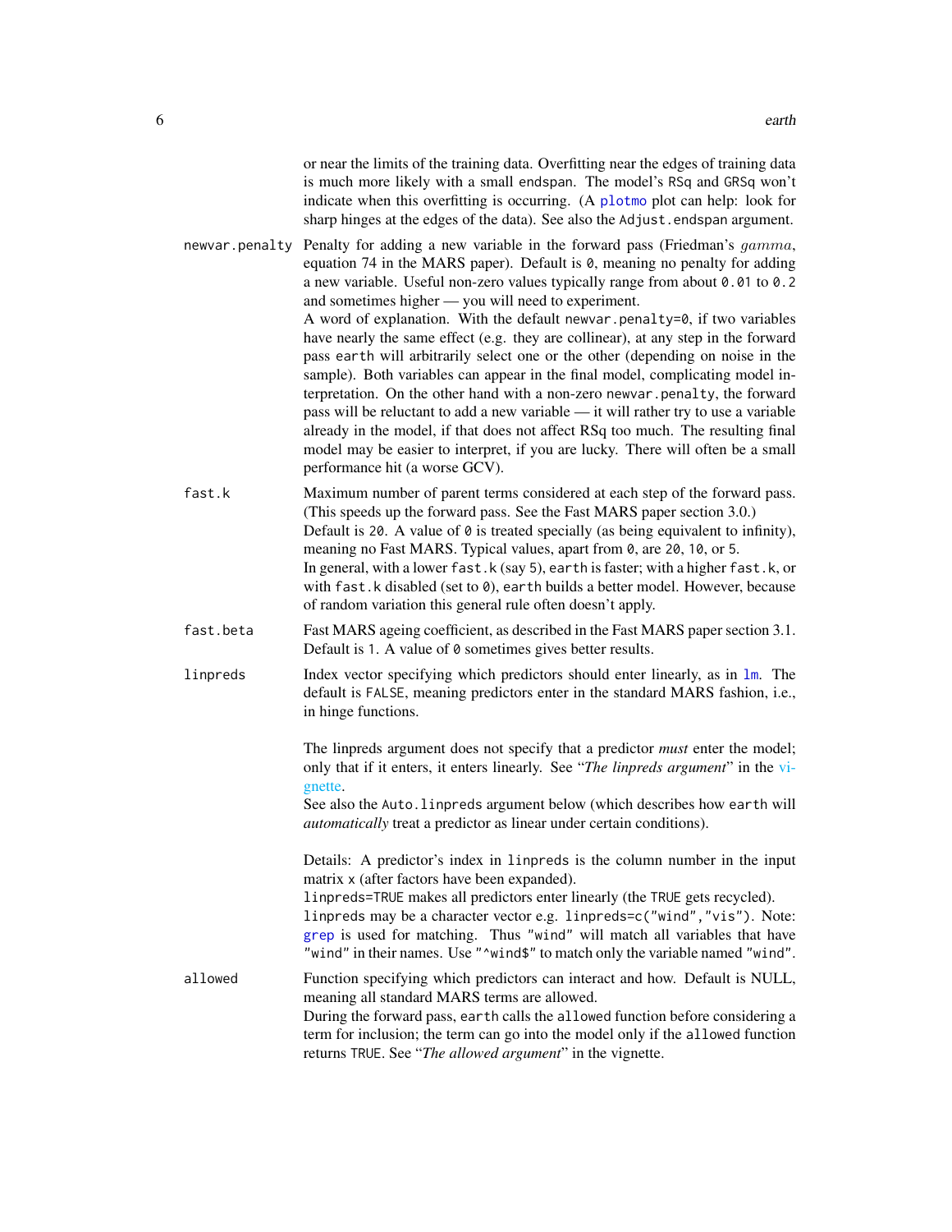or near the limits of the training data. Overfitting near the edges of training data is much more likely with a small `endspan`. The model's `RSq` and `GRSq` won't indicate when this overfitting is occurring. (A `plotmo` plot can help: look for sharp hinges at the edges of the data). See also the `Adjust.endspan` argument.

`newvar.penalty`
: Penalty for adding a new variable in the forward pass (Friedman's $gamma$, equation 74 in the MARS paper). Default is `0`, meaning no penalty for adding a new variable. Useful non-zero values typically range from about `0.01` to `0.2` and sometimes higher — you will need to experiment.
A word of explanation. With the default `newvar.penalty=0`, if two variables have nearly the same effect (e.g. they are collinear), at any step in the forward pass `earth` will arbitrarily select one or the other (depending on noise in the sample). Both variables can appear in the final model, complicating model interpretation. On the other hand with a non-zero `newvar.penalty`, the forward pass will be reluctant to add a new variable — it will rather try to use a variable already in the model, if that does not affect RSq too much. The resulting final model may be easier to interpret, if you are lucky. There will often be a small performance hit (a worse GCV).

`fast.k`
: Maximum number of parent terms considered at each step of the forward pass. (This speeds up the forward pass. See the Fast MARS paper section 3.0.)
Default is `20`. A value of `0` is treated specially (as being equivalent to infinity), meaning no Fast MARS. Typical values, apart from `0`, are `20`, `10`, or `5`.
In general, with a lower `fast.k` (say 5), `earth` is faster; with a higher `fast.k`, or with `fast.k` disabled (set to `0`), `earth` builds a better model. However, because of random variation this general rule often doesn't apply.

`fast.beta`
: Fast MARS ageing coefficient, as described in the Fast MARS paper section 3.1. Default is `1`. A value of `0` sometimes gives better results.

`linpreds`
: Index vector specifying which predictors should enter linearly, as in `lm`. The default is `FALSE`, meaning predictors enter in the standard MARS fashion, i.e., in hinge functions.

The linpreds argument does not specify that a predictor *must* enter the model; only that if it enters, it enters linearly. See "*The linpreds argument*" in the vignette.
See also the `Auto.linpreds` argument below (which describes how `earth` will *automatically* treat a predictor as linear under certain conditions).

Details: A predictor's index in `linpreds` is the column number in the input matrix `x` (after factors have been expanded).
`linpreds=TRUE` makes all predictors enter linearly (the `TRUE` gets recycled).
`linpreds` may be a character vector e.g. `linpreds=c("wind","vis")`. Note: `grep` is used for matching. Thus `"wind"` will match all variables that have `"wind"` in their names. Use `"^wind$"` to match only the variable named `"wind"`.

`allowed`
: Function specifying which predictors can interact and how. Default is NULL, meaning all standard MARS terms are allowed.
During the forward pass, `earth` calls the `allowed` function before considering a term for inclusion; the term can go into the model only if the `allowed` function returns `TRUE`. See "*The allowed argument*" in the vignette.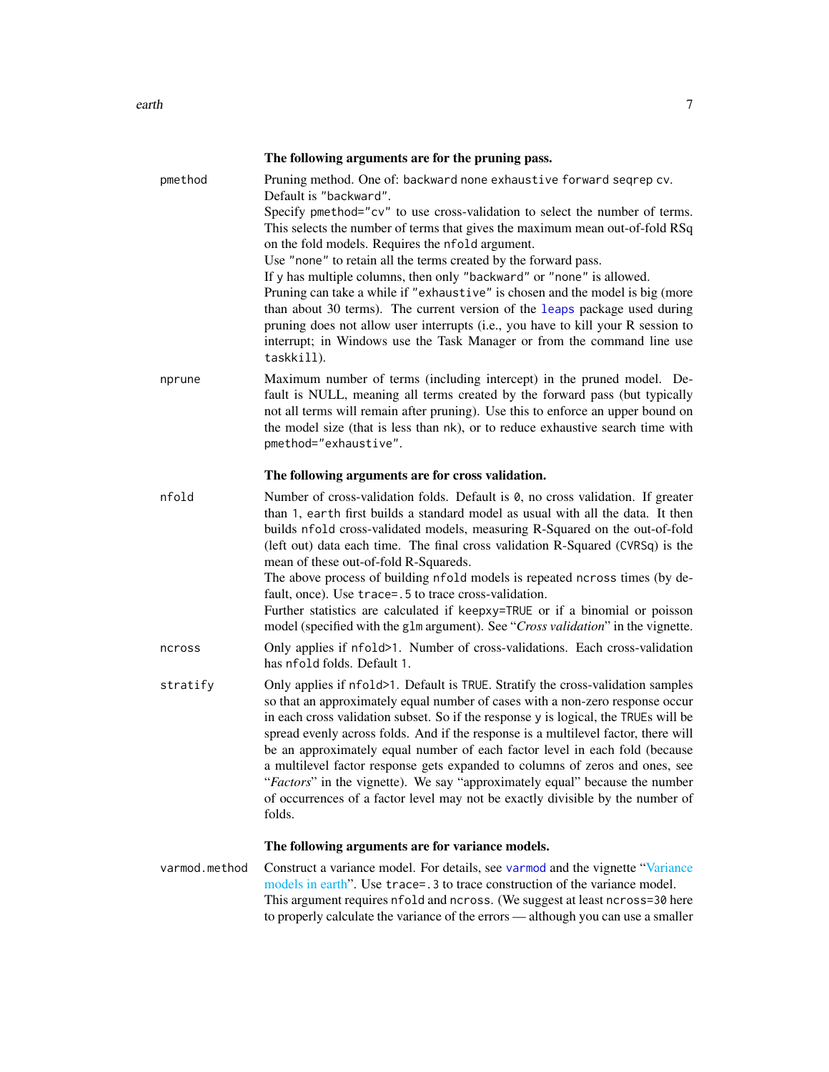**The following arguments are for the pruning pass.**

`pmethod`
: Pruning method. One of: `backward none exhaustive forward seqrep cv`. Default is `"backward"`.
Specify `pmethod="cv"` to use cross-validation to select the number of terms. This selects the number of terms that gives the maximum mean out-of-fold RSq on the fold models. Requires the `nfold` argument.
Use `"none"` to retain all the terms created by the forward pass.
If `y` has multiple columns, then only `"backward"` or `"none"` is allowed.
Pruning can take a while if `"exhaustive"` is chosen and the model is big (more than about 30 terms). The current version of the `leaps` package used during pruning does not allow user interrupts (i.e., you have to kill your R session to interrupt; in Windows use the Task Manager or from the command line use `taskkill`).

`nprune`
: Maximum number of terms (including intercept) in the pruned model. Default is NULL, meaning all terms created by the forward pass (but typically not all terms will remain after pruning). Use this to enforce an upper bound on the model size (that is less than `nk`), or to reduce exhaustive search time with `pmethod="exhaustive"`.

**The following arguments are for cross validation.**

`nfold`
: Number of cross-validation folds. Default is `0`, no cross validation. If greater than `1`, `earth` first builds a standard model as usual with all the data. It then builds `nfold` cross-validated models, measuring R-Squared on the out-of-fold (left out) data each time. The final cross validation R-Squared (`CVRSq`) is the mean of these out-of-fold R-Squareds.
The above process of building `nfold` models is repeated `ncross` times (by default, once). Use `trace=.5` to trace cross-validation.
Further statistics are calculated if `keepxy=TRUE` or if a binomial or poisson model (specified with the `glm` argument). See "*Cross validation*" in the vignette.

`ncross`
: Only applies if `nfold>1`. Number of cross-validations. Each cross-validation has `nfold` folds. Default `1`.

`stratify`
: Only applies if `nfold>1`. Default is `TRUE`. Stratify the cross-validation samples so that an approximately equal number of cases with a non-zero response occur in each cross validation subset. So if the response `y` is logical, the `TRUE`s will be spread evenly across folds. And if the response is a multilevel factor, there will be an approximately equal number of each factor level in each fold (because a multilevel factor response gets expanded to columns of zeros and ones, see "*Factors*" in the vignette). We say "approximately equal" because the number of occurrences of a factor level may not be exactly divisible by the number of folds.

**The following arguments are for variance models.**

`varmod.method`
: Construct a variance model. For details, see `varmod` and the vignette "Variance models in earth". Use `trace=.3` to trace construction of the variance model.
This argument requires `nfold` and `ncross`. (We suggest at least `ncross=30` here to properly calculate the variance of the errors — although you can use a smaller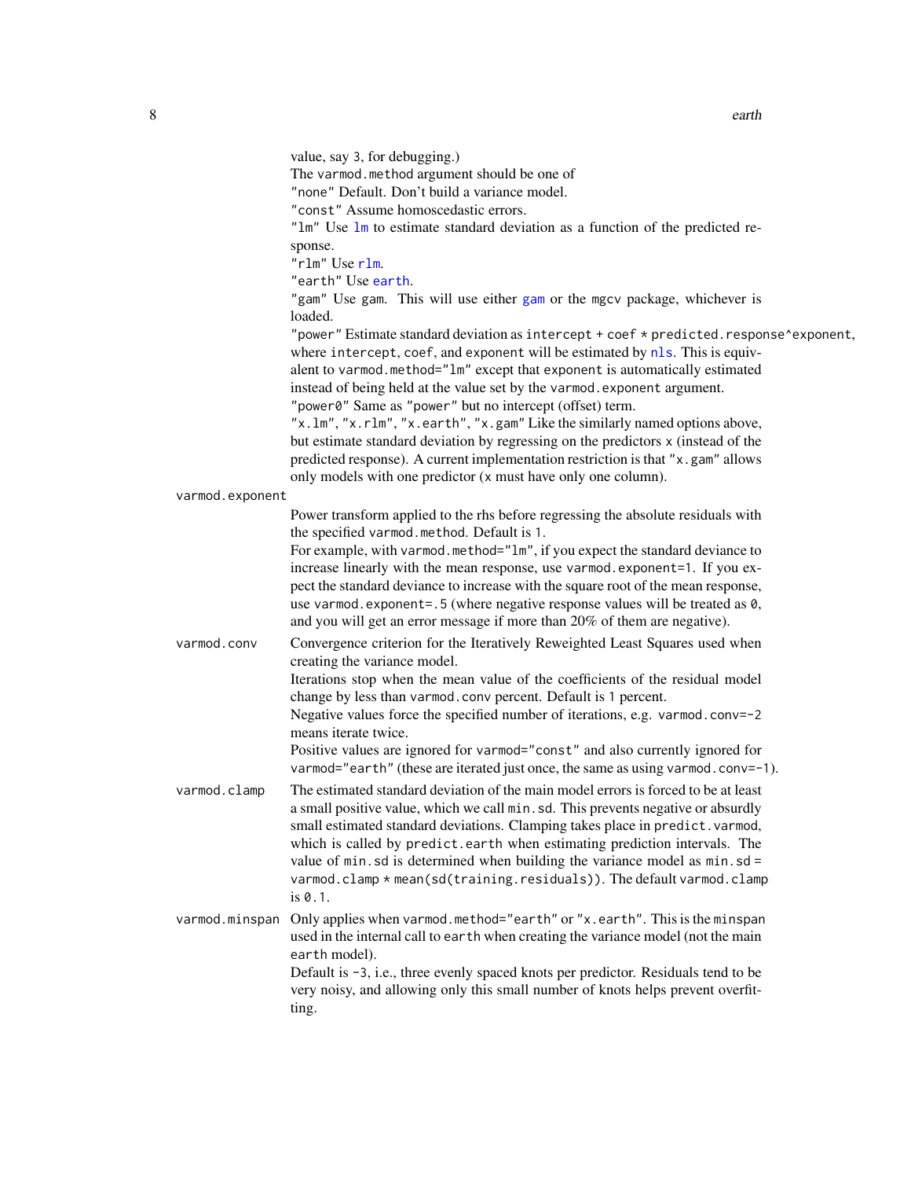value, say 3, for debugging.)

The `varmod.method` argument should be one of

`"none"` Default. Don't build a variance model.

`"const"` Assume homoscedastic errors.

`"lm"` Use `lm` to estimate standard deviation as a function of the predicted response.

`"rlm"` Use `rlm`.

`"earth"` Use `earth`.

`"gam"` Use gam. This will use either `gam` or the `mgcv` package, whichever is loaded.

`"power"` Estimate standard deviation as `intercept + coef * predicted.response^exponent`, where `intercept`, `coef`, and `exponent` will be estimated by `nls`. This is equivalent to `varmod.method="lm"` except that `exponent` is automatically estimated instead of being held at the value set by the `varmod.exponent` argument.

`"power0"` Same as `"power"` but no intercept (offset) term.

`"x.lm"`, `"x.rlm"`, `"x.earth"`, `"x.gam"` Like the similarly named options above, but estimate standard deviation by regressing on the predictors `x` (instead of the predicted response). A current implementation restriction is that `"x.gam"` allows only models with one predictor (`x` must have only one column).

**varmod.exponent**

Power transform applied to the rhs before regressing the absolute residuals with the specified `varmod.method`. Default is `1`.

For example, with `varmod.method="lm"`, if you expect the standard deviance to increase linearly with the mean response, use `varmod.exponent=1`. If you expect the standard deviance to increase with the square root of the mean response, use `varmod.exponent=.5` (where negative response values will be treated as `0`, and you will get an error message if more than 20% of them are negative).

**varmod.conv**

Convergence criterion for the Iteratively Reweighted Least Squares used when creating the variance model.

Iterations stop when the mean value of the coefficients of the residual model change by less than `varmod.conv` percent. Default is `1` percent.

Negative values force the specified number of iterations, e.g. `varmod.conv=-2` means iterate twice.

Positive values are ignored for `varmod="const"` and also currently ignored for `varmod="earth"` (these are iterated just once, the same as using `varmod.conv=-1`).

**varmod.clamp**

The estimated standard deviation of the main model errors is forced to be at least a small positive value, which we call `min.sd`. This prevents negative or absurdly small estimated standard deviations. Clamping takes place in `predict.varmod`, which is called by `predict.earth` when estimating prediction intervals. The value of `min.sd` is determined when building the variance model as `min.sd = varmod.clamp * mean(sd(training.residuals))`. The default `varmod.clamp` is `0.1`.

**varmod.minspan**

Only applies when `varmod.method="earth"` or `"x.earth"`. This is the `minspan` used in the internal call to `earth` when creating the variance model (not the main `earth` model).

Default is `-3`, i.e., three evenly spaced knots per predictor. Residuals tend to be very noisy, and allowing only this small number of knots helps prevent overfitting.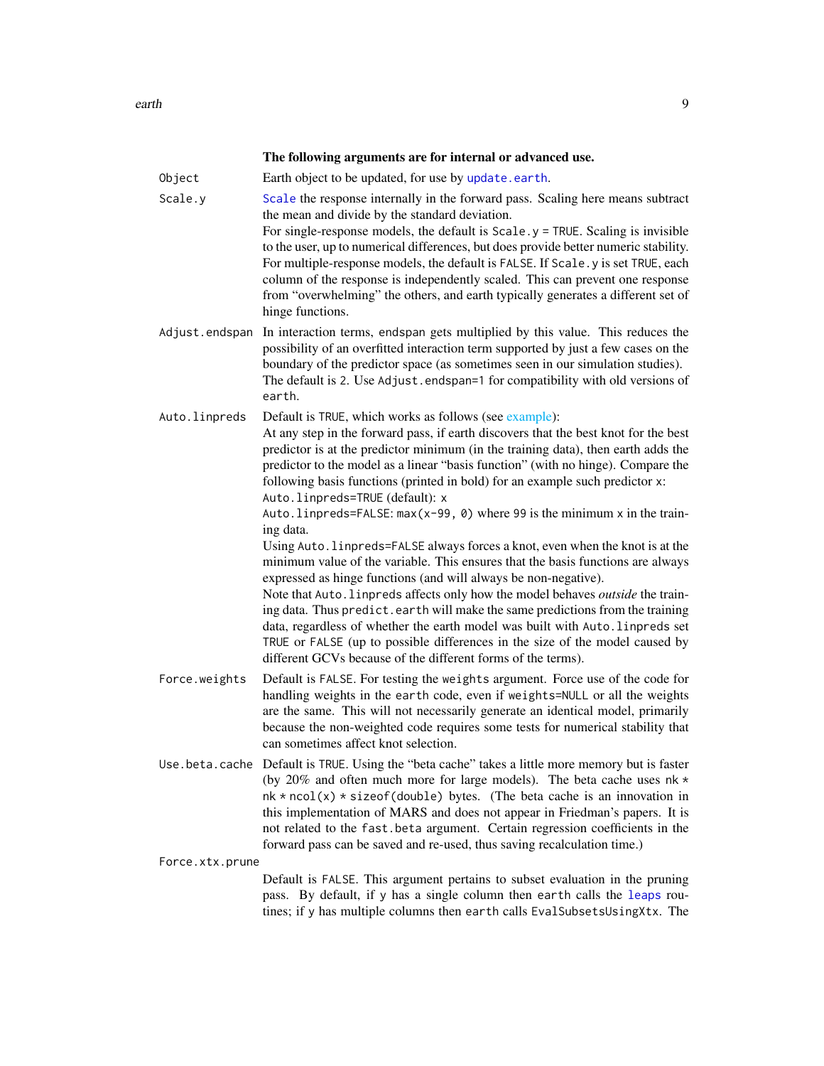**The following arguments are for internal or advanced use.**

`Object` Earth object to be updated, for use by `update.earth`.

`Scale.y` `Scale` the response internally in the forward pass. Scaling here means subtract the mean and divide by the standard deviation.
For single-response models, the default is `Scale.y = TRUE`. Scaling is invisible to the user, up to numerical differences, but does provide better numeric stability. For multiple-response models, the default is `FALSE`. If `Scale.y` is set `TRUE`, each column of the response is independently scaled. This can prevent one response from "overwhelming" the others, and earth typically generates a different set of hinge functions.

`Adjust.endspan` In interaction terms, `endspan` gets multiplied by this value. This reduces the possibility of an overfitted interaction term supported by just a few cases on the boundary of the predictor space (as sometimes seen in our simulation studies). The default is `2`. Use `Adjust.endspan=1` for compatibility with old versions of `earth`.

`Auto.linpreds` Default is `TRUE`, which works as follows (see example):
At any step in the forward pass, if earth discovers that the best knot for the best predictor is at the predictor minimum (in the training data), then earth adds the predictor to the model as a linear "basis function" (with no hinge). Compare the following basis functions (printed in bold) for an example such predictor `x`:
`Auto.linpreds=TRUE` (default): `x`
`Auto.linpreds=FALSE`: `max(x-99, 0)` where `99` is the minimum `x` in the training data.
Using `Auto.linpreds=FALSE` always forces a knot, even when the knot is at the minimum value of the variable. This ensures that the basis functions are always expressed as hinge functions (and will always be non-negative).
Note that `Auto.linpreds` affects only how the model behaves *outside* the training data. Thus `predict.earth` will make the same predictions from the training data, regardless of whether the earth model was built with `Auto.linpreds` set `TRUE` or `FALSE` (up to possible differences in the size of the model caused by different GCVs because of the different forms of the terms).

`Force.weights` Default is `FALSE`. For testing the `weights` argument. Force use of the code for handling weights in the `earth` code, even if `weights=NULL` or all the weights are the same. This will not necessarily generate an identical model, primarily because the non-weighted code requires some tests for numerical stability that can sometimes affect knot selection.

`Use.beta.cache` Default is `TRUE`. Using the "beta cache" takes a little more memory but is faster (by 20% and often much more for large models). The beta cache uses `nk * nk * ncol(x) * sizeof(double)` bytes. (The beta cache is an innovation in this implementation of MARS and does not appear in Friedman's papers. It is not related to the `fast.beta` argument. Certain regression coefficients in the forward pass can be saved and re-used, thus saving recalculation time.)

`Force.xtx.prune`
Default is `FALSE`. This argument pertains to subset evaluation in the pruning pass. By default, if `y` has a single column then `earth` calls the `leaps` routines; if `y` has multiple columns then `earth` calls `EvalSubsetsUsingXtx`. The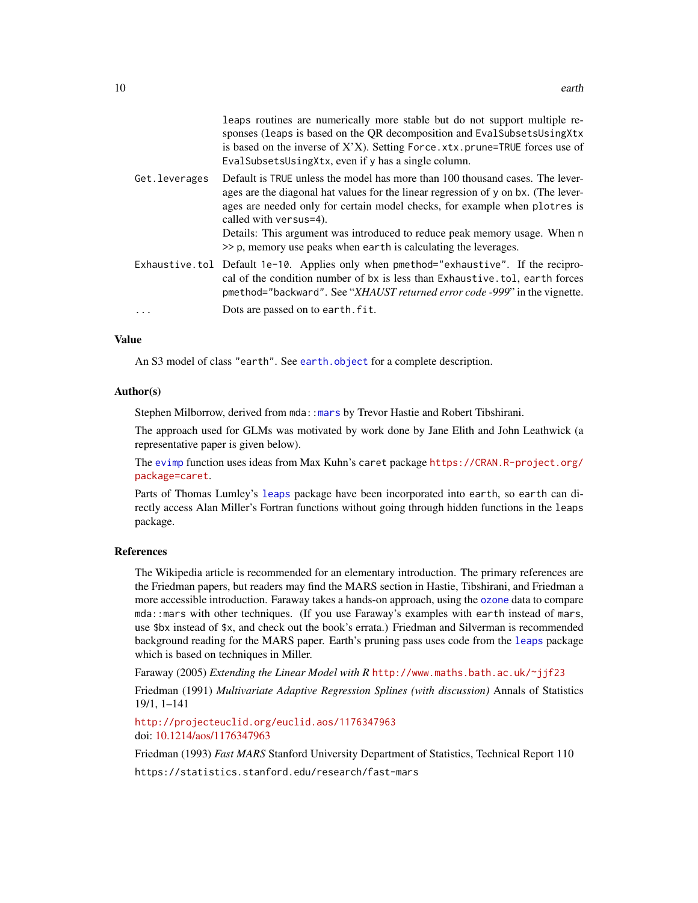leaps routines are numerically more stable but do not support multiple responses (leaps is based on the QR decomposition and EvalSubsetsUsingXtx is based on the inverse of X'X). Setting Force.xtx.prune=TRUE forces use of EvalSubsetsUsingXtx, even if y has a single column.

Get.leverages
: Default is TRUE unless the model has more than 100 thousand cases. The leverages are the diagonal hat values for the linear regression of y on bx. (The leverages are needed only for certain model checks, for example when plotres is called with versus=4).
Details: This argument was introduced to reduce peak memory usage. When n >> p, memory use peaks when earth is calculating the leverages.

Exhaustive.tol
: Default 1e-10. Applies only when pmethod="exhaustive". If the reciprocal of the condition number of bx is less than Exhaustive.tol, earth forces pmethod="backward". See "*XHAUST returned error code -999*" in the vignette.

...
: Dots are passed on to earth.fit.

## Value

An S3 model of class "earth". See earth.object for a complete description.

## Author(s)

Stephen Milborrow, derived from mda::mars by Trevor Hastie and Robert Tibshirani.

The approach used for GLMs was motivated by work done by Jane Elith and John Leathwick (a representative paper is given below).

The evimp function uses ideas from Max Kuhn's caret package https://CRAN.R-project.org/package=caret.

Parts of Thomas Lumley's leaps package have been incorporated into earth, so earth can directly access Alan Miller's Fortran functions without going through hidden functions in the leaps package.

## References

The Wikipedia article is recommended for an elementary introduction. The primary references are the Friedman papers, but readers may find the MARS section in Hastie, Tibshirani, and Friedman a more accessible introduction. Faraway takes a hands-on approach, using the ozone data to compare mda::mars with other techniques. (If you use Faraway's examples with earth instead of mars, use $bx instead of $x, and check out the book's errata.) Friedman and Silverman is recommended background reading for the MARS paper. Earth's pruning pass uses code from the leaps package which is based on techniques in Miller.

Faraway (2005) *Extending the Linear Model with R* http://www.maths.bath.ac.uk/~jjf23

Friedman (1991) *Multivariate Adaptive Regression Splines (with discussion)* Annals of Statistics 19/1, 1–141

http://projecteuclid.org/euclid.aos/1176347963
doi: 10.1214/aos/1176347963

Friedman (1993) *Fast MARS* Stanford University Department of Statistics, Technical Report 110

https://statistics.stanford.edu/research/fast-mars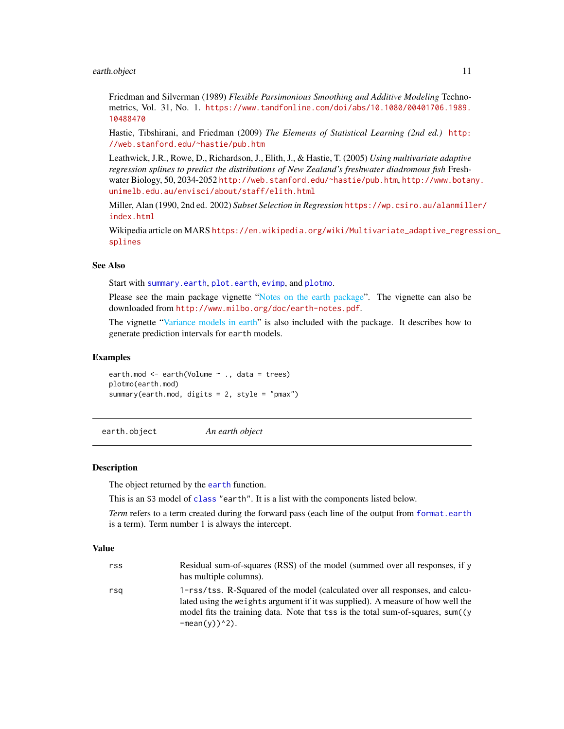Friedman and Silverman (1989) *Flexible Parsimonious Smoothing and Additive Modeling* Technometrics, Vol. 31, No. 1. https://www.tandfonline.com/doi/abs/10.1080/00401706.1989.10488470

Hastie, Tibshirani, and Friedman (2009) *The Elements of Statistical Learning (2nd ed.)* http://web.stanford.edu/~hastie/pub.htm

Leathwick, J.R., Rowe, D., Richardson, J., Elith, J., & Hastie, T. (2005) *Using multivariate adaptive regression splines to predict the distributions of New Zealand's freshwater diadromous fish* Freshwater Biology, 50, 2034-2052 http://web.stanford.edu/~hastie/pub.htm, http://www.botany.unimelb.edu.au/envisci/about/staff/elith.html

Miller, Alan (1990, 2nd ed. 2002) *Subset Selection in Regression* https://wp.csiro.au/alanmiller/index.html

Wikipedia article on MARS https://en.wikipedia.org/wiki/Multivariate_adaptive_regression_splines

## See Also

Start with `summary.earth`, `plot.earth`, `evimp`, and `plotmo`.

Please see the main package vignette "Notes on the earth package". The vignette can also be downloaded from http://www.milbo.org/doc/earth-notes.pdf.

The vignette "Variance models in earth" is also included with the package. It describes how to generate prediction intervals for `earth` models.

## Examples

```
earth.mod <- earth(Volume ~ ., data = trees)
plotmo(earth.mod)
summary(earth.mod, digits = 2, style = "pmax")
```

---

# earth.object — *An earth object*

## Description

The object returned by the `earth` function.

This is an S3 model of `class` "earth". It is a list with the components listed below.

*Term* refers to a term created during the forward pass (each line of the output from `format.earth` is a term). Term number 1 is always the intercept.

## Value

`rss` Residual sum-of-squares (RSS) of the model (summed over all responses, if `y` has multiple columns).

`rsq` `1-rss/tss`. R-Squared of the model (calculated over all responses, and calculated using the `weights` argument if it was supplied). A measure of how well the model fits the training data. Note that `tss` is the total sum-of-squares, `sum((y -mean(y))^2)`.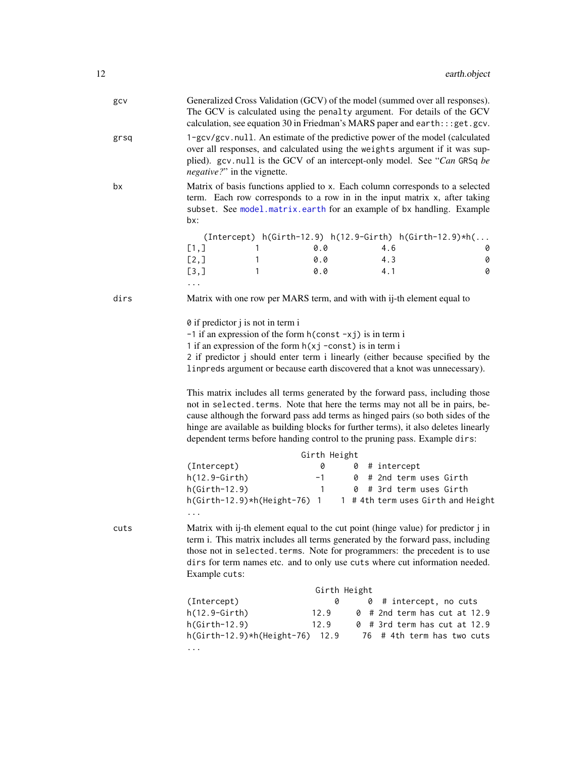gcv
: Generalized Cross Validation (GCV) of the model (summed over all responses). The GCV is calculated using the `penalty` argument. For details of the GCV calculation, see equation 30 in Friedman's MARS paper and `earth:::get.gcv`.

grsq
: `1-gcv/gcv.null`. An estimate of the predictive power of the model (calculated over all responses, and calculated using the `weights` argument if it was supplied). `gcv.null` is the GCV of an intercept-only model. See "*Can* `GRSq` *be negative?*" in the vignette.

bx
: Matrix of basis functions applied to `x`. Each column corresponds to a selected term. Each row corresponds to a row in in the input matrix `x`, after taking `subset`. See `model.matrix.earth` for an example of `bx` handling. Example `bx`:

```
    (Intercept) h(Girth-12.9) h(12.9-Girth) h(Girth-12.9)*h(...
[1,]          1           0.0           4.6                   0
[2,]          1           0.0           4.3                   0
[3,]          1           0.0           4.1                   0
...
```

dirs
: Matrix with one row per MARS term, and with with ij-th element equal to

`0` if predictor j is not in term i
`-1` if an expression of the form `h(const -xj)` is in term i
`1` if an expression of the form `h(xj -const)` is in term i
`2` if predictor j should enter term i linearly (either because specified by the `linpreds` argument or because earth discovered that a knot was unnecessary).

This matrix includes all terms generated by the forward pass, including those not in `selected.terms`. Note that here the terms may not all be in pairs, because although the forward pass add terms as hinged pairs (so both sides of the hinge are available as building blocks for further terms), it also deletes linearly dependent terms before handing control to the pruning pass. Example `dirs`:

```
                         Girth Height
(Intercept)                  0      0  # intercept
h(12.9-Girth)               -1      0  # 2nd term uses Girth
h(Girth-12.9)                1      0  # 3rd term uses Girth
h(Girth-12.9)*h(Height-76)  1     1  # 4th term uses Girth and Height
...
```

cuts
: Matrix with ij-th element equal to the cut point (hinge value) for predictor j in term i. This matrix includes all terms generated by the forward pass, including those not in `selected.terms`. Note for programmers: the precedent is to use `dirs` for term names etc. and to only use `cuts` where cut information needed. Example `cuts`:

```
                            Girth Height
(Intercept)                     0      0  # intercept, no cuts
h(12.9-Girth)                12.9     0  # 2nd term has cut at 12.9
h(Girth-12.9)                12.9     0  # 3rd term has cut at 12.9
h(Girth-12.9)*h(Height-76)  12.9     76  # 4th term has two cuts
...
```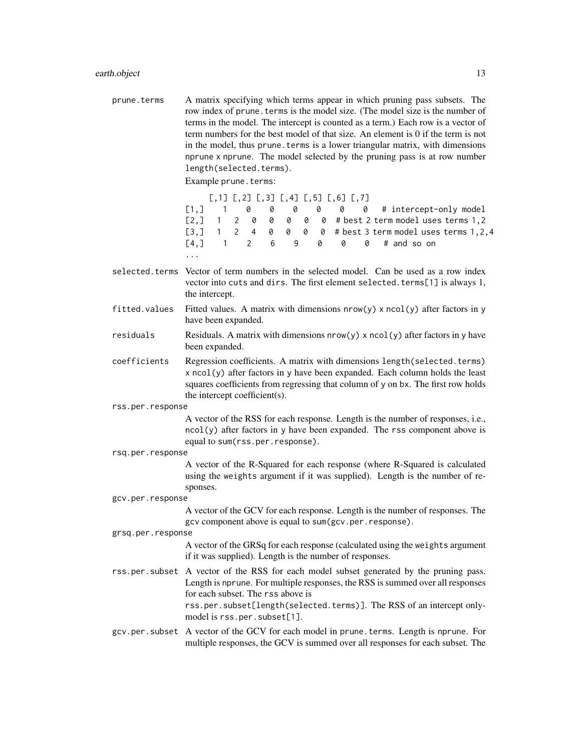**prune.terms** A matrix specifying which terms appear in which pruning pass subsets. The row index of prune.terms is the model size. (The model size is the number of terms in the model. The intercept is counted as a term.) Each row is a vector of term numbers for the best model of that size. An element is 0 if the term is not in the model, thus prune.terms is a lower triangular matrix, with dimensions nprune x nprune. The model selected by the pruning pass is at row number length(selected.terms).

Example prune.terms:

```
     [,1] [,2] [,3] [,4] [,5] [,6] [,7]
[1,]    1    0    0    0    0    0    0   # intercept-only model
[2,]    1    2    0    0    0    0    0   # best 2 term model uses terms 1,2
[3,]    1    2    4    0    0    0    0   # best 3 term model uses terms 1,2,4
[4,]    1    2    6    9    0    0    0   # and so on
...
```

**selected.terms** Vector of term numbers in the selected model. Can be used as a row index vector into cuts and dirs. The first element selected.terms[1] is always 1, the intercept.

**fitted.values** Fitted values. A matrix with dimensions nrow(y) x ncol(y) after factors in y have been expanded.

**residuals** Residuals. A matrix with dimensions nrow(y) x ncol(y) after factors in y have been expanded.

**coefficients** Regression coefficients. A matrix with dimensions length(selected.terms) x ncol(y) after factors in y have been expanded. Each column holds the least squares coefficients from regressing that column of y on bx. The first row holds the intercept coefficient(s).

**rss.per.response** A vector of the RSS for each response. Length is the number of responses, i.e., ncol(y) after factors in y have been expanded. The rss component above is equal to sum(rss.per.response).

**rsq.per.response** A vector of the R-Squared for each response (where R-Squared is calculated using the weights argument if it was supplied). Length is the number of responses.

**gcv.per.response** A vector of the GCV for each response. Length is the number of responses. The gcv component above is equal to sum(gcv.per.response).

**grsq.per.response** A vector of the GRSq for each response (calculated using the weights argument if it was supplied). Length is the number of responses.

**rss.per.subset** A vector of the RSS for each model subset generated by the pruning pass. Length is nprune. For multiple responses, the RSS is summed over all responses for each subset. The rss above is rss.per.subset[length(selected.terms)]. The RSS of an intercept only-model is rss.per.subset[1].

**gcv.per.subset** A vector of the GCV for each model in prune.terms. Length is nprune. For multiple responses, the GCV is summed over all responses for each subset. The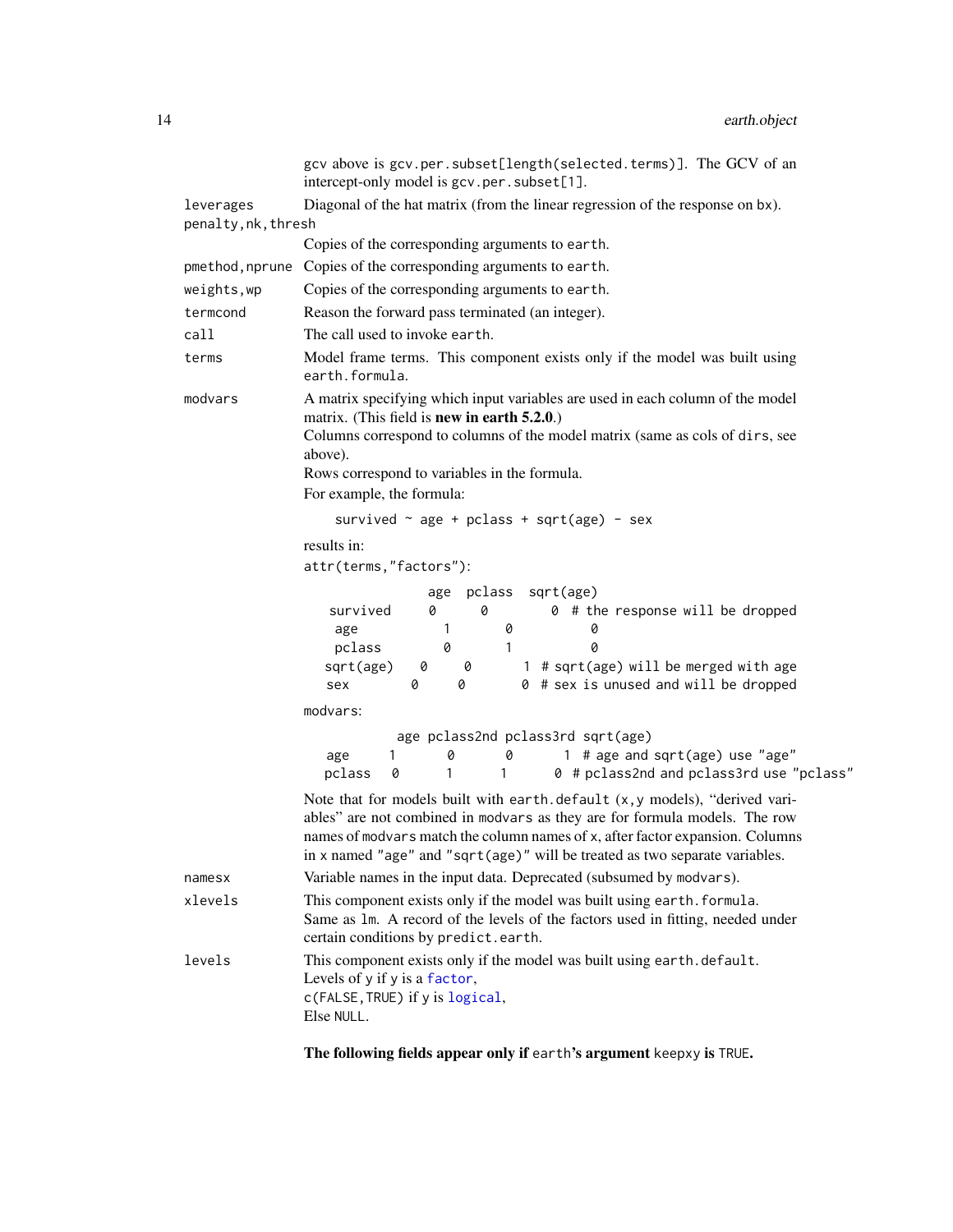gcv above is gcv.per.subset[length(selected.terms)]. The GCV of an intercept-only model is gcv.per.subset[1].

`leverages` Diagonal of the hat matrix (from the linear regression of the response on bx).

`penalty,nk,thresh`
Copies of the corresponding arguments to earth.

`pmethod,nprune` Copies of the corresponding arguments to earth.

`weights,wp` Copies of the corresponding arguments to earth.

`termcond` Reason the forward pass terminated (an integer).

`call` The call used to invoke earth.

`terms` Model frame terms. This component exists only if the model was built using earth.formula.

`modvars` A matrix specifying which input variables are used in each column of the model matrix. (This field is **new in earth 5.2.0**.)
Columns correspond to columns of the model matrix (same as cols of dirs, see above).
Rows correspond to variables in the formula.
For example, the formula:

```
survived ~ age + pclass + sqrt(age) - sex
```

results in:
attr(terms,"factors"):

```
              age  pclass  sqrt(age)
 survived     0      0        0  # the response will be dropped
  age          1       0          0
  pclass       0       1          0
 sqrt(age)   0     0       1  # sqrt(age) will be merged with age
  sex        0     0       0  # sex is unused and will be dropped
```

modvars:

```
          age pclass2nd pclass3rd sqrt(age)
 age      1       0       0       1  # age and sqrt(age) use "age"
 pclass   0       1       1       0  # pclass2nd and pclass3rd use "pclass"
```

Note that for models built with earth.default (x,y models), "derived variables" are not combined in modvars as they are for formula models. The row names of modvars match the column names of x, after factor expansion. Columns in x named "age" and "sqrt(age)" will be treated as two separate variables.

`namesx` Variable names in the input data. Deprecated (subsumed by modvars).

`xlevels` This component exists only if the model was built using earth.formula.
Same as lm. A record of the levels of the factors used in fitting, needed under certain conditions by predict.earth.

`levels` This component exists only if the model was built using earth.default.
Levels of y if y is a factor,
c(FALSE,TRUE) if y is logical,
Else NULL.

**The following fields appear only if earth's argument keepxy is TRUE.**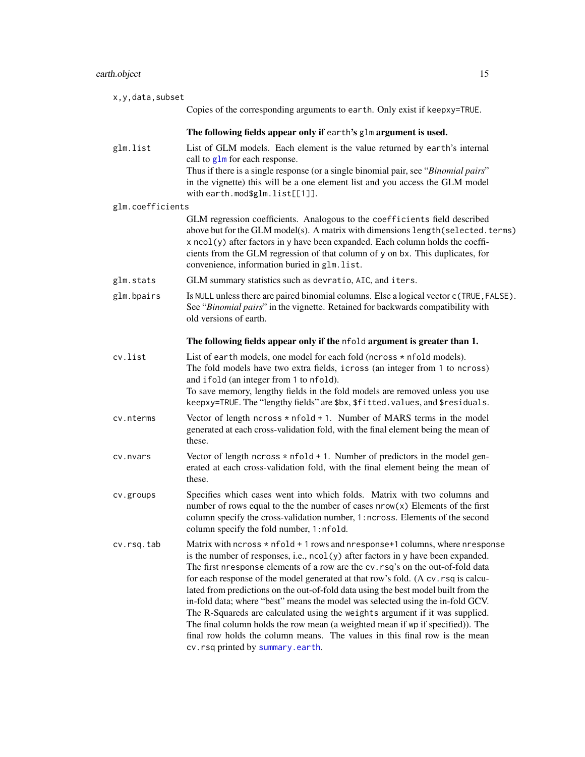x,y,data,subset
: Copies of the corresponding arguments to earth. Only exist if keepxy=TRUE.

**The following fields appear only if earth's glm argument is used.**

glm.list
: List of GLM models. Each element is the value returned by earth's internal call to glm for each response.
Thus if there is a single response (or a single binomial pair, see "*Binomial pairs*" in the vignette) this will be a one element list and you access the GLM model with earth.mod$glm.list[[1]].

glm.coefficients
: GLM regression coefficients. Analogous to the coefficients field described above but for the GLM model(s). A matrix with dimensions length(selected.terms) x ncol(y) after factors in y have been expanded. Each column holds the coefficients from the GLM regression of that column of y on bx. This duplicates, for convenience, information buried in glm.list.

glm.stats
: GLM summary statistics such as devratio, AIC, and iters.

glm.bpairs
: Is NULL unless there are paired binomial columns. Else a logical vector c(TRUE,FALSE). See "*Binomial pairs*" in the vignette. Retained for backwards compatibility with old versions of earth.

**The following fields appear only if the nfold argument is greater than 1.**

cv.list
: List of earth models, one model for each fold (ncross * nfold models).
The fold models have two extra fields, icross (an integer from 1 to ncross) and ifold (an integer from 1 to nfold).
To save memory, lengthy fields in the fold models are removed unless you use keepxy=TRUE. The "lengthy fields" are $bx, $fitted.values, and $residuals.

cv.nterms
: Vector of length ncross * nfold + 1. Number of MARS terms in the model generated at each cross-validation fold, with the final element being the mean of these.

cv.nvars
: Vector of length ncross * nfold + 1. Number of predictors in the model generated at each cross-validation fold, with the final element being the mean of these.

cv.groups
: Specifies which cases went into which folds. Matrix with two columns and number of rows equal to the the number of cases nrow(x) Elements of the first column specify the cross-validation number, 1:ncross. Elements of the second column specify the fold number, 1:nfold.

cv.rsq.tab
: Matrix with ncross * nfold + 1 rows and nresponse+1 columns, where nresponse is the number of responses, i.e., ncol(y) after factors in y have been expanded. The first nresponse elements of a row are the cv.rsq's on the out-of-fold data for each response of the model generated at that row's fold. (A cv.rsq is calculated from predictions on the out-of-fold data using the best model built from the in-fold data; where "best" means the model was selected using the in-fold GCV. The R-Squareds are calculated using the weights argument if it was supplied. The final column holds the row mean (a weighted mean if wp if specified)). The final row holds the column means. The values in this final row is the mean cv.rsq printed by summary.earth.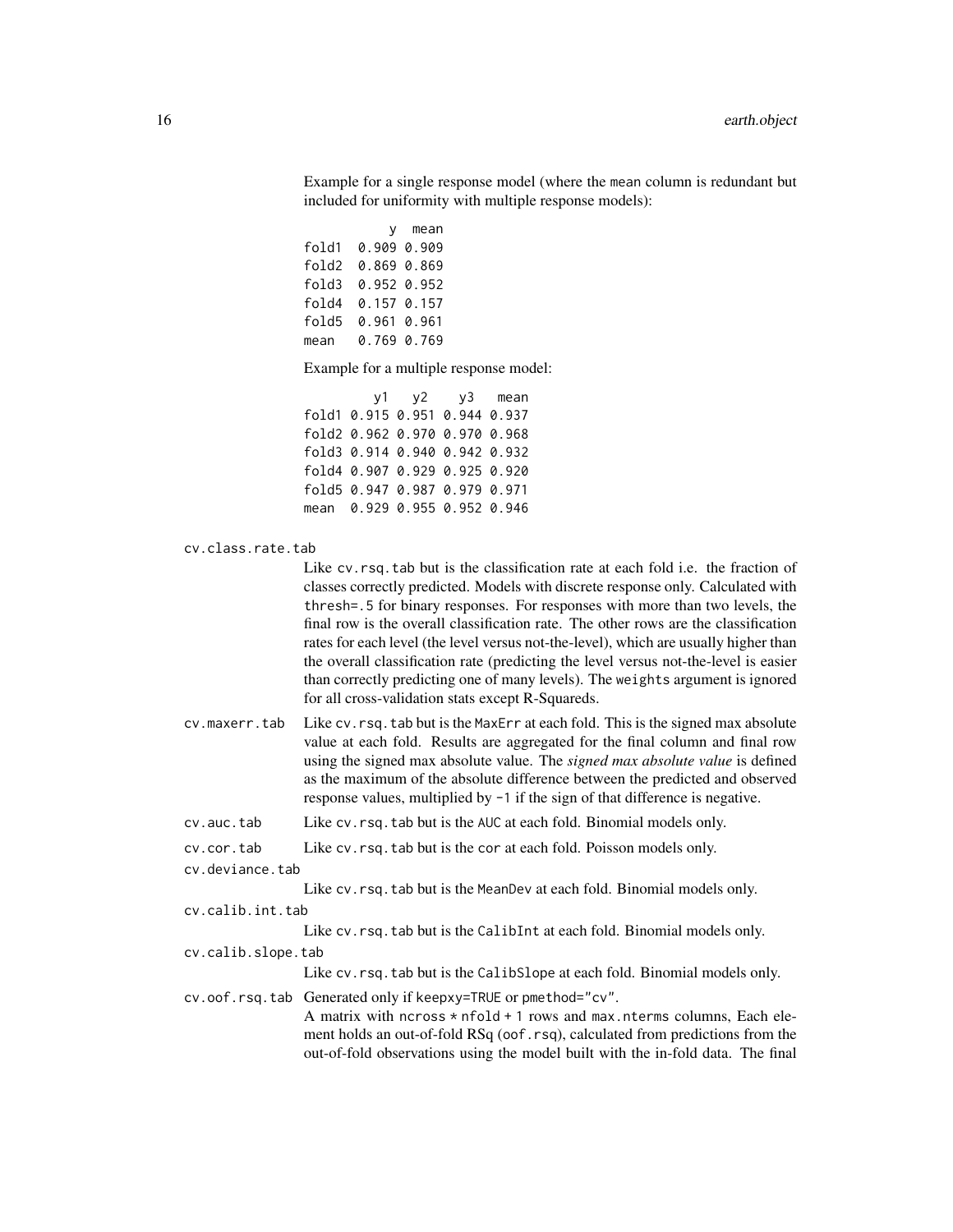Example for a single response model (where the mean column is redundant but included for uniformity with multiple response models):

```
           y  mean
fold1  0.909 0.909
fold2  0.869 0.869
fold3  0.952 0.952
fold4  0.157 0.157
fold5  0.961 0.961
mean   0.769 0.769
```

Example for a multiple response model:

```
         y1    y2    y3   mean
fold1 0.915 0.951 0.944 0.937
fold2 0.962 0.970 0.970 0.968
fold3 0.914 0.940 0.942 0.932
fold4 0.907 0.929 0.925 0.920
fold5 0.947 0.987 0.979 0.971
mean  0.929 0.955 0.952 0.946
```

`cv.class.rate.tab`
: Like `cv.rsq.tab` but is the classification rate at each fold i.e. the fraction of classes correctly predicted. Models with discrete response only. Calculated with `thresh=.5` for binary responses. For responses with more than two levels, the final row is the overall classification rate. The other rows are the classification rates for each level (the level versus not-the-level), which are usually higher than the overall classification rate (predicting the level versus not-the-level is easier than correctly predicting one of many levels). The `weights` argument is ignored for all cross-validation stats except R-Squareds.

`cv.maxerr.tab`
: Like `cv.rsq.tab` but is the `MaxErr` at each fold. This is the signed max absolute value at each fold. Results are aggregated for the final column and final row using the signed max absolute value. The *signed max absolute value* is defined as the maximum of the absolute difference between the predicted and observed response values, multiplied by `-1` if the sign of that difference is negative.

`cv.auc.tab`
: Like `cv.rsq.tab` but is the `AUC` at each fold. Binomial models only.

`cv.cor.tab`
: Like `cv.rsq.tab` but is the `cor` at each fold. Poisson models only.

`cv.deviance.tab`
: Like `cv.rsq.tab` but is the `MeanDev` at each fold. Binomial models only.

`cv.calib.int.tab`
: Like `cv.rsq.tab` but is the `CalibInt` at each fold. Binomial models only.

`cv.calib.slope.tab`
: Like `cv.rsq.tab` but is the `CalibSlope` at each fold. Binomial models only.

`cv.oof.rsq.tab`
: Generated only if `keepxy=TRUE` or `pmethod="cv"`.
A matrix with `ncross * nfold + 1` rows and `max.nterms` columns, Each element holds an out-of-fold RSq (`oof.rsq`), calculated from predictions from the out-of-fold observations using the model built with the in-fold data. The final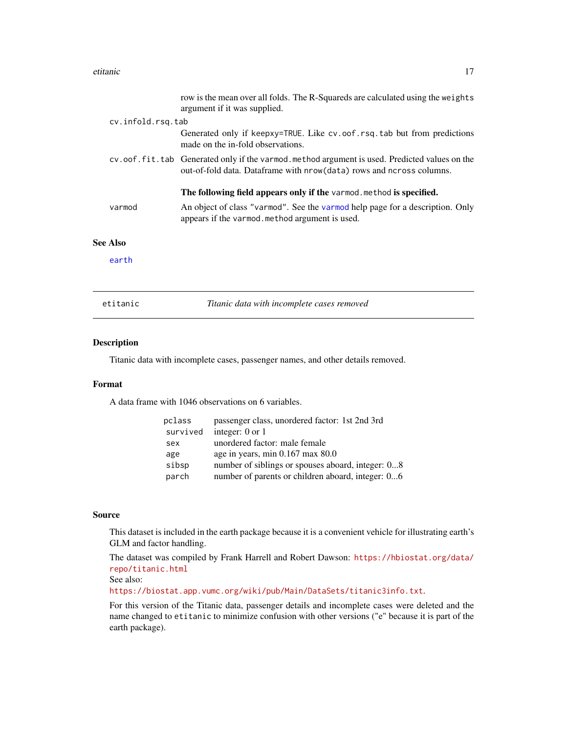row is the mean over all folds. The R-Squareds are calculated using the `weights` argument if it was supplied.

`cv.infold.rsq.tab`
: Generated only if `keepxy=TRUE`. Like `cv.oof.rsq.tab` but from predictions made on the in-fold observations.

`cv.oof.fit.tab`
: Generated only if the `varmod.method` argument is used. Predicted values on the out-of-fold data. Dataframe with `nrow(data)` rows and `ncross` columns.

**The following field appears only if the `varmod.method` is specified.**

`varmod`
: An object of class `"varmod"`. See the `varmod` help page for a description. Only appears if the `varmod.method` argument is used.

### See Also

`earth`

---

## etitanic — *Titanic data with incomplete cases removed*

---

### Description

Titanic data with incomplete cases, passenger names, and other details removed.

### Format

A data frame with 1046 observations on 6 variables.

| | |
|---|---|
| `pclass` | passenger class, unordered factor: 1st 2nd 3rd |
| `survived` | integer: 0 or 1 |
| `sex` | unordered factor: male female |
| `age` | age in years, min 0.167 max 80.0 |
| `sibsp` | number of siblings or spouses aboard, integer: 0...8 |
| `parch` | number of parents or children aboard, integer: 0...6 |

### Source

This dataset is included in the earth package because it is a convenient vehicle for illustrating earth's GLM and factor handling.

The dataset was compiled by Frank Harrell and Robert Dawson: https://hbiostat.org/data/repo/titanic.html
See also:
https://biostat.app.vumc.org/wiki/pub/Main/DataSets/titanic3info.txt.

For this version of the Titanic data, passenger details and incomplete cases were deleted and the name changed to `etitanic` to minimize confusion with other versions ("e" because it is part of the earth package).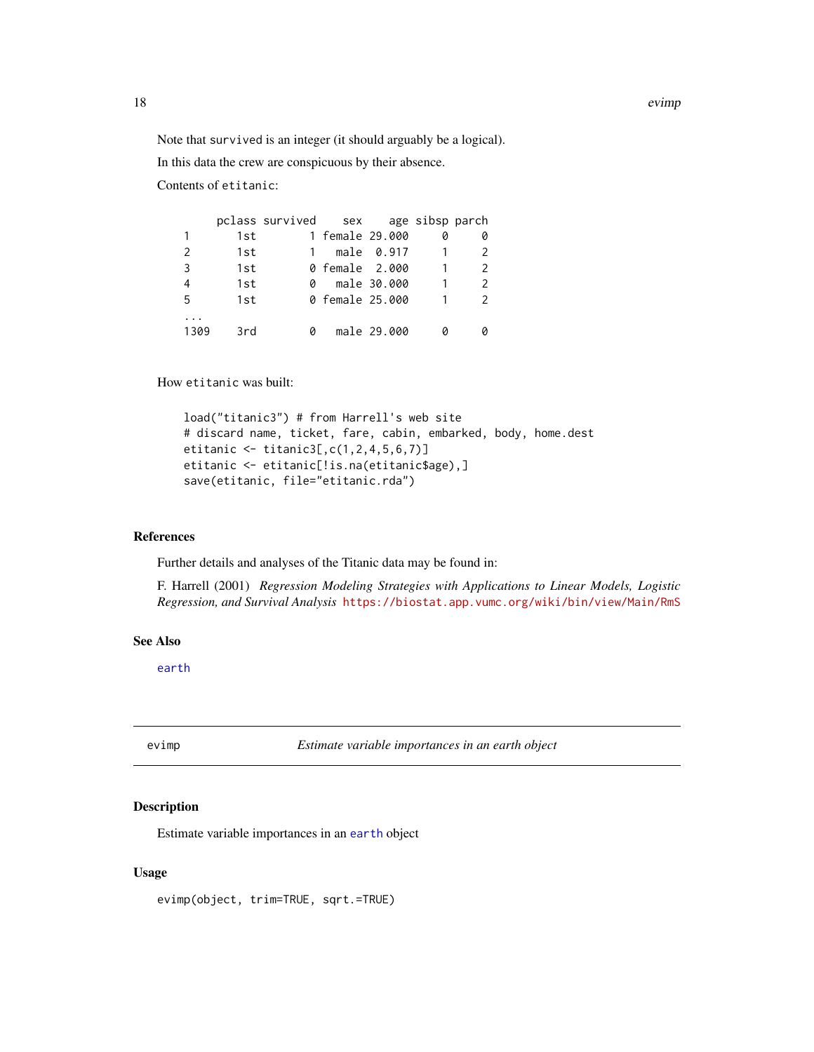Note that survived is an integer (it should arguably be a logical).

In this data the crew are conspicuous by their absence.

Contents of etitanic:

```
     pclass survived    sex    age sibsp parch
1       1st        1 female 29.000     0     0
2       1st        1   male  0.917     1     2
3       1st        0 female  2.000     1     2
4       1st        0   male 30.000     1     2
5       1st        0 female 25.000     1     2
...
1309    3rd        0   male 29.000     0     0
```

How etitanic was built:

```
load("titanic3") # from Harrell's web site
# discard name, ticket, fare, cabin, embarked, body, home.dest
etitanic <- titanic3[,c(1,2,4,5,6,7)]
etitanic <- etitanic[!is.na(etitanic$age),]
save(etitanic, file="etitanic.rda")
```

### References

Further details and analyses of the Titanic data may be found in:

F. Harrell (2001) *Regression Modeling Strategies with Applications to Linear Models, Logistic Regression, and Survival Analysis* https://biostat.app.vumc.org/wiki/bin/view/Main/RmS

### See Also

earth

---

## evimp *Estimate variable importances in an earth object*

### Description

Estimate variable importances in an earth object

### Usage

```
evimp(object, trim=TRUE, sqrt.=TRUE)
```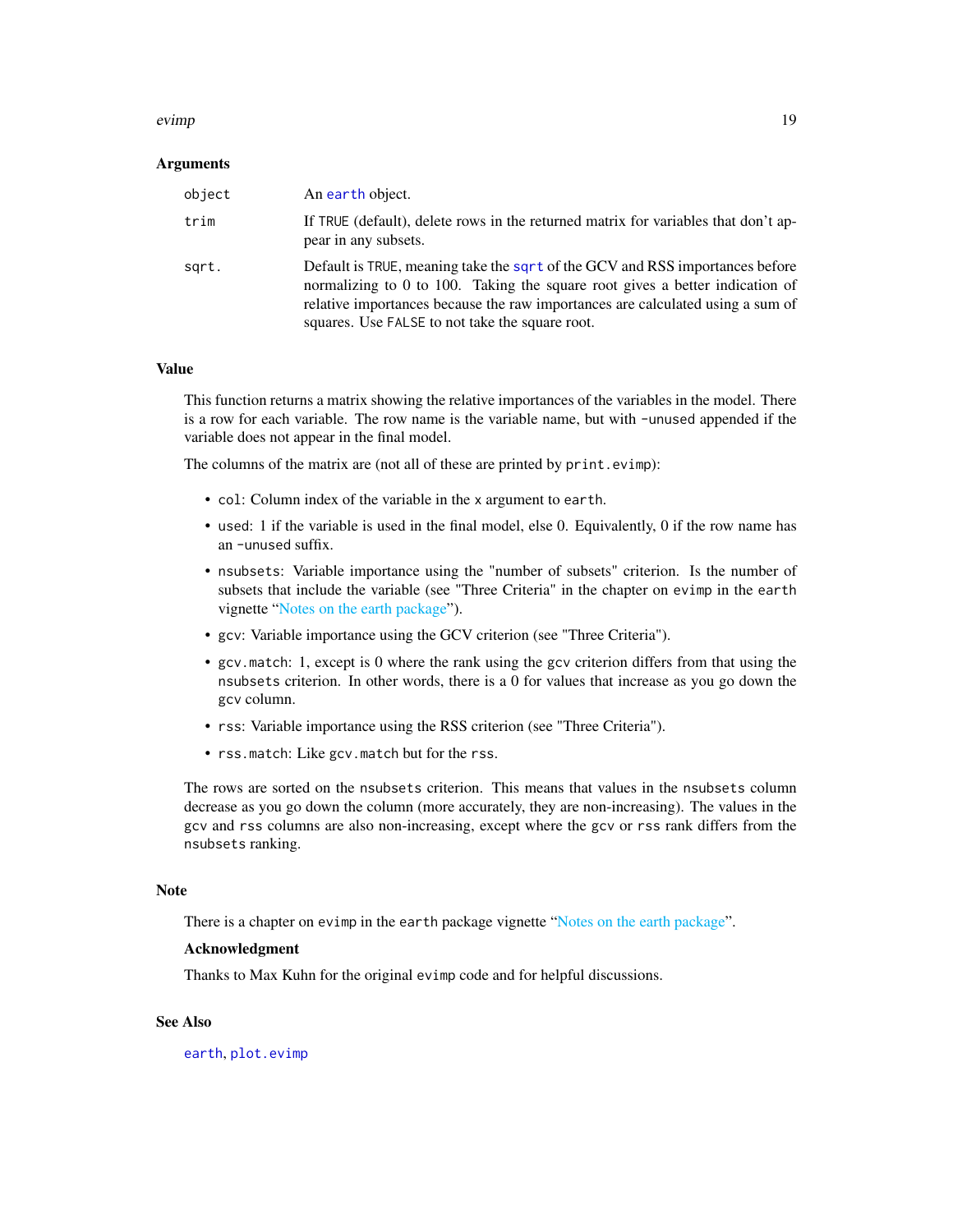### Arguments

| | |
|---|---|
| `object` | An `earth` object. |
| `trim` | If `TRUE` (default), delete rows in the returned matrix for variables that don't appear in any subsets. |
| `sqrt.` | Default is `TRUE`, meaning take the `sqrt` of the GCV and RSS importances before normalizing to 0 to 100. Taking the square root gives a better indication of relative importances because the raw importances are calculated using a sum of squares. Use `FALSE` to not take the square root. |

### Value

This function returns a matrix showing the relative importances of the variables in the model. There is a row for each variable. The row name is the variable name, but with `-unused` appended if the variable does not appear in the final model.

The columns of the matrix are (not all of these are printed by `print.evimp`):

- `col`: Column index of the variable in the `x` argument to `earth`.
- `used`: 1 if the variable is used in the final model, else 0. Equivalently, 0 if the row name has an `-unused` suffix.
- `nsubsets`: Variable importance using the "number of subsets" criterion. Is the number of subsets that include the variable (see "Three Criteria" in the chapter on `evimp` in the `earth` vignette "Notes on the earth package").
- `gcv`: Variable importance using the GCV criterion (see "Three Criteria").
- `gcv.match`: 1, except is 0 where the rank using the `gcv` criterion differs from that using the `nsubsets` criterion. In other words, there is a 0 for values that increase as you go down the `gcv` column.
- `rss`: Variable importance using the RSS criterion (see "Three Criteria").
- `rss.match`: Like `gcv.match` but for the `rss`.

The rows are sorted on the `nsubsets` criterion. This means that values in the `nsubsets` column decrease as you go down the column (more accurately, they are non-increasing). The values in the `gcv` and `rss` columns are also non-increasing, except where the `gcv` or `rss` rank differs from the `nsubsets` ranking.

### Note

There is a chapter on `evimp` in the `earth` package vignette "Notes on the earth package".

#### Acknowledgment

Thanks to Max Kuhn for the original `evimp` code and for helpful discussions.

### See Also

`earth`, `plot.evimp`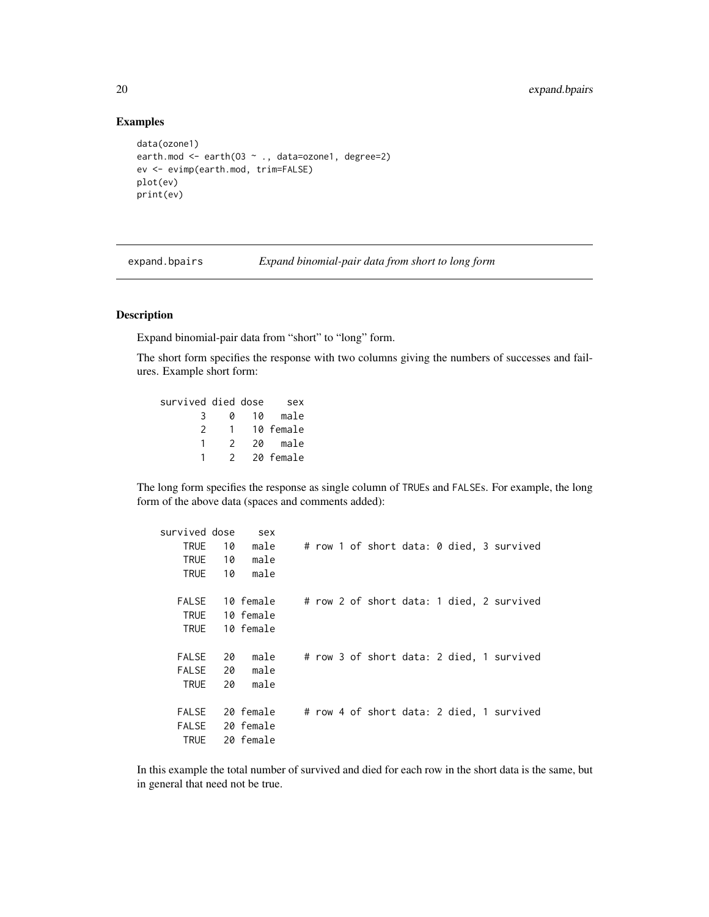## Examples

```
data(ozone1)
earth.mod <- earth(O3 ~ ., data=ozone1, degree=2)
ev <- evimp(earth.mod, trim=FALSE)
plot(ev)
print(ev)
```

---

# expand.bpairs *Expand binomial-pair data from short to long form*

---

## Description

Expand binomial-pair data from "short" to "long" form.

The short form specifies the response with two columns giving the numbers of successes and failures. Example short form:

```
survived died dose    sex
       3    0   10   male
       2    1   10 female
       1    2   20   male
       1    2   20 female
```

The long form specifies the response as single column of TRUEs and FALSEs. For example, the long form of the above data (spaces and comments added):

```
survived dose    sex
    TRUE   10   male     # row 1 of short data: 0 died, 3 survived
    TRUE   10   male
    TRUE   10   male

   FALSE   10 female     # row 2 of short data: 1 died, 2 survived
    TRUE   10 female
    TRUE   10 female

   FALSE   20   male     # row 3 of short data: 2 died, 1 survived
   FALSE   20   male
    TRUE   20   male

   FALSE   20 female     # row 4 of short data: 2 died, 1 survived
   FALSE   20 female
    TRUE   20 female
```

In this example the total number of survived and died for each row in the short data is the same, but in general that need not be true.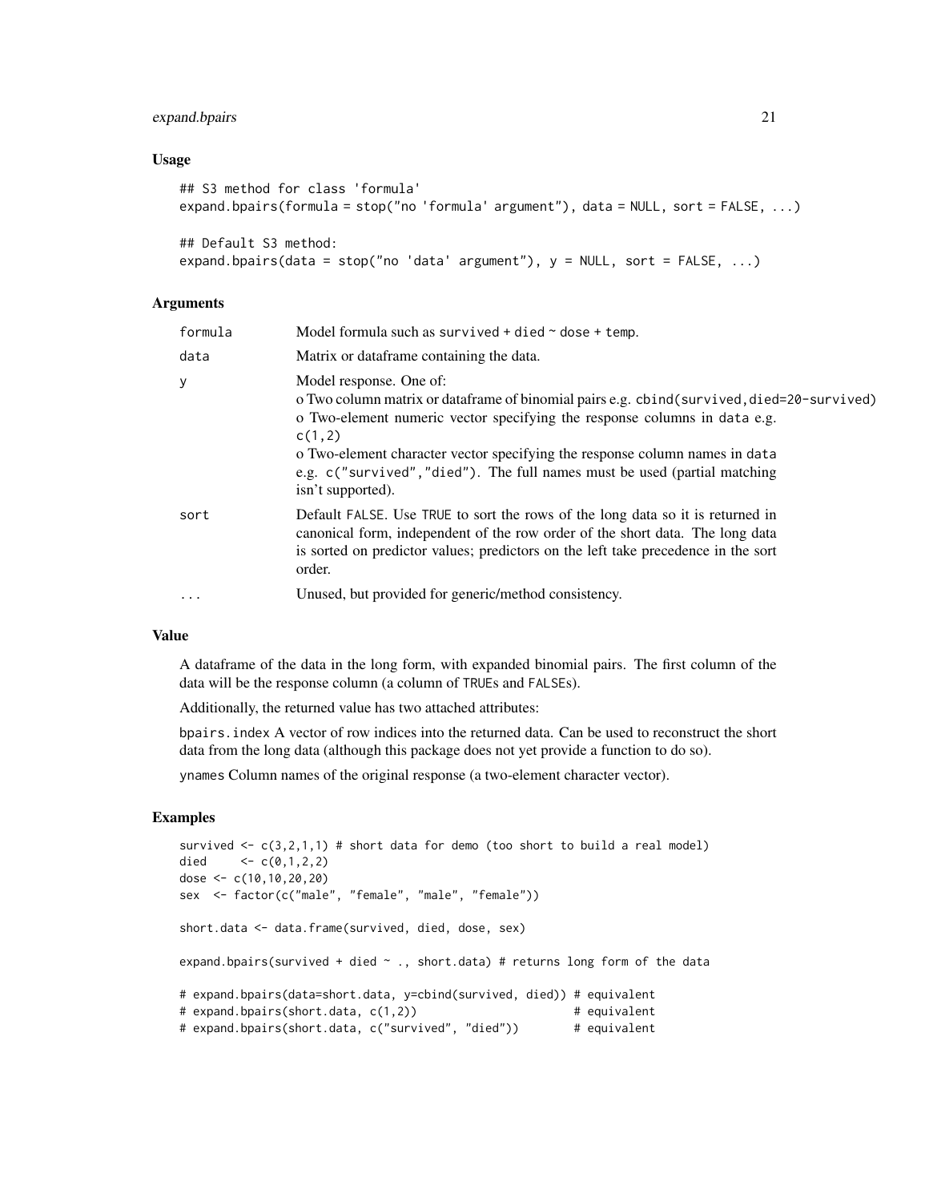### Usage

```
## S3 method for class 'formula'
expand.bpairs(formula = stop("no 'formula' argument"), data = NULL, sort = FALSE, ...)

## Default S3 method:
expand.bpairs(data = stop("no 'data' argument"), y = NULL, sort = FALSE, ...)
```

### Arguments

| | |
|---|---|
| `formula` | Model formula such as `survived + died ~ dose + temp`. |
| `data` | Matrix or dataframe containing the data. |
| `y` | Model response. One of:<br>o Two column matrix or dataframe of binomial pairs e.g. `cbind(survived,died=20-survived)`<br>o Two-element numeric vector specifying the response columns in `data` e.g. `c(1,2)`<br>o Two-element character vector specifying the response column names in `data` e.g. `c("survived","died")`. The full names must be used (partial matching isn't supported). |
| `sort` | Default `FALSE`. Use `TRUE` to sort the rows of the long data so it is returned in canonical form, independent of the row order of the short data. The long data is sorted on predictor values; predictors on the left take precedence in the sort order. |
| `...` | Unused, but provided for generic/method consistency. |

### Value

A dataframe of the data in the long form, with expanded binomial pairs. The first column of the data will be the response column (a column of `TRUE`s and `FALSE`s).

Additionally, the returned value has two attached attributes:

`bpairs.index` A vector of row indices into the returned data. Can be used to reconstruct the short data from the long data (although this package does not yet provide a function to do so).

`ynames` Column names of the original response (a two-element character vector).

### Examples

```
survived <- c(3,2,1,1) # short data for demo (too short to build a real model)
died     <- c(0,1,2,2)
dose <- c(10,10,20,20)
sex  <- factor(c("male", "female", "male", "female"))

short.data <- data.frame(survived, died, dose, sex)

expand.bpairs(survived + died ~ ., short.data) # returns long form of the data

# expand.bpairs(data=short.data, y=cbind(survived, died)) # equivalent
# expand.bpairs(short.data, c(1,2))                       # equivalent
# expand.bpairs(short.data, c("survived", "died"))        # equivalent
```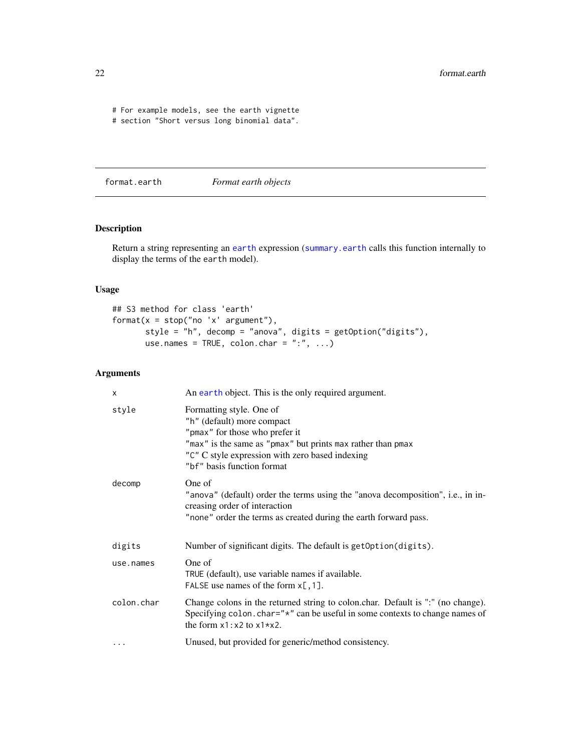```
# For example models, see the earth vignette
# section "Short versus long binomial data".
```

---

## format.earth &nbsp;&nbsp;&nbsp;&nbsp; *Format earth objects*

---

### Description

Return a string representing an `earth` expression (`summary.earth` calls this function internally to display the terms of the `earth` model).

### Usage

```
## S3 method for class 'earth'
format(x = stop("no 'x' argument"),
       style = "h", decomp = "anova", digits = getOption("digits"),
       use.names = TRUE, colon.char = ":", ...)
```

### Arguments

| | |
|---|---|
| `x` | An `earth` object. This is the only required argument. |
| `style` | Formatting style. One of<br>`"h"` (default) more compact<br>`"pmax"` for those who prefer it<br>`"max"` is the same as `"pmax"` but prints `max` rather than `pmax`<br>`"C"` C style expression with zero based indexing<br>`"bf"` basis function format |
| `decomp` | One of<br>`"anova"` (default) order the terms using the "anova decomposition", i.e., in increasing order of interaction<br>`"none"` order the terms as created during the earth forward pass. |
| `digits` | Number of significant digits. The default is `getOption(digits)`. |
| `use.names` | One of<br>`TRUE` (default), use variable names if available.<br>`FALSE` use names of the form `x[,1]`. |
| `colon.char` | Change colons in the returned string to colon.char. Default is ":" (no change). Specifying `colon.char="*"` can be useful in some contexts to change names of the form `x1:x2` to `x1*x2`. |
| `...` | Unused, but provided for generic/method consistency. |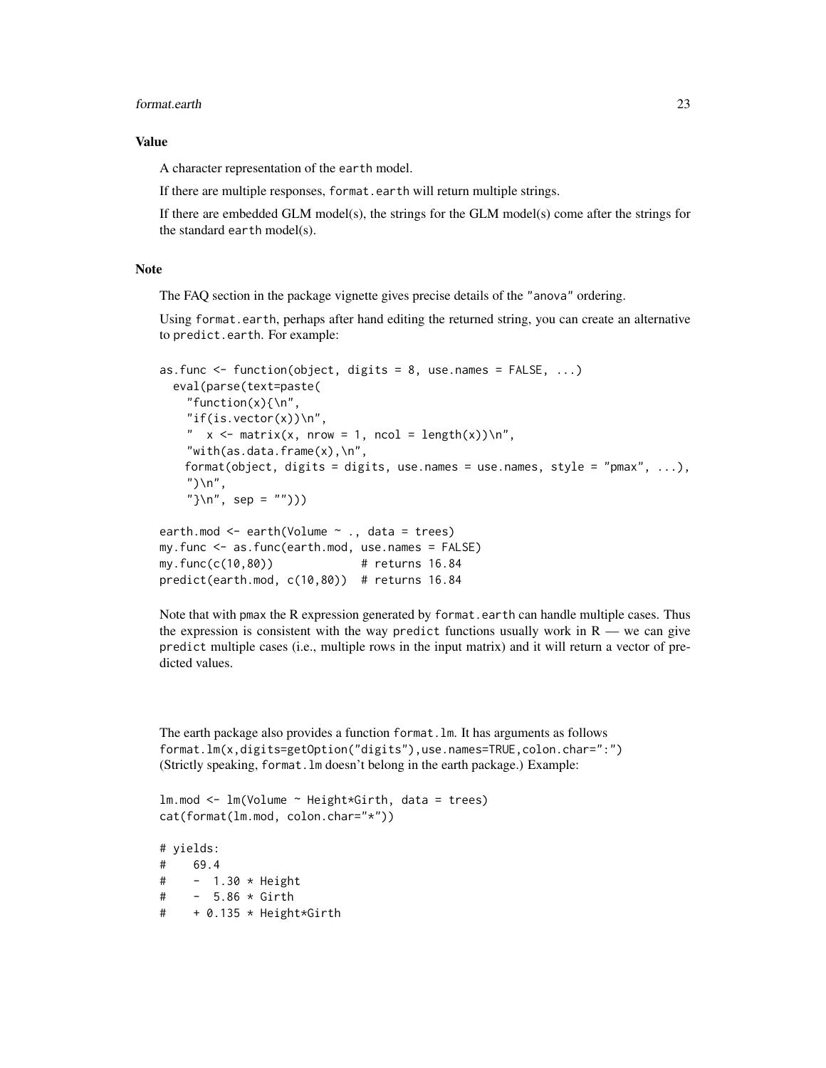## Value

A character representation of the earth model.

If there are multiple responses, format.earth will return multiple strings.

If there are embedded GLM model(s), the strings for the GLM model(s) come after the strings for the standard earth model(s).

## Note

The FAQ section in the package vignette gives precise details of the "anova" ordering.

Using format.earth, perhaps after hand editing the returned string, you can create an alternative to predict.earth. For example:

```
as.func <- function(object, digits = 8, use.names = FALSE, ...)
  eval(parse(text=paste(
    "function(x){\n",
    "if(is.vector(x))\n",
    "  x <- matrix(x, nrow = 1, ncol = length(x))\n",
    "with(as.data.frame(x),\n",
    format(object, digits = digits, use.names = use.names, style = "pmax", ...),
    ")\n",
    "}\n", sep = "")))

earth.mod <- earth(Volume ~ ., data = trees)
my.func <- as.func(earth.mod, use.names = FALSE)
my.func(c(10,80))             # returns 16.84
predict(earth.mod, c(10,80))  # returns 16.84
```

Note that with pmax the R expression generated by format.earth can handle multiple cases. Thus the expression is consistent with the way predict functions usually work in R — we can give predict multiple cases (i.e., multiple rows in the input matrix) and it will return a vector of predicted values.

The earth package also provides a function format.lm. It has arguments as follows
format.lm(x,digits=getOption("digits"),use.names=TRUE,colon.char=":")
(Strictly speaking, format.lm doesn't belong in the earth package.) Example:

```
lm.mod <- lm(Volume ~ Height*Girth, data = trees)
cat(format(lm.mod, colon.char="*"))

# yields:
#    69.4
#    -  1.30 * Height
#    -  5.86 * Girth
#    + 0.135 * Height*Girth
```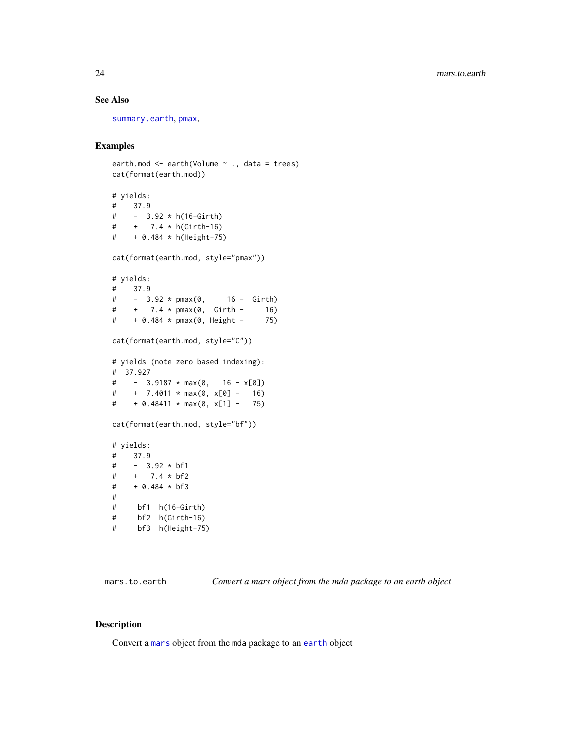### See Also

summary.earth, pmax,

### Examples

```
earth.mod <- earth(Volume ~ ., data = trees)
cat(format(earth.mod))

# yields:
#    37.9
#    -  3.92 * h(16-Girth)
#    +   7.4 * h(Girth-16)
#    + 0.484 * h(Height-75)

cat(format(earth.mod, style="pmax"))

# yields:
#    37.9
#    -  3.92 * pmax(0,     16 -  Girth)
#    +   7.4 * pmax(0,  Girth -     16)
#    + 0.484 * pmax(0, Height -     75)

cat(format(earth.mod, style="C"))

# yields (note zero based indexing):
#  37.927
#    -  3.9187 * max(0,   16 - x[0])
#    +  7.4011 * max(0, x[0] -   16)
#    + 0.48411 * max(0, x[1] -   75)

cat(format(earth.mod, style="bf"))

# yields:
#    37.9
#    -  3.92 * bf1
#    +   7.4 * bf2
#    + 0.484 * bf3
#
#     bf1  h(16-Girth)
#     bf2  h(Girth-16)
#     bf3  h(Height-75)
```

---

## mars.to.earth — *Convert a mars object from the mda package to an earth object*

### Description

Convert a mars object from the mda package to an earth object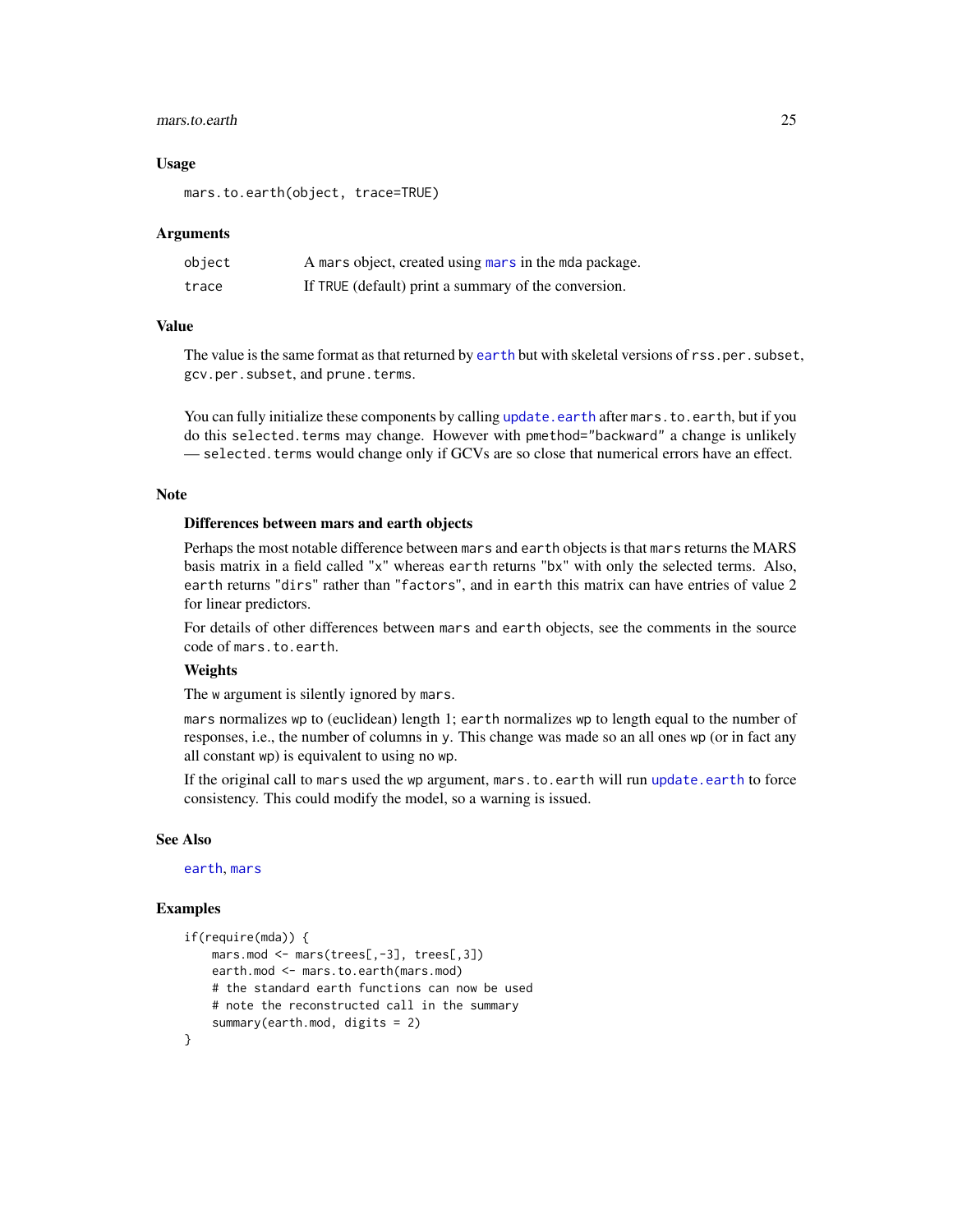## Usage

```
mars.to.earth(object, trace=TRUE)
```

## Arguments

| | |
|---|---|
| object | A mars object, created using mars in the mda package. |
| trace | If TRUE (default) print a summary of the conversion. |

## Value

The value is the same format as that returned by earth but with skeletal versions of rss.per.subset, gcv.per.subset, and prune.terms.

You can fully initialize these components by calling update.earth after mars.to.earth, but if you do this selected.terms may change. However with pmethod="backward" a change is unlikely — selected.terms would change only if GCVs are so close that numerical errors have an effect.

## Note

### Differences between mars and earth objects

Perhaps the most notable difference between mars and earth objects is that mars returns the MARS basis matrix in a field called "x" whereas earth returns "bx" with only the selected terms. Also, earth returns "dirs" rather than "factors", and in earth this matrix can have entries of value 2 for linear predictors.

For details of other differences between mars and earth objects, see the comments in the source code of mars.to.earth.

### Weights

The w argument is silently ignored by mars.

mars normalizes wp to (euclidean) length 1; earth normalizes wp to length equal to the number of responses, i.e., the number of columns in y. This change was made so an all ones wp (or in fact any all constant wp) is equivalent to using no wp.

If the original call to mars used the wp argument, mars.to.earth will run update.earth to force consistency. This could modify the model, so a warning is issued.

## See Also

earth, mars

## Examples

```
if(require(mda)) {
    mars.mod <- mars(trees[,-3], trees[,3])
    earth.mod <- mars.to.earth(mars.mod)
    # the standard earth functions can now be used
    # note the reconstructed call in the summary
    summary(earth.mod, digits = 2)
}
```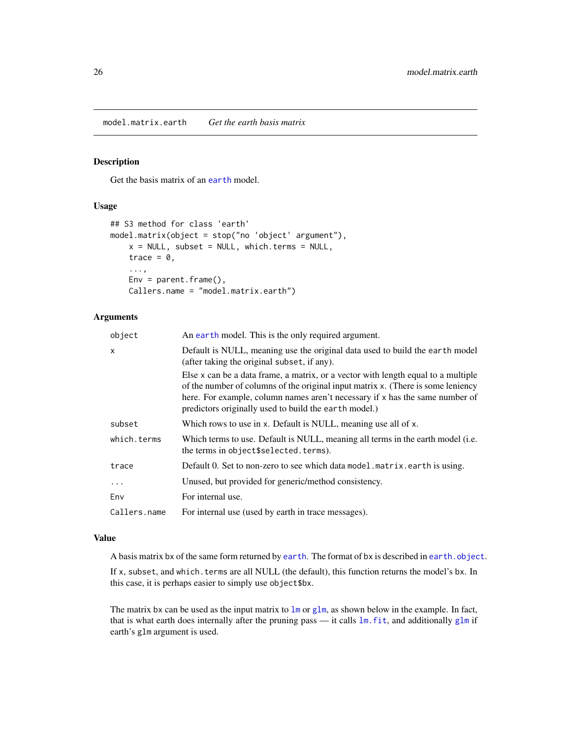`model.matrix.earth` *Get the earth basis matrix*

### Description

Get the basis matrix of an `earth` model.

### Usage

```
## S3 method for class 'earth'
model.matrix(object = stop("no 'object' argument"),
    x = NULL, subset = NULL, which.terms = NULL,
    trace = 0,
    ...,
    Env = parent.frame(),
    Callers.name = "model.matrix.earth")
```

### Arguments

| | |
|---|---|
| `object` | An `earth` model. This is the only required argument. |
| `x` | Default is NULL, meaning use the original data used to build the `earth` model (after taking the original `subset`, if any).<br>Else `x` can be a data frame, a matrix, or a vector with length equal to a multiple of the number of columns of the original input matrix `x`. (There is some leniency here. For example, column names aren't necessary if `x` has the same number of predictors originally used to build the `earth` model.) |
| `subset` | Which rows to use in `x`. Default is NULL, meaning use all of `x`. |
| `which.terms` | Which terms to use. Default is NULL, meaning all terms in the earth model (i.e. the terms in `object$selected.terms`). |
| `trace` | Default 0. Set to non-zero to see which data `model.matrix.earth` is using. |
| `...` | Unused, but provided for generic/method consistency. |
| `Env` | For internal use. |
| `Callers.name` | For internal use (used by earth in trace messages). |

### Value

A basis matrix `bx` of the same form returned by `earth`. The format of `bx` is described in `earth.object`.

If `x`, `subset`, and `which.terms` are all NULL (the default), this function returns the model's `bx`. In this case, it is perhaps easier to simply use `object$bx`.

The matrix `bx` can be used as the input matrix to `lm` or `glm`, as shown below in the example. In fact, that is what earth does internally after the pruning pass — it calls `lm.fit`, and additionally `glm` if earth's `glm` argument is used.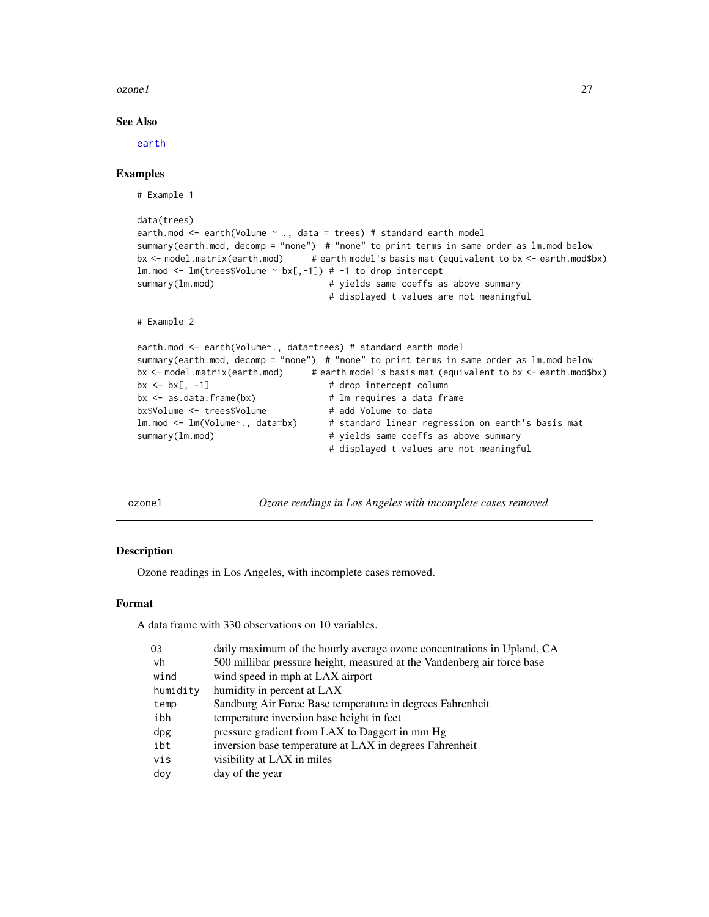## See Also

earth

## Examples

```
# Example 1

data(trees)
earth.mod <- earth(Volume ~ ., data = trees) # standard earth model
summary(earth.mod, decomp = "none")  # "none" to print terms in same order as lm.mod below
bx <- model.matrix(earth.mod)      # earth model's basis mat (equivalent to bx <- earth.mod$bx)
lm.mod <- lm(trees$Volume ~ bx[,-1]) # -1 to drop intercept
summary(lm.mod)                      # yields same coeffs as above summary
                                     # displayed t values are not meaningful

# Example 2

earth.mod <- earth(Volume~., data=trees) # standard earth model
summary(earth.mod, decomp = "none")  # "none" to print terms in same order as lm.mod below
bx <- model.matrix(earth.mod)      # earth model's basis mat (equivalent to bx <- earth.mod$bx)
bx <- bx[, -1]                       # drop intercept column
bx <- as.data.frame(bx)              # lm requires a data frame
bx$Volume <- trees$Volume            # add Volume to data
lm.mod <- lm(Volume~., data=bx)      # standard linear regression on earth's basis mat
summary(lm.mod)                      # yields same coeffs as above summary
                                     # displayed t values are not meaningful
```

---

## ozone1 — *Ozone readings in Los Angeles with incomplete cases removed*

---

### Description

Ozone readings in Los Angeles, with incomplete cases removed.

### Format

A data frame with 330 observations on 10 variables.

| | |
|---|---|
| O3 | daily maximum of the hourly average ozone concentrations in Upland, CA |
| vh | 500 millibar pressure height, measured at the Vandenberg air force base |
| wind | wind speed in mph at LAX airport |
| humidity | humidity in percent at LAX |
| temp | Sandburg Air Force Base temperature in degrees Fahrenheit |
| ibh | temperature inversion base height in feet |
| dpg | pressure gradient from LAX to Daggert in mm Hg |
| ibt | inversion base temperature at LAX in degrees Fahrenheit |
| vis | visibility at LAX in miles |
| doy | day of the year |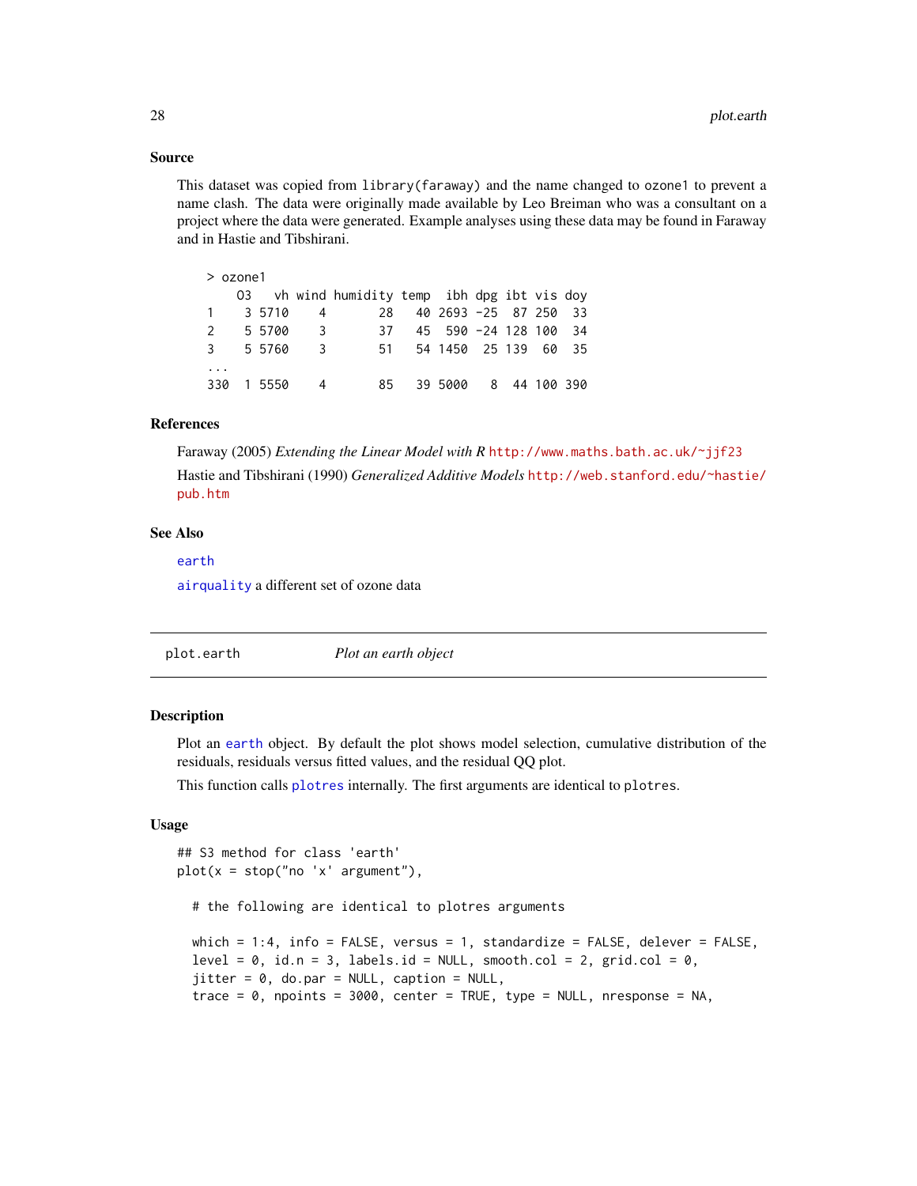### Source

This dataset was copied from `library(faraway)` and the name changed to `ozone1` to prevent a name clash. The data were originally made available by Leo Breiman who was a consultant on a project where the data were generated. Example analyses using these data may be found in Faraway and in Hastie and Tibshirani.

```
> ozone1
    O3   vh wind humidity temp  ibh dpg ibt vis doy
1    3 5710    4       28   40 2693 -25  87 250  33
2    5 5700    3       37   45  590 -24 128 100  34
3    5 5760    3       51   54 1450  25 139  60  35
...
330  1 5550    4       85   39 5000   8  44 100 390
```

### References

Faraway (2005) *Extending the Linear Model with R* http://www.maths.bath.ac.uk/~jjf23

Hastie and Tibshirani (1990) *Generalized Additive Models* http://web.stanford.edu/~hastie/pub.htm

### See Also

`earth`

`airquality` a different set of ozone data

---

## plot.earth — *Plot an earth object*

---

### Description

Plot an `earth` object. By default the plot shows model selection, cumulative distribution of the residuals, residuals versus fitted values, and the residual QQ plot.

This function calls `plotres` internally. The first arguments are identical to `plotres`.

### Usage

```
## S3 method for class 'earth'
plot(x = stop("no 'x' argument"),

  # the following are identical to plotres arguments

  which = 1:4, info = FALSE, versus = 1, standardize = FALSE, delever = FALSE,
  level = 0, id.n = 3, labels.id = NULL, smooth.col = 2, grid.col = 0,
  jitter = 0, do.par = NULL, caption = NULL,
  trace = 0, npoints = 3000, center = TRUE, type = NULL, nresponse = NA,
```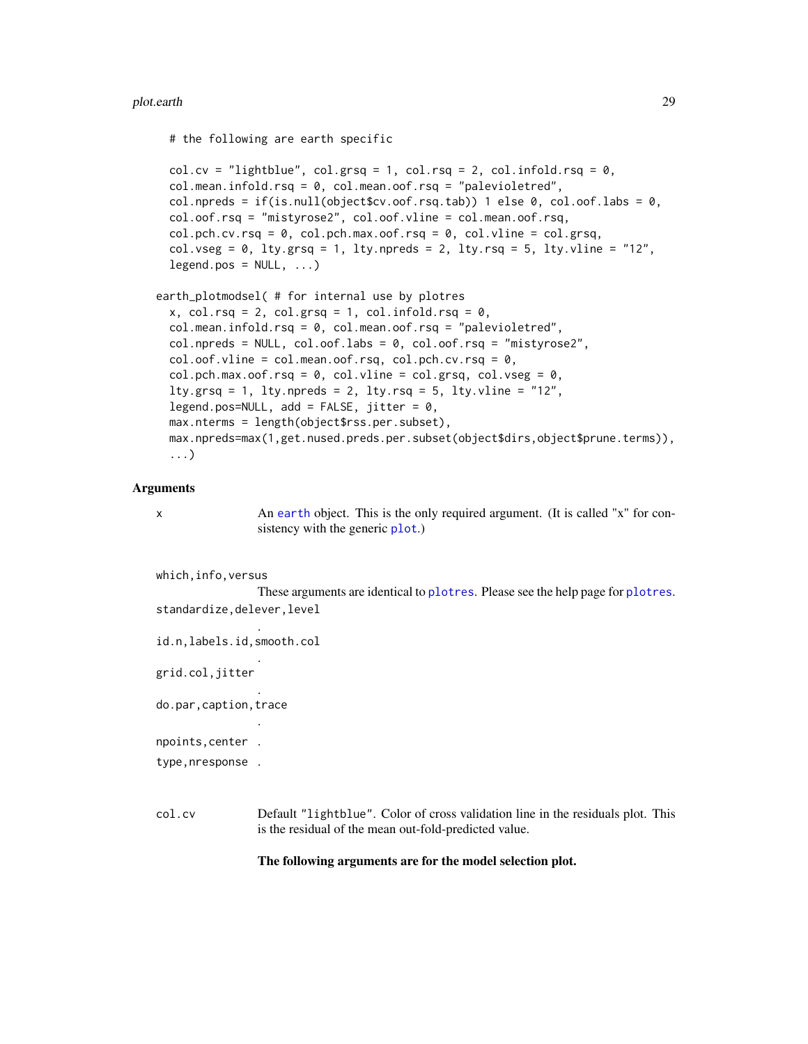```
    # the following are earth specific

    col.cv = "lightblue", col.grsq = 1, col.rsq = 2, col.infold.rsq = 0,
    col.mean.infold.rsq = 0, col.mean.oof.rsq = "palevioletred",
    col.npreds = if(is.null(object$cv.oof.rsq.tab)) 1 else 0, col.oof.labs = 0,
    col.oof.rsq = "mistyrose2", col.oof.vline = col.mean.oof.rsq,
    col.pch.cv.rsq = 0, col.pch.max.oof.rsq = 0, col.vline = col.grsq,
    col.vseg = 0, lty.grsq = 1, lty.npreds = 2, lty.rsq = 5, lty.vline = "12",
    legend.pos = NULL, ...)

earth_plotmodsel( # for internal use by plotres
    x, col.rsq = 2, col.grsq = 1, col.infold.rsq = 0,
    col.mean.infold.rsq = 0, col.mean.oof.rsq = "palevioletred",
    col.npreds = NULL, col.oof.labs = 0, col.oof.rsq = "mistyrose2",
    col.oof.vline = col.mean.oof.rsq, col.pch.cv.rsq = 0,
    col.pch.max.oof.rsq = 0, col.vline = col.grsq, col.vseg = 0,
    lty.grsq = 1, lty.npreds = 2, lty.rsq = 5, lty.vline = "12",
    legend.pos=NULL, add = FALSE, jitter = 0,
    max.nterms = length(object$rss.per.subset),
    max.npreds=max(1,get.nused.preds.per.subset(object$dirs,object$prune.terms)),
    ...)
```

## Arguments

`x` An `earth` object. This is the only required argument. (It is called "x" for consistency with the generic `plot`.)

`which,info,versus` These arguments are identical to `plotres`. Please see the help page for `plotres`.

`standardize,delever,level` .

`id.n,labels.id,smooth.col` .

`grid.col,jitter` .

`do.par,caption,trace` .

`npoints,center` .

`type,nresponse` .

`col.cv` Default "`lightblue`". Color of cross validation line in the residuals plot. This is the residual of the mean out-fold-predicted value.

**The following arguments are for the model selection plot.**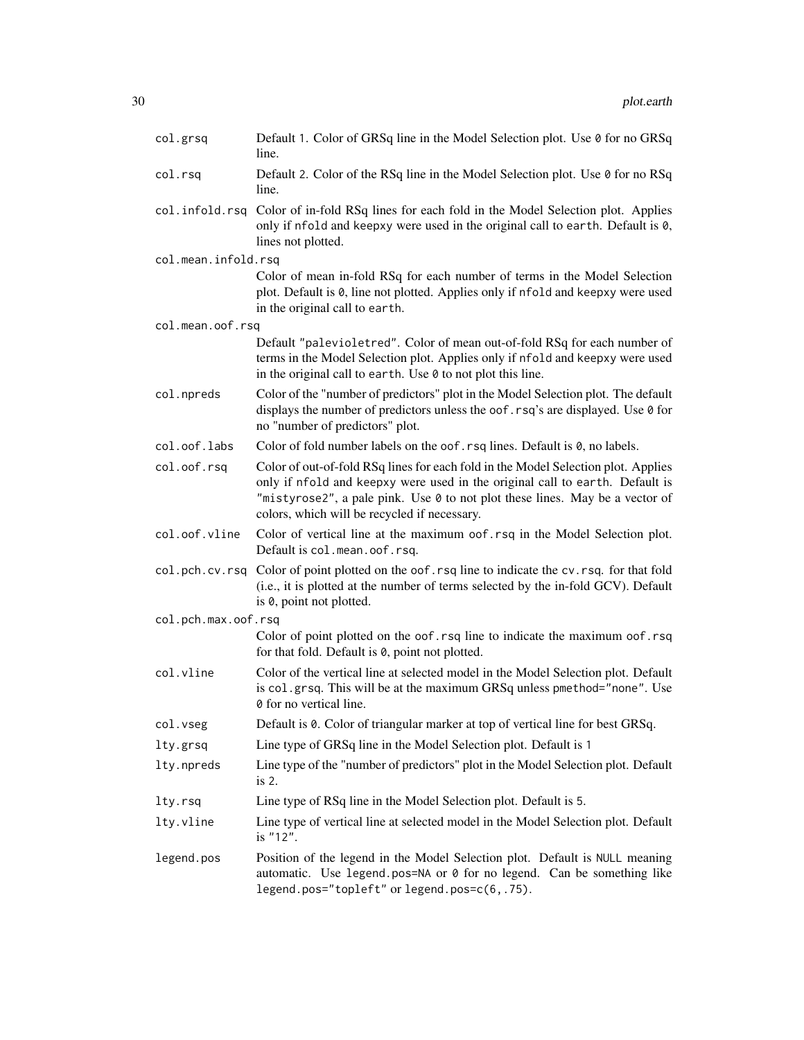| | |
|---|---|
| `col.grsq` | Default 1. Color of GRSq line in the Model Selection plot. Use `0` for no GRSq line. |
| `col.rsq` | Default 2. Color of the RSq line in the Model Selection plot. Use `0` for no RSq line. |
| `col.infold.rsq` | Color of in-fold RSq lines for each fold in the Model Selection plot. Applies only if `nfold` and `keepxy` were used in the original call to `earth`. Default is `0`, lines not plotted. |
| `col.mean.infold.rsq` | Color of mean in-fold RSq for each number of terms in the Model Selection plot. Default is `0`, line not plotted. Applies only if `nfold` and `keepxy` were used in the original call to `earth`. |
| `col.mean.oof.rsq` | Default `"palevioletred"`. Color of mean out-of-fold RSq for each number of terms in the Model Selection plot. Applies only if `nfold` and `keepxy` were used in the original call to `earth`. Use `0` to not plot this line. |
| `col.npreds` | Color of the "number of predictors" plot in the Model Selection plot. The default displays the number of predictors unless the `oof.rsq`'s are displayed. Use `0` for no "number of predictors" plot. |
| `col.oof.labs` | Color of fold number labels on the `oof.rsq` lines. Default is `0`, no labels. |
| `col.oof.rsq` | Color of out-of-fold RSq lines for each fold in the Model Selection plot. Applies only if `nfold` and `keepxy` were used in the original call to `earth`. Default is `"mistyrose2"`, a pale pink. Use `0` to not plot these lines. May be a vector of colors, which will be recycled if necessary. |
| `col.oof.vline` | Color of vertical line at the maximum `oof.rsq` in the Model Selection plot. Default is `col.mean.oof.rsq`. |
| `col.pch.cv.rsq` | Color of point plotted on the `oof.rsq` line to indicate the `cv.rsq`. for that fold (i.e., it is plotted at the number of terms selected by the in-fold GCV). Default is `0`, point not plotted. |
| `col.pch.max.oof.rsq` | Color of point plotted on the `oof.rsq` line to indicate the maximum `oof.rsq` for that fold. Default is `0`, point not plotted. |
| `col.vline` | Color of the vertical line at selected model in the Model Selection plot. Default is `col.grsq`. This will be at the maximum GRSq unless `pmethod="none"`. Use `0` for no vertical line. |
| `col.vseg` | Default is `0`. Color of triangular marker at top of vertical line for best GRSq. |
| `lty.grsq` | Line type of GRSq line in the Model Selection plot. Default is `1` |
| `lty.npreds` | Line type of the "number of predictors" plot in the Model Selection plot. Default is `2`. |
| `lty.rsq` | Line type of RSq line in the Model Selection plot. Default is `5`. |
| `lty.vline` | Line type of vertical line at selected model in the Model Selection plot. Default is `"12"`. |
| `legend.pos` | Position of the legend in the Model Selection plot. Default is `NULL` meaning automatic. Use `legend.pos=NA` or `0` for no legend. Can be something like `legend.pos="topleft"` or `legend.pos=c(6,.75)`. |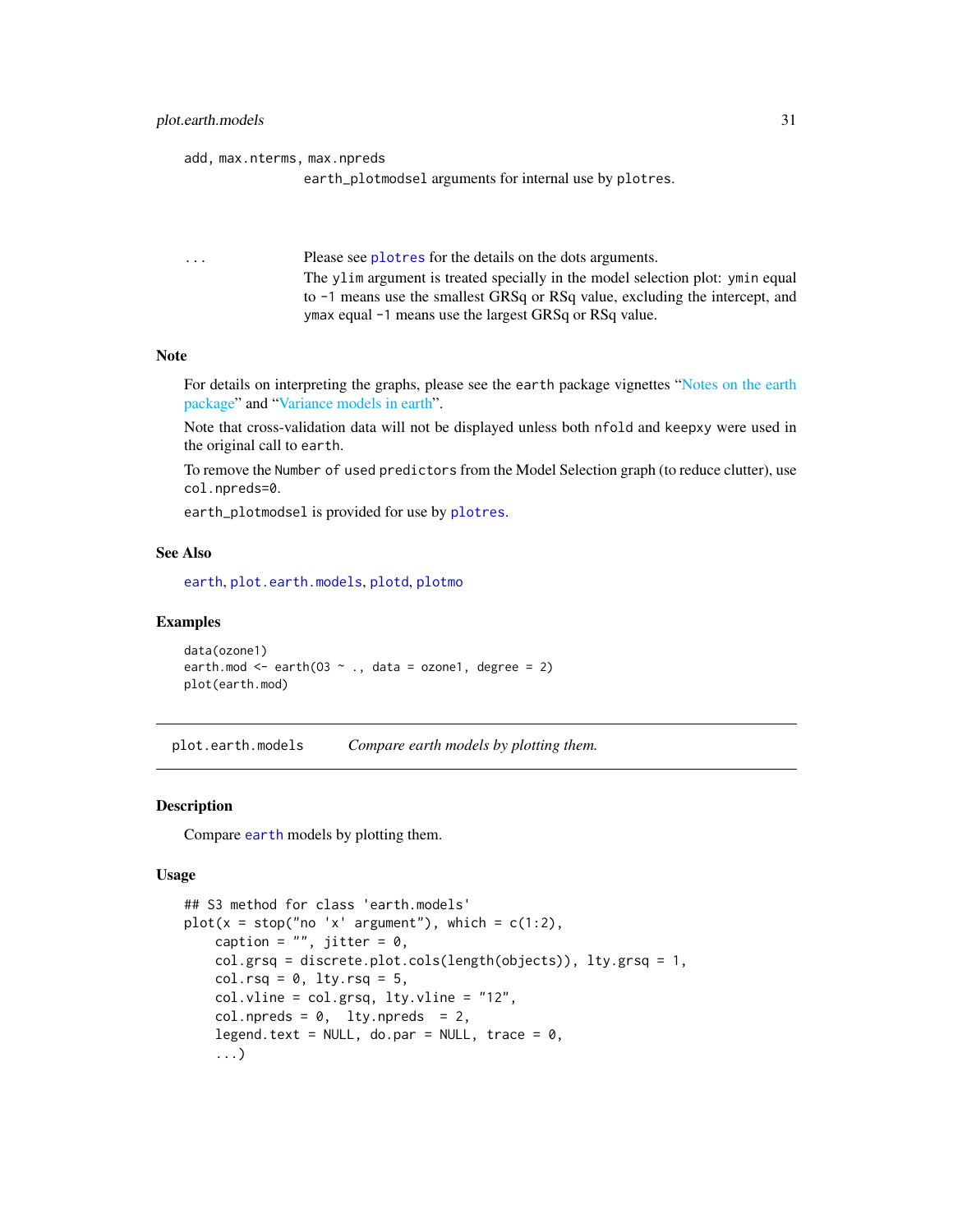`add, max.nterms, max.npreds`
: `earth_plotmodsel` arguments for internal use by `plotres`.

`...`
: Please see `plotres` for the details on the dots arguments.
  The `ylim` argument is treated specially in the model selection plot: `ymin` equal to `-1` means use the smallest GRSq or RSq value, excluding the intercept, and `ymax` equal `-1` means use the largest GRSq or RSq value.

### Note

For details on interpreting the graphs, please see the `earth` package vignettes "Notes on the earth package" and "Variance models in earth".

Note that cross-validation data will not be displayed unless both `nfold` and `keepxy` were used in the original call to `earth`.

To remove the `Number of used predictors` from the Model Selection graph (to reduce clutter), use `col.npreds=0`.

`earth_plotmodsel` is provided for use by `plotres`.

### See Also

`earth`, `plot.earth.models`, `plotd`, `plotmo`

### Examples

```
data(ozone1)
earth.mod <- earth(O3 ~ ., data = ozone1, degree = 2)
plot(earth.mod)
```

---

## plot.earth.models — *Compare earth models by plotting them.*

---

### Description

Compare `earth` models by plotting them.

### Usage

```
## S3 method for class 'earth.models'
plot(x = stop("no 'x' argument"), which = c(1:2),
    caption = "", jitter = 0,
    col.grsq = discrete.plot.cols(length(objects)), lty.grsq = 1,
    col.rsq = 0, lty.rsq = 5,
    col.vline = col.grsq, lty.vline = "12",
    col.npreds = 0,  lty.npreds  = 2,
    legend.text = NULL, do.par = NULL, trace = 0,
    ...)
```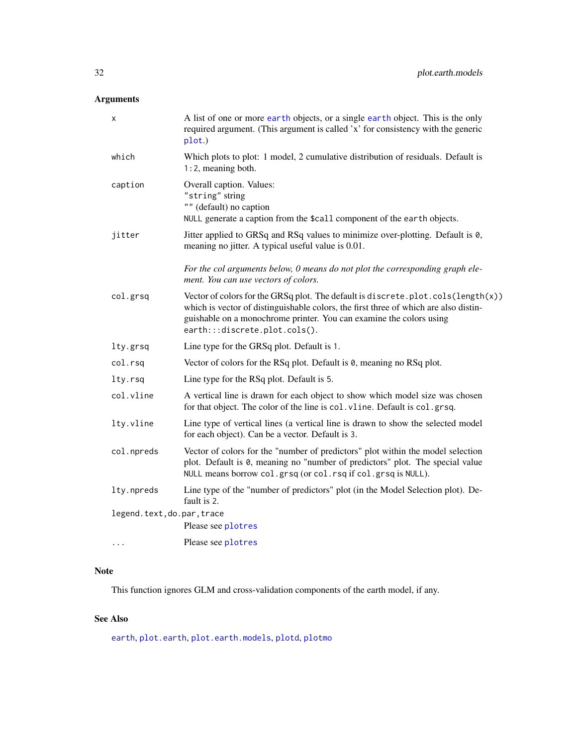## Arguments

| | |
|---|---|
| `x` | A list of one or more `earth` objects, or a single `earth` object. This is the only required argument. (This argument is called 'x' for consistency with the generic `plot`.) |
| `which` | Which plots to plot: 1 model, 2 cumulative distribution of residuals. Default is `1:2`, meaning both. |
| `caption` | Overall caption. Values:<br>`"string"` string<br>`""` (default) no caption<br>`NULL` generate a caption from the `$call` component of the `earth` objects. |
| `jitter` | Jitter applied to GRSq and RSq values to minimize over-plotting. Default is `0`, meaning no jitter. A typical useful value is 0.01.<br><br>*For the col arguments below, 0 means do not plot the corresponding graph element. You can use vectors of colors.* |
| `col.grsq` | Vector of colors for the GRSq plot. The default is `discrete.plot.cols(length(x))` which is vector of distinguishable colors, the first three of which are also distinguishable on a monochrome printer. You can examine the colors using `earth:::discrete.plot.cols()`. |
| `lty.grsq` | Line type for the GRSq plot. Default is `1`. |
| `col.rsq` | Vector of colors for the RSq plot. Default is `0`, meaning no RSq plot. |
| `lty.rsq` | Line type for the RSq plot. Default is `5`. |
| `col.vline` | A vertical line is drawn for each object to show which model size was chosen for that object. The color of the line is `col.vline`. Default is `col.grsq`. |
| `lty.vline` | Line type of vertical lines (a vertical line is drawn to show the selected model for each object). Can be a vector. Default is `3`. |
| `col.npreds` | Vector of colors for the "number of predictors" plot within the model selection plot. Default is `0`, meaning no "number of predictors" plot. The special value `NULL` means borrow `col.grsq` (or `col.rsq` if `col.grsq` is `NULL`). |
| `lty.npreds` | Line type of the "number of predictors" plot (in the Model Selection plot). Default is `2`. |
| `legend.text,do.par,trace` | Please see `plotres` |
| `...` | Please see `plotres` |

## Note

This function ignores GLM and cross-validation components of the earth model, if any.

## See Also

`earth`, `plot.earth`, `plot.earth.models`, `plotd`, `plotmo`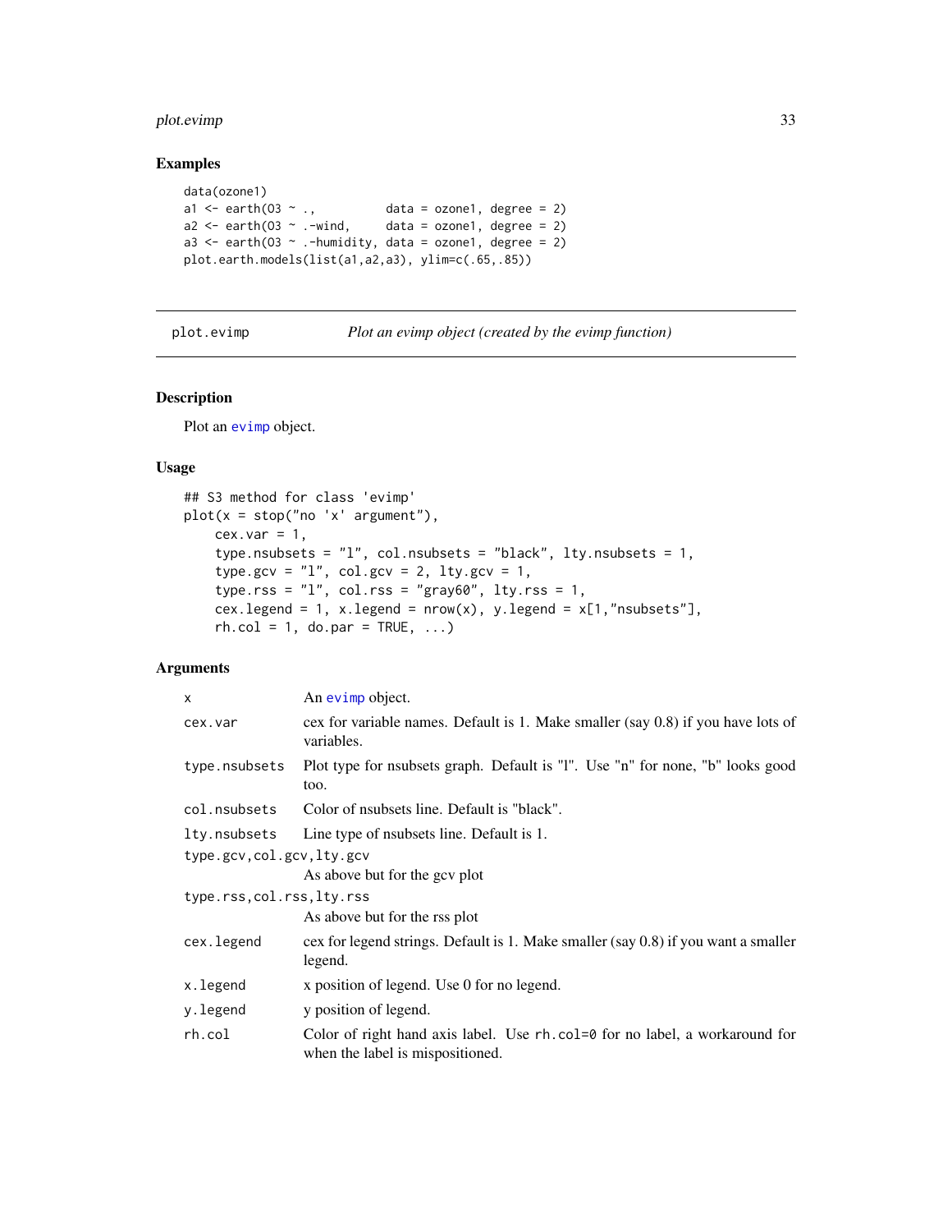## Examples

```
data(ozone1)
a1 <- earth(O3 ~ .,          data = ozone1, degree = 2)
a2 <- earth(O3 ~ .-wind,     data = ozone1, degree = 2)
a3 <- earth(O3 ~ .-humidity, data = ozone1, degree = 2)
plot.earth.models(list(a1,a2,a3), ylim=c(.65,.85))
```

---

plot.evimp — *Plot an evimp object (created by the evimp function)*

---

## Description

Plot an evimp object.

## Usage

```
## S3 method for class 'evimp'
plot(x = stop("no 'x' argument"),
    cex.var = 1,
    type.nsubsets = "l", col.nsubsets = "black", lty.nsubsets = 1,
    type.gcv = "l", col.gcv = 2, lty.gcv = 1,
    type.rss = "l", col.rss = "gray60", lty.rss = 1,
    cex.legend = 1, x.legend = nrow(x), y.legend = x[1,"nsubsets"],
    rh.col = 1, do.par = TRUE, ...)
```

## Arguments

| | |
|---|---|
| `x` | An evimp object. |
| `cex.var` | cex for variable names. Default is 1. Make smaller (say 0.8) if you have lots of variables. |
| `type.nsubsets` | Plot type for nsubsets graph. Default is "l". Use "n" for none, "b" looks good too. |
| `col.nsubsets` | Color of nsubsets line. Default is "black". |
| `lty.nsubsets` | Line type of nsubsets line. Default is 1. |
| `type.gcv,col.gcv,lty.gcv` | As above but for the gcv plot |
| `type.rss,col.rss,lty.rss` | As above but for the rss plot |
| `cex.legend` | cex for legend strings. Default is 1. Make smaller (say 0.8) if you want a smaller legend. |
| `x.legend` | x position of legend. Use 0 for no legend. |
| `y.legend` | y position of legend. |
| `rh.col` | Color of right hand axis label. Use `rh.col=0` for no label, a workaround for when the label is mispositioned. |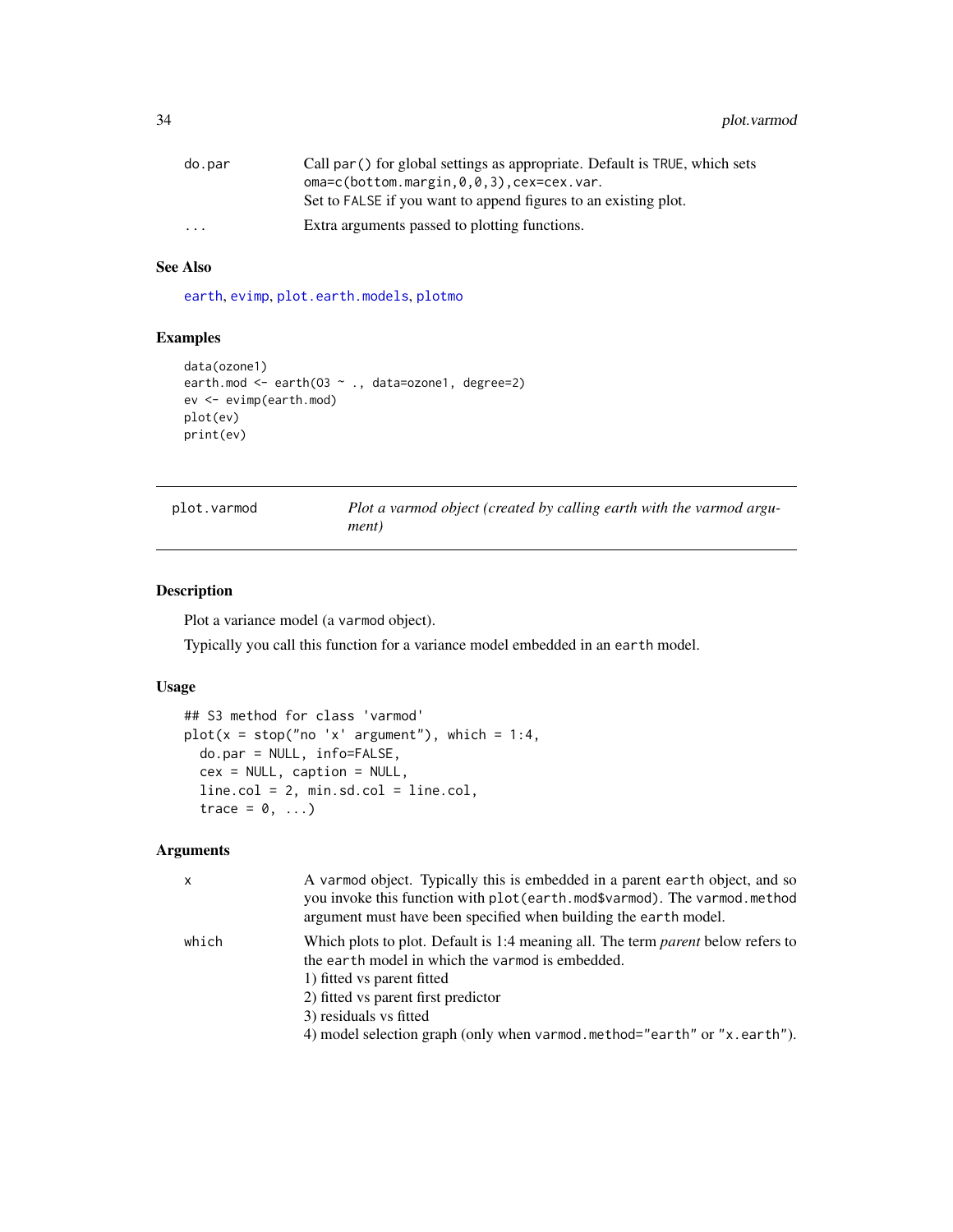| | |
|---|---|
| do.par | Call `par()` for global settings as appropriate. Default is TRUE, which sets `oma=c(bottom.margin,0,0,3),cex=cex.var`. Set to FALSE if you want to append figures to an existing plot. |
| ... | Extra arguments passed to plotting functions. |

### See Also

earth, evimp, plot.earth.models, plotmo

### Examples

```
data(ozone1)
earth.mod <- earth(O3 ~ ., data=ozone1, degree=2)
ev <- evimp(earth.mod)
plot(ev)
print(ev)
```

---

## plot.varmod    *Plot a varmod object (created by calling earth with the varmod argument)*

---

### Description

Plot a variance model (a varmod object).

Typically you call this function for a variance model embedded in an earth model.

### Usage

```
## S3 method for class 'varmod'
plot(x = stop("no 'x' argument"), which = 1:4,
  do.par = NULL, info=FALSE,
  cex = NULL, caption = NULL,
  line.col = 2, min.sd.col = line.col,
  trace = 0, ...)
```

### Arguments

| | |
|---|---|
| x | A varmod object. Typically this is embedded in a parent earth object, and so you invoke this function with `plot(earth.mod$varmod)`. The varmod.method argument must have been specified when building the earth model. |
| which | Which plots to plot. Default is 1:4 meaning all. The term *parent* below refers to the earth model in which the varmod is embedded.<br>1) fitted vs parent fitted<br>2) fitted vs parent first predictor<br>3) residuals vs fitted<br>4) model selection graph (only when `varmod.method="earth"` or `"x.earth"`). |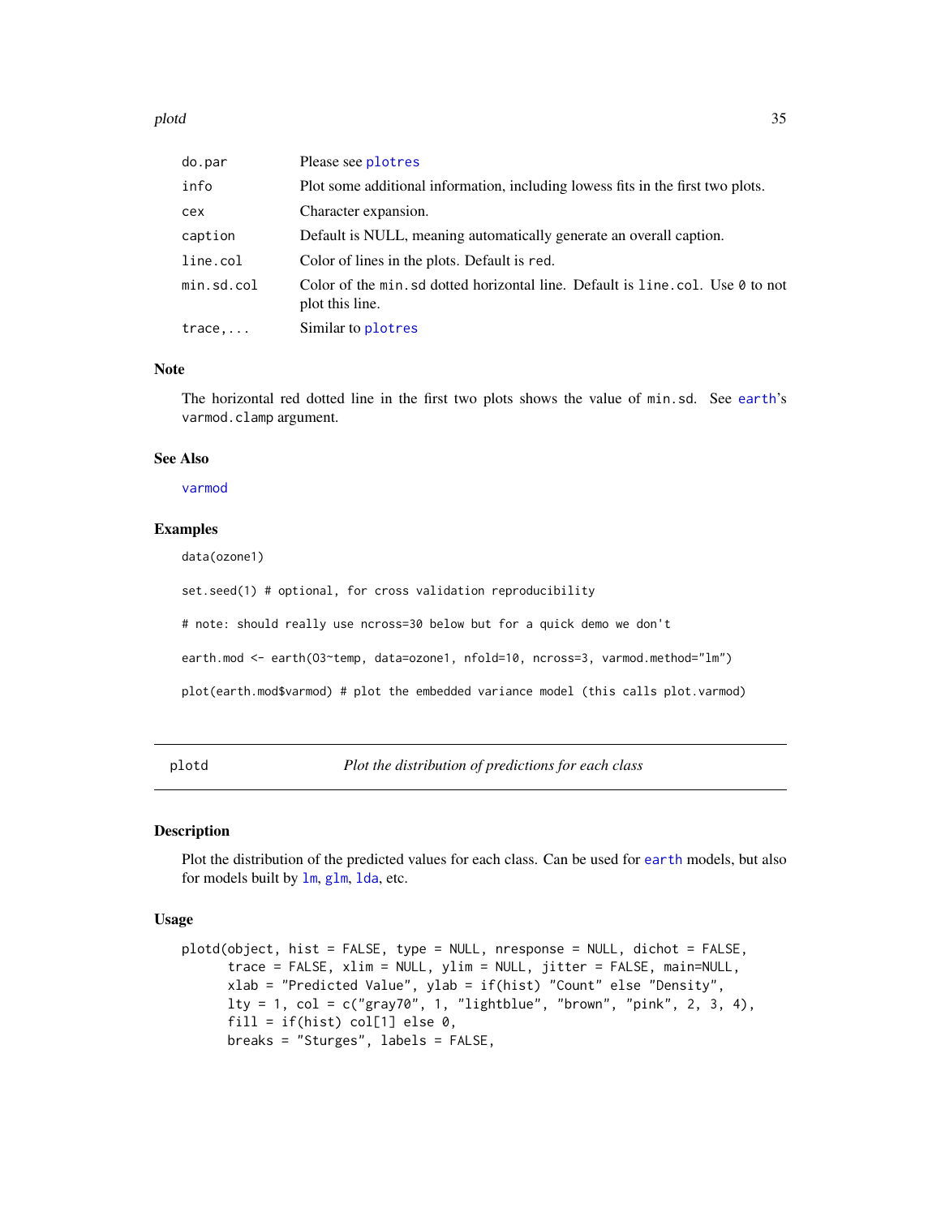| | |
|---|---|
| do.par | Please see plotres |
| info | Plot some additional information, including lowess fits in the first two plots. |
| cex | Character expansion. |
| caption | Default is NULL, meaning automatically generate an overall caption. |
| line.col | Color of lines in the plots. Default is red. |
| min.sd.col | Color of the min.sd dotted horizontal line. Default is line.col. Use 0 to not plot this line. |
| trace,... | Similar to plotres |

### Note

The horizontal red dotted line in the first two plots shows the value of min.sd. See earth's varmod.clamp argument.

### See Also

varmod

### Examples

```
data(ozone1)

set.seed(1) # optional, for cross validation reproducibility

# note: should really use ncross=30 below but for a quick demo we don't

earth.mod <- earth(O3~temp, data=ozone1, nfold=10, ncross=3, varmod.method="lm")

plot(earth.mod$varmod) # plot the embedded variance model (this calls plot.varmod)
```

---

## plotd — *Plot the distribution of predictions for each class*

### Description

Plot the distribution of the predicted values for each class. Can be used for earth models, but also for models built by lm, glm, lda, etc.

### Usage

```
plotd(object, hist = FALSE, type = NULL, nresponse = NULL, dichot = FALSE,
      trace = FALSE, xlim = NULL, ylim = NULL, jitter = FALSE, main=NULL,
      xlab = "Predicted Value", ylab = if(hist) "Count" else "Density",
      lty = 1, col = c("gray70", 1, "lightblue", "brown", "pink", 2, 3, 4),
      fill = if(hist) col[1] else 0,
      breaks = "Sturges", labels = FALSE,
```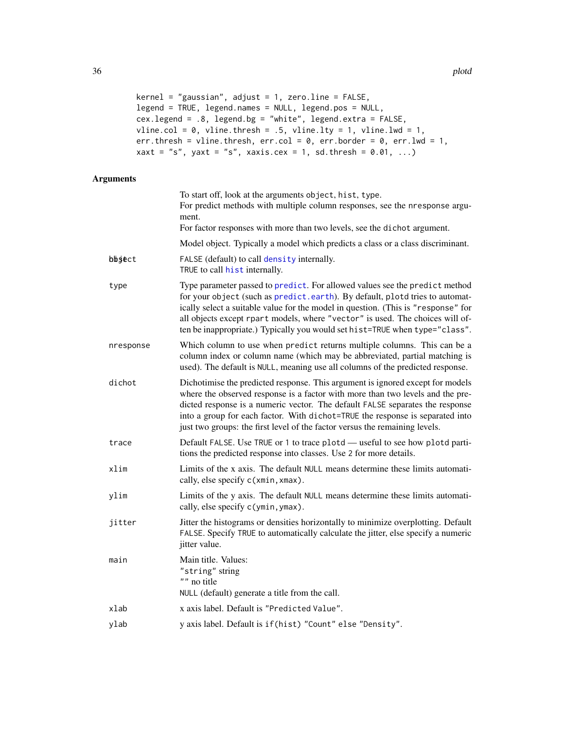```
kernel = "gaussian", adjust = 1, zero.line = FALSE,
legend = TRUE, legend.names = NULL, legend.pos = NULL,
cex.legend = .8, legend.bg = "white", legend.extra = FALSE,
vline.col = 0, vline.thresh = .5, vline.lty = 1, vline.lwd = 1,
err.thresh = vline.thresh, err.col = 0, err.border = 0, err.lwd = 1,
xaxt = "s", yaxt = "s", xaxis.cex = 1, sd.thresh = 0.01, ...)
```

## Arguments

| | |
|---|---|
| | To start off, look at the arguments `object`, `hist`, `type`. For predict methods with multiple column responses, see the `nresponse` argument. For factor responses with more than two levels, see the `dichot` argument. |
| object | Model object. Typically a model which predicts a class or a class discriminant. |
| hist | `FALSE` (default) to call `density` internally. `TRUE` to call `hist` internally. |
| type | Type parameter passed to `predict`. For allowed values see the `predict` method for your `object` (such as `predict.earth`). By default, `plotd` tries to automatically select a suitable value for the model in question. (This is `"response"` for all objects except `rpart` models, where `"vector"` is used. The choices will often be inappropriate.) Typically you would set `hist=TRUE` when `type="class"`. |
| nresponse | Which column to use when `predict` returns multiple columns. This can be a column index or column name (which may be abbreviated, partial matching is used). The default is `NULL`, meaning use all columns of the predicted response. |
| dichot | Dichotimise the predicted response. This argument is ignored except for models where the observed response is a factor with more than two levels and the predicted response is a numeric vector. The default `FALSE` separates the response into a group for each factor. With `dichot=TRUE` the response is separated into just two groups: the first level of the factor versus the remaining levels. |
| trace | Default `FALSE`. Use `TRUE` or `1` to trace `plotd` — useful to see how `plotd` partitions the predicted response into classes. Use `2` for more details. |
| xlim | Limits of the x axis. The default `NULL` means determine these limits automatically, else specify `c(xmin,xmax)`. |
| ylim | Limits of the y axis. The default `NULL` means determine these limits automatically, else specify `c(ymin,ymax)`. |
| jitter | Jitter the histograms or densities horizontally to minimize overplotting. Default `FALSE`. Specify `TRUE` to automatically calculate the jitter, else specify a numeric jitter value. |
| main | Main title. Values: `"string"` string `""` no title `NULL` (default) generate a title from the call. |
| xlab | x axis label. Default is `"Predicted Value"`. |
| ylab | y axis label. Default is `if(hist) "Count" else "Density"`. |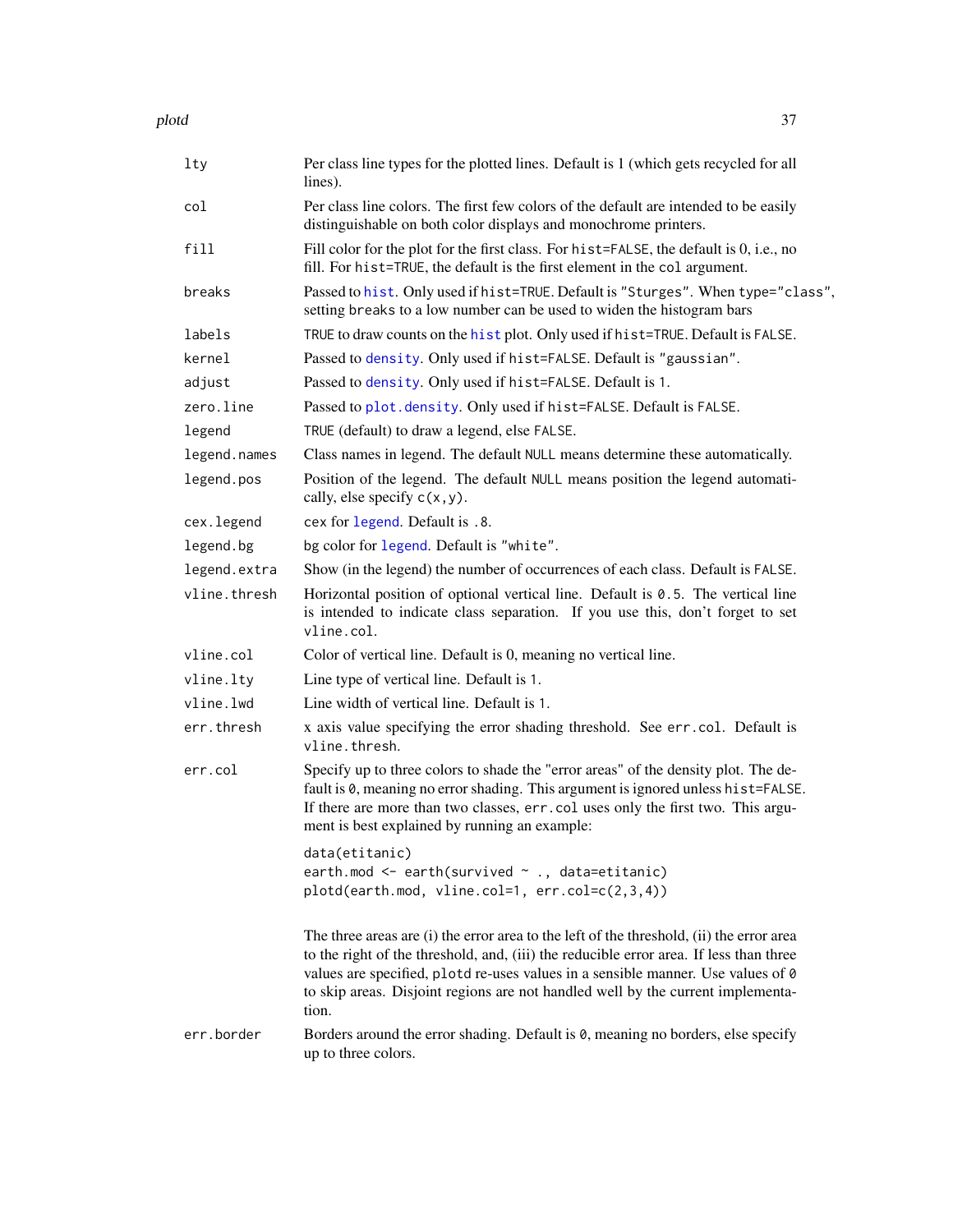| | |
|---|---|
| `lty` | Per class line types for the plotted lines. Default is 1 (which gets recycled for all lines). |
| `col` | Per class line colors. The first few colors of the default are intended to be easily distinguishable on both color displays and monochrome printers. |
| `fill` | Fill color for the plot for the first class. For `hist=FALSE`, the default is 0, i.e., no fill. For `hist=TRUE`, the default is the first element in the `col` argument. |
| `breaks` | Passed to `hist`. Only used if `hist=TRUE`. Default is `"Sturges"`. When `type="class"`, setting `breaks` to a low number can be used to widen the histogram bars |
| `labels` | `TRUE` to draw counts on the `hist` plot. Only used if `hist=TRUE`. Default is `FALSE`. |
| `kernel` | Passed to `density`. Only used if `hist=FALSE`. Default is `"gaussian"`. |
| `adjust` | Passed to `density`. Only used if `hist=FALSE`. Default is `1`. |
| `zero.line` | Passed to `plot.density`. Only used if `hist=FALSE`. Default is `FALSE`. |
| `legend` | `TRUE` (default) to draw a legend, else `FALSE`. |
| `legend.names` | Class names in legend. The default `NULL` means determine these automatically. |
| `legend.pos` | Position of the legend. The default `NULL` means position the legend automatically, else specify `c(x,y)`. |
| `cex.legend` | cex for `legend`. Default is `.8`. |
| `legend.bg` | bg color for `legend`. Default is `"white"`. |
| `legend.extra` | Show (in the legend) the number of occurrences of each class. Default is `FALSE`. |
| `vline.thresh` | Horizontal position of optional vertical line. Default is `0.5`. The vertical line is intended to indicate class separation. If you use this, don't forget to set `vline.col`. |
| `vline.col` | Color of vertical line. Default is 0, meaning no vertical line. |
| `vline.lty` | Line type of vertical line. Default is `1`. |
| `vline.lwd` | Line width of vertical line. Default is `1`. |
| `err.thresh` | x axis value specifying the error shading threshold. See `err.col`. Default is `vline.thresh`. |
| `err.col` | Specify up to three colors to shade the "error areas" of the density plot. The default is `0`, meaning no error shading. This argument is ignored unless `hist=FALSE`. If there are more than two classes, `err.col` uses only the first two. This argument is best explained by running an example: `data(etitanic)` `earth.mod <- earth(survived ~ ., data=etitanic)` `plotd(earth.mod, vline.col=1, err.col=c(2,3,4))` The three areas are (i) the error area to the left of the threshold, (ii) the error area to the right of the threshold, and, (iii) the reducible error area. If less than three values are specified, `plotd` re-uses values in a sensible manner. Use values of `0` to skip areas. Disjoint regions are not handled well by the current implementation. |
| `err.border` | Borders around the error shading. Default is `0`, meaning no borders, else specify up to three colors. |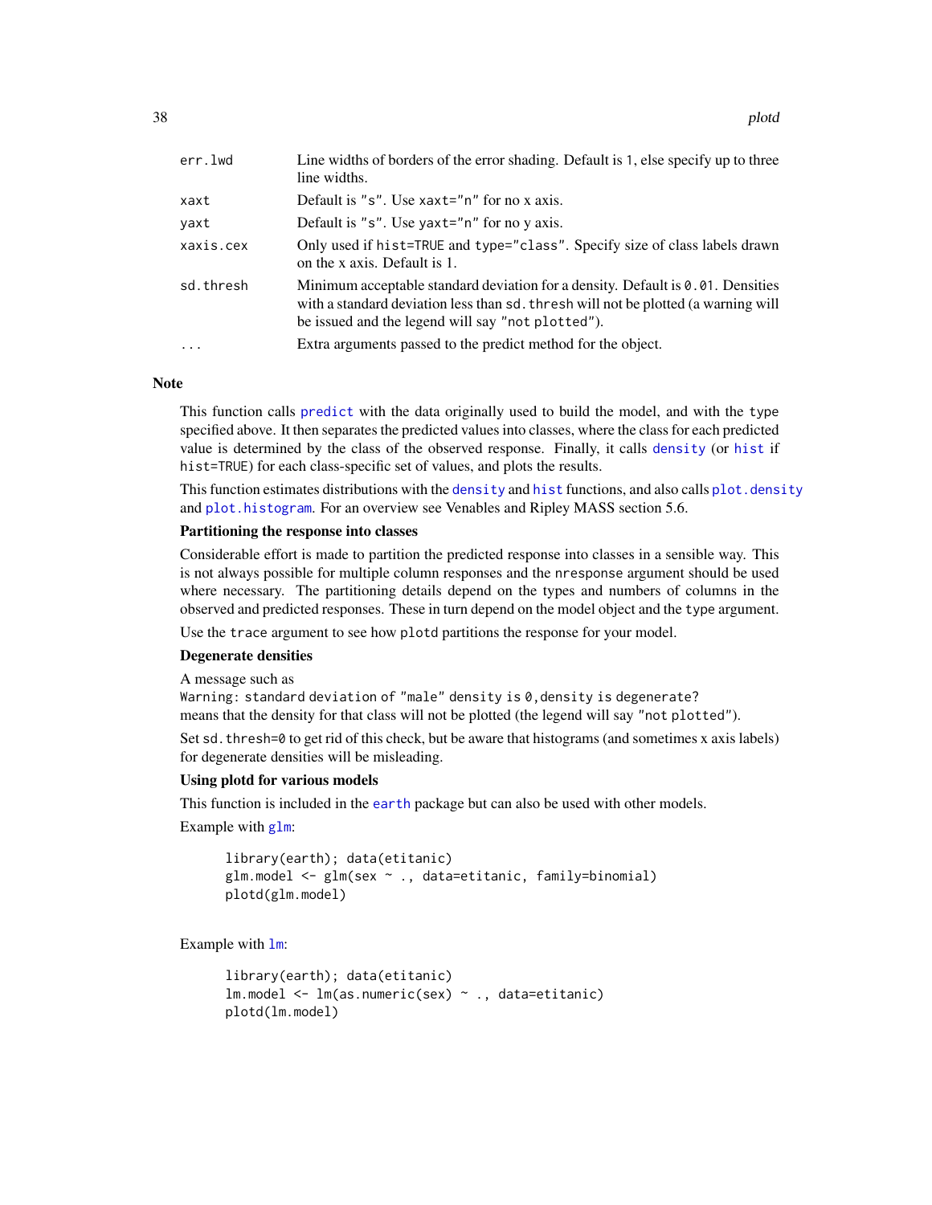| | |
|---|---|
| err.lwd | Line widths of borders of the error shading. Default is 1, else specify up to three line widths. |
| xaxt | Default is "s". Use xaxt="n" for no x axis. |
| yaxt | Default is "s". Use yaxt="n" for no y axis. |
| xaxis.cex | Only used if hist=TRUE and type="class". Specify size of class labels drawn on the x axis. Default is 1. |
| sd.thresh | Minimum acceptable standard deviation for a density. Default is 0.01. Densities with a standard deviation less than sd.thresh will not be plotted (a warning will be issued and the legend will say "not plotted"). |
| ... | Extra arguments passed to the predict method for the object. |

## Note

This function calls predict with the data originally used to build the model, and with the type specified above. It then separates the predicted values into classes, where the class for each predicted value is determined by the class of the observed response. Finally, it calls density (or hist if hist=TRUE) for each class-specific set of values, and plots the results.

This function estimates distributions with the density and hist functions, and also calls plot.density and plot.histogram. For an overview see Venables and Ripley MASS section 5.6.

**Partitioning the response into classes**

Considerable effort is made to partition the predicted response into classes in a sensible way. This is not always possible for multiple column responses and the nresponse argument should be used where necessary. The partitioning details depend on the types and numbers of columns in the observed and predicted responses. These in turn depend on the model object and the type argument.

Use the trace argument to see how plotd partitions the response for your model.

**Degenerate densities**

A message such as
Warning: standard deviation of "male" density is 0, density is degenerate?
means that the density for that class will not be plotted (the legend will say "not plotted").

Set sd.thresh=0 to get rid of this check, but be aware that histograms (and sometimes x axis labels) for degenerate densities will be misleading.

**Using plotd for various models**

This function is included in the earth package but can also be used with other models.

Example with glm:

```
library(earth); data(etitanic)
glm.model <- glm(sex ~ ., data=etitanic, family=binomial)
plotd(glm.model)
```

Example with lm:

```
library(earth); data(etitanic)
lm.model <- lm(as.numeric(sex) ~ ., data=etitanic)
plotd(lm.model)
```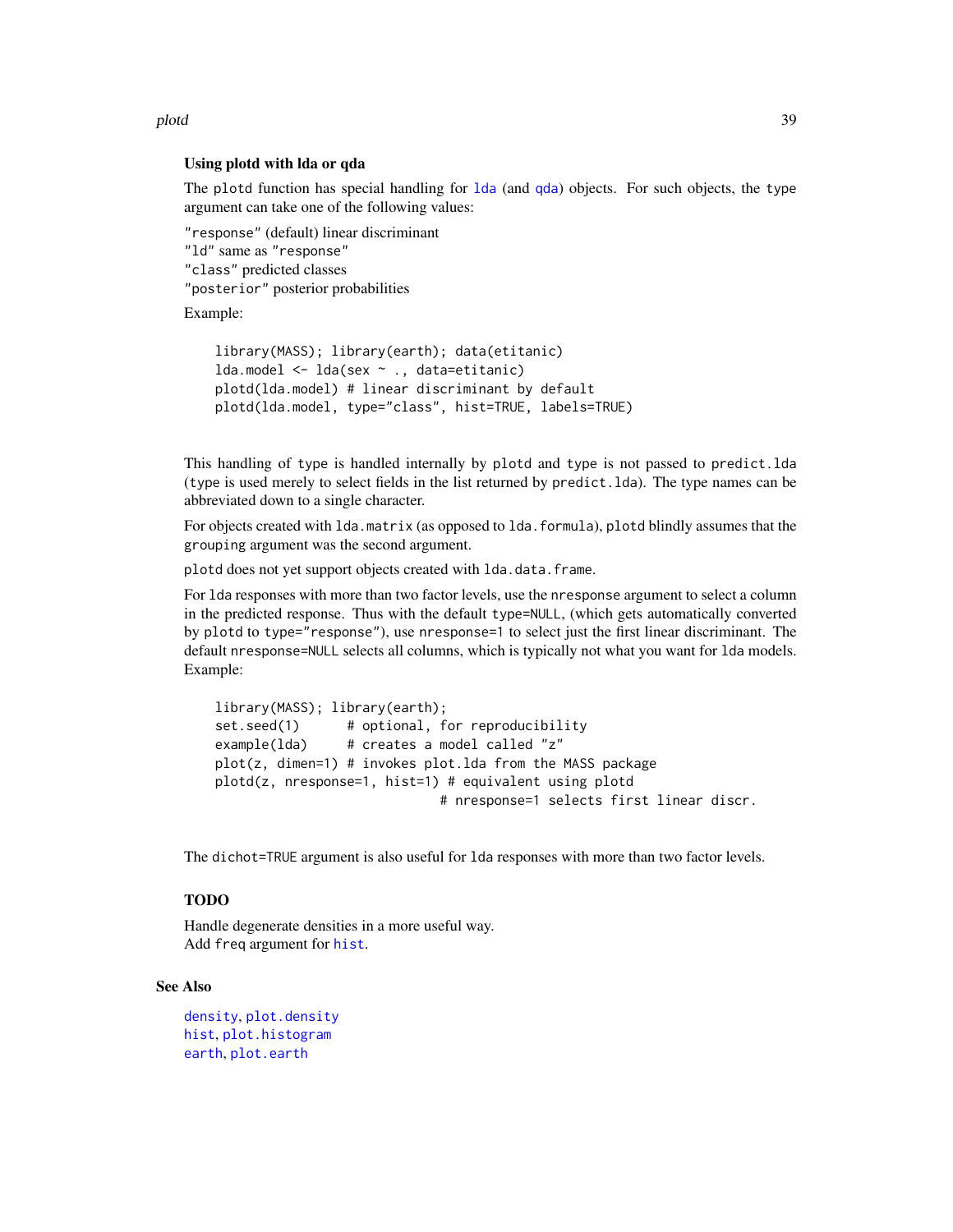### Using plotd with lda or qda

The plotd function has special handling for lda (and qda) objects. For such objects, the type argument can take one of the following values:

"response" (default) linear discriminant
"ld" same as "response"
"class" predicted classes
"posterior" posterior probabilities

Example:

```
library(MASS); library(earth); data(etitanic)
lda.model <- lda(sex ~ ., data=etitanic)
plotd(lda.model) # linear discriminant by default
plotd(lda.model, type="class", hist=TRUE, labels=TRUE)
```

This handling of type is handled internally by plotd and type is not passed to predict.lda (type is used merely to select fields in the list returned by predict.lda). The type names can be abbreviated down to a single character.

For objects created with lda.matrix (as opposed to lda.formula), plotd blindly assumes that the grouping argument was the second argument.

plotd does not yet support objects created with lda.data.frame.

For lda responses with more than two factor levels, use the nresponse argument to select a column in the predicted response. Thus with the default type=NULL, (which gets automatically converted by plotd to type="response"), use nresponse=1 to select just the first linear discriminant. The default nresponse=NULL selects all columns, which is typically not what you want for lda models. Example:

```
library(MASS); library(earth);
set.seed(1)      # optional, for reproducibility
example(lda)     # creates a model called "z"
plot(z, dimen=1) # invokes plot.lda from the MASS package
plotd(z, nresponse=1, hist=1) # equivalent using plotd
                              # nresponse=1 selects first linear discr.
```

The dichot=TRUE argument is also useful for lda responses with more than two factor levels.

### TODO

Handle degenerate densities in a more useful way.
Add freq argument for hist.

## See Also

density, plot.density
hist, plot.histogram
earth, plot.earth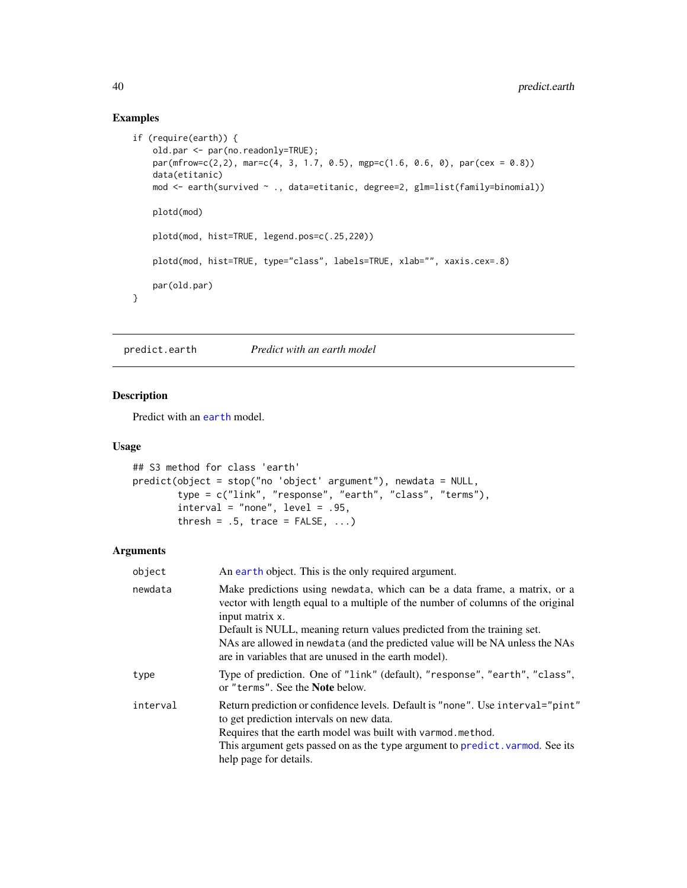## Examples

```
if (require(earth)) {
    old.par <- par(no.readonly=TRUE);
    par(mfrow=c(2,2), mar=c(4, 3, 1.7, 0.5), mgp=c(1.6, 0.6, 0), par(cex = 0.8))
    data(etitanic)
    mod <- earth(survived ~ ., data=etitanic, degree=2, glm=list(family=binomial))

    plotd(mod)

    plotd(mod, hist=TRUE, legend.pos=c(.25,220))

    plotd(mod, hist=TRUE, type="class", labels=TRUE, xlab="", xaxis.cex=.8)

    par(old.par)
}
```

---

# predict.earth — *Predict with an earth model*

---

## Description

Predict with an `earth` model.

## Usage

```
## S3 method for class 'earth'
predict(object = stop("no 'object' argument"), newdata = NULL,
        type = c("link", "response", "earth", "class", "terms"),
        interval = "none", level = .95,
        thresh = .5, trace = FALSE, ...)
```

## Arguments

| | |
|---|---|
| `object` | An `earth` object. This is the only required argument. |
| `newdata` | Make predictions using `newdata`, which can be a data frame, a matrix, or a vector with length equal to a multiple of the number of columns of the original input matrix `x`.<br>Default is NULL, meaning return values predicted from the training set.<br>NAs are allowed in `newdata` (and the predicted value will be NA unless the NAs are in variables that are unused in the earth model). |
| `type` | Type of prediction. One of `"link"` (default), `"response"`, `"earth"`, `"class"`, or `"terms"`. See the **Note** below. |
| `interval` | Return prediction or confidence levels. Default is `"none"`. Use `interval="pint"` to get prediction intervals on new data.<br>Requires that the earth model was built with `varmod.method`.<br>This argument gets passed on as the `type` argument to `predict.varmod`. See its help page for details. |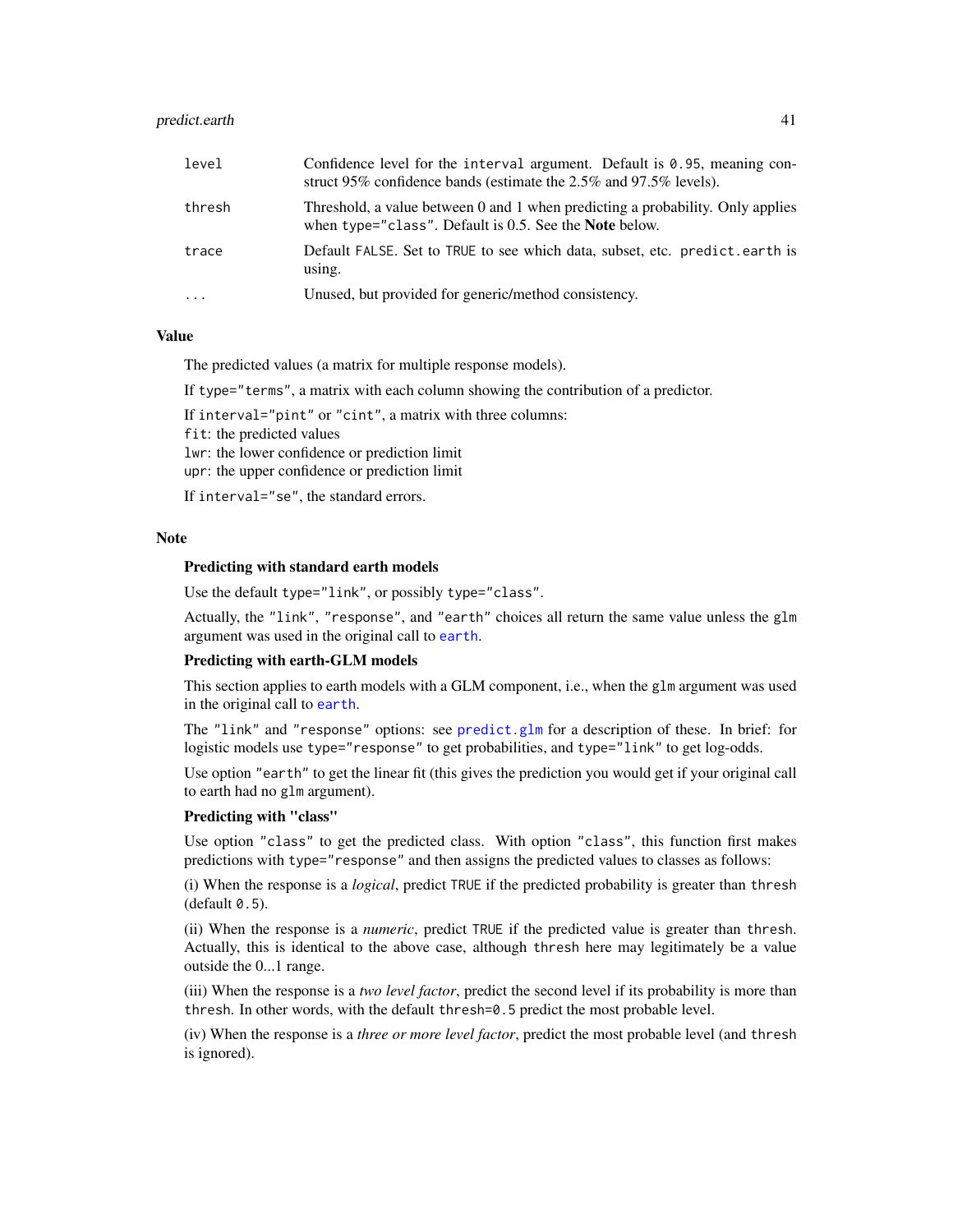| | |
|---|---|
| `level` | Confidence level for the `interval` argument. Default is `0.95`, meaning construct 95% confidence bands (estimate the 2.5% and 97.5% levels). |
| `thresh` | Threshold, a value between 0 and 1 when predicting a probability. Only applies when `type="class"`. Default is 0.5. See the **Note** below. |
| `trace` | Default `FALSE`. Set to `TRUE` to see which data, subset, etc. `predict.earth` is using. |
| `...` | Unused, but provided for generic/method consistency. |

## Value

The predicted values (a matrix for multiple response models).

If `type="terms"`, a matrix with each column showing the contribution of a predictor.

If `interval="pint"` or `"cint"`, a matrix with three columns:
`fit`: the predicted values
`lwr`: the lower confidence or prediction limit
`upr`: the upper confidence or prediction limit

If `interval="se"`, the standard errors.

## Note

### Predicting with standard earth models

Use the default `type="link"`, or possibly `type="class"`.

Actually, the `"link"`, `"response"`, and `"earth"` choices all return the same value unless the `glm` argument was used in the original call to `earth`.

### Predicting with earth-GLM models

This section applies to earth models with a GLM component, i.e., when the `glm` argument was used in the original call to `earth`.

The `"link"` and `"response"` options: see `predict.glm` for a description of these. In brief: for logistic models use `type="response"` to get probabilities, and `type="link"` to get log-odds.

Use option `"earth"` to get the linear fit (this gives the prediction you would get if your original call to earth had no `glm` argument).

### Predicting with "class"

Use option `"class"` to get the predicted class. With option `"class"`, this function first makes predictions with `type="response"` and then assigns the predicted values to classes as follows:

(i) When the response is a *logical*, predict `TRUE` if the predicted probability is greater than `thresh` (default `0.5`).

(ii) When the response is a *numeric*, predict `TRUE` if the predicted value is greater than `thresh`. Actually, this is identical to the above case, although `thresh` here may legitimately be a value outside the 0...1 range.

(iii) When the response is a *two level factor*, predict the second level if its probability is more than `thresh`. In other words, with the default `thresh=0.5` predict the most probable level.

(iv) When the response is a *three or more level factor*, predict the most probable level (and `thresh` is ignored).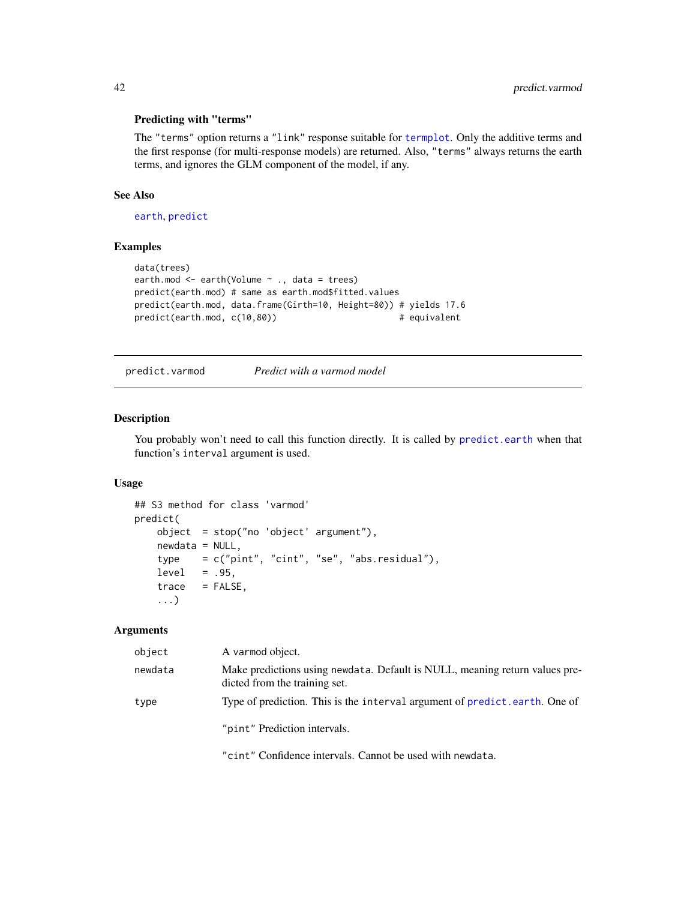### Predicting with "terms"

The "terms" option returns a "link" response suitable for termplot. Only the additive terms and the first response (for multi-response models) are returned. Also, "terms" always returns the earth terms, and ignores the GLM component of the model, if any.

## See Also

earth, predict

## Examples

```
data(trees)
earth.mod <- earth(Volume ~ ., data = trees)
predict(earth.mod) # same as earth.mod$fitted.values
predict(earth.mod, data.frame(Girth=10, Height=80)) # yields 17.6
predict(earth.mod, c(10,80))                       # equivalent
```

---

# predict.varmod — *Predict with a varmod model*

## Description

You probably won't need to call this function directly. It is called by predict.earth when that function's interval argument is used.

## Usage

```
## S3 method for class 'varmod'
predict(
    object  = stop("no 'object' argument"),
    newdata = NULL,
    type    = c("pint", "cint", "se", "abs.residual"),
    level   = .95,
    trace   = FALSE,
    ...)
```

## Arguments

| | |
|---|---|
| object | A varmod object. |
| newdata | Make predictions using newdata. Default is NULL, meaning return values predicted from the training set. |
| type | Type of prediction. This is the interval argument of predict.earth. One of<br><br>"pint" Prediction intervals.<br><br>"cint" Confidence intervals. Cannot be used with newdata. |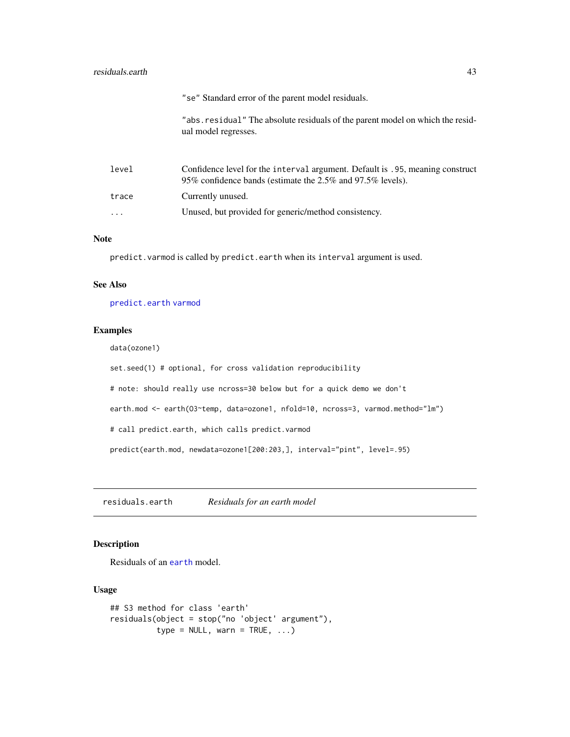"se" Standard error of the parent model residuals.

"abs.residual" The absolute residuals of the parent model on which the residual model regresses.

| | |
|---|---|
| level | Confidence level for the interval argument. Default is .95, meaning construct 95% confidence bands (estimate the 2.5% and 97.5% levels). |
| trace | Currently unused. |
| ... | Unused, but provided for generic/method consistency. |

### Note

predict.varmod is called by predict.earth when its interval argument is used.

### See Also

predict.earth varmod

### Examples

```
data(ozone1)

set.seed(1) # optional, for cross validation reproducibility

# note: should really use ncross=30 below but for a quick demo we don't

earth.mod <- earth(O3~temp, data=ozone1, nfold=10, ncross=3, varmod.method="lm")

# call predict.earth, which calls predict.varmod

predict(earth.mod, newdata=ozone1[200:203,], interval="pint", level=.95)
```

---

## residuals.earth *Residuals for an earth model*

### Description

Residuals of an earth model.

### Usage

```
## S3 method for class 'earth'
residuals(object = stop("no 'object' argument"),
          type = NULL, warn = TRUE, ...)
```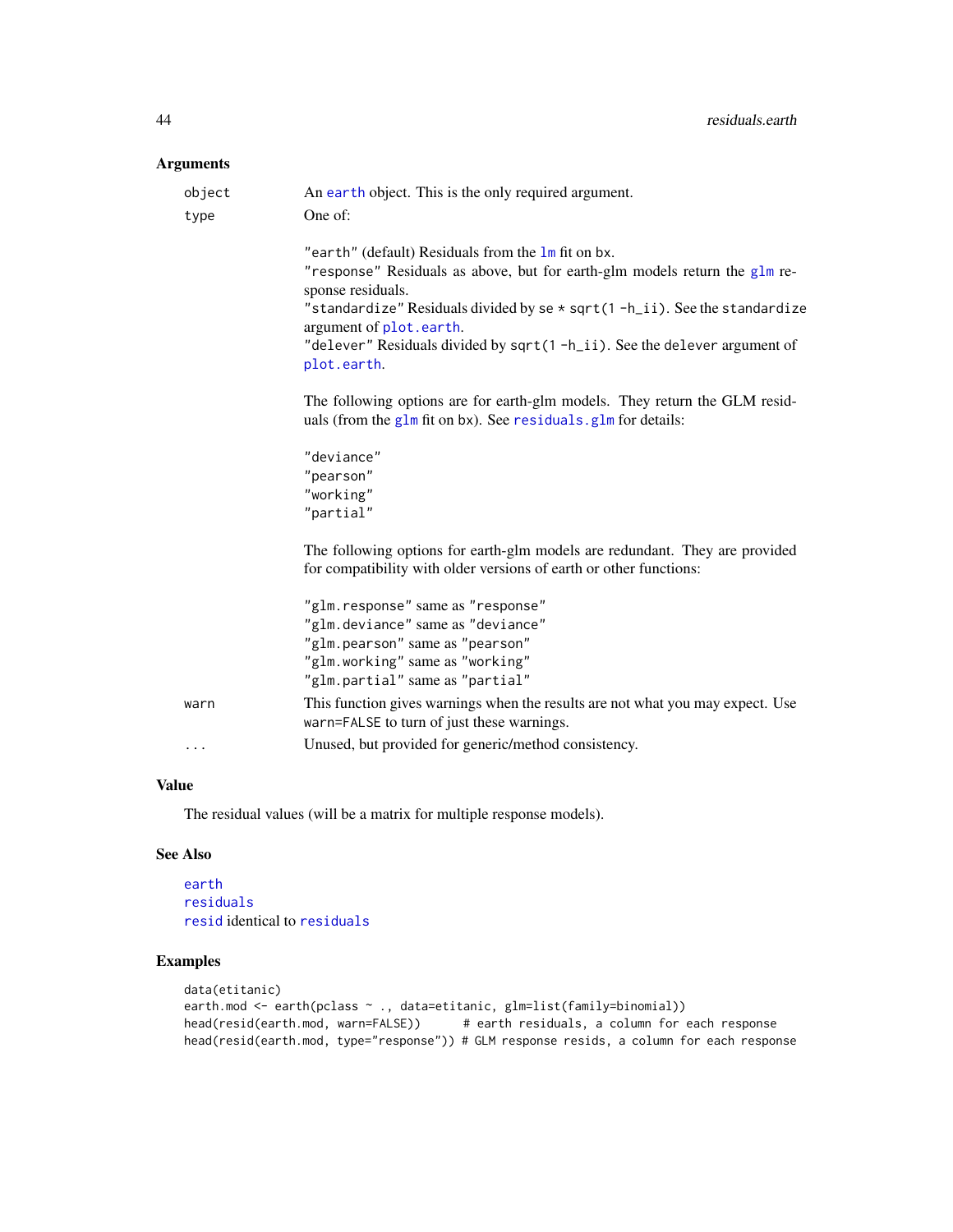## Arguments

**object** An `earth` object. This is the only required argument.

**type** One of:

- `"earth"` (default) Residuals from the `lm` fit on `bx`.
- `"response"` Residuals as above, but for earth-glm models return the `glm` response residuals.
- `"standardize"` Residuals divided by `se * sqrt(1 -h_ii)`. See the `standardize` argument of `plot.earth`.
- `"delever"` Residuals divided by `sqrt(1 -h_ii)`. See the `delever` argument of `plot.earth`.

The following options are for earth-glm models. They return the GLM residuals (from the `glm` fit on `bx`). See `residuals.glm` for details:

- `"deviance"`
- `"pearson"`
- `"working"`
- `"partial"`

The following options for earth-glm models are redundant. They are provided for compatibility with older versions of earth or other functions:

- `"glm.response"` same as `"response"`
- `"glm.deviance"` same as `"deviance"`
- `"glm.pearson"` same as `"pearson"`
- `"glm.working"` same as `"working"`
- `"glm.partial"` same as `"partial"`

**warn** This function gives warnings when the results are not what you may expect. Use `warn=FALSE` to turn of just these warnings.

**...** Unused, but provided for generic/method consistency.

## Value

The residual values (will be a matrix for multiple response models).

## See Also

`earth`
`residuals`
`resid` identical to `residuals`

## Examples

```
data(etitanic)
earth.mod <- earth(pclass ~ ., data=etitanic, glm=list(family=binomial))
head(resid(earth.mod, warn=FALSE))      # earth residuals, a column for each response
head(resid(earth.mod, type="response")) # GLM response resids, a column for each response
```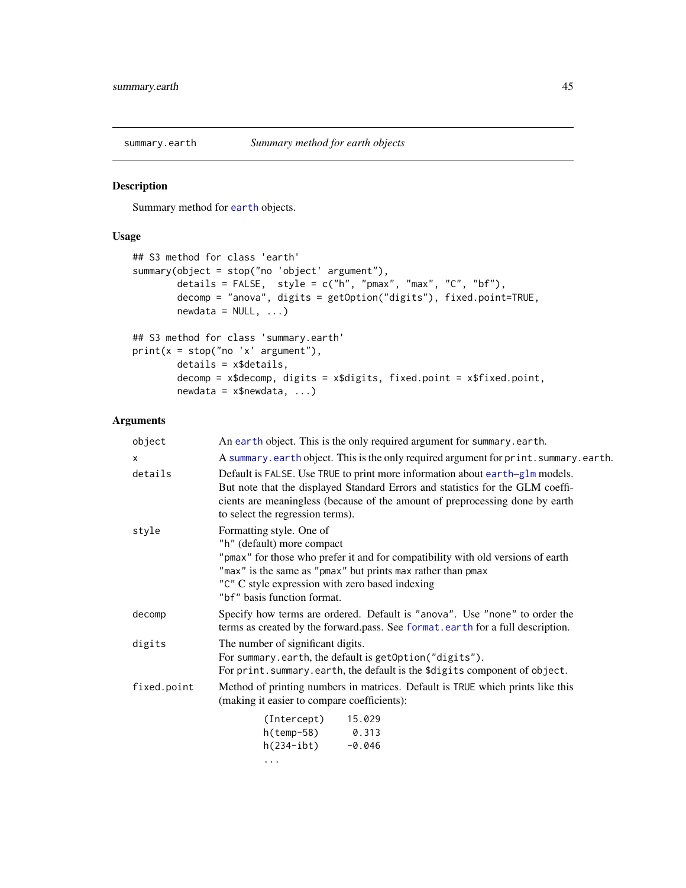## summary.earth — *Summary method for earth objects*

### Description

Summary method for earth objects.

### Usage

```
## S3 method for class 'earth'
summary(object = stop("no 'object' argument"),
        details = FALSE,  style = c("h", "pmax", "max", "C", "bf"),
        decomp = "anova", digits = getOption("digits"), fixed.point=TRUE,
        newdata = NULL, ...)

## S3 method for class 'summary.earth'
print(x = stop("no 'x' argument"),
        details = x$details,
        decomp = x$decomp, digits = x$digits, fixed.point = x$fixed.point,
        newdata = x$newdata, ...)
```

### Arguments

| Argument | Description |
|---|---|
| `object` | An earth object. This is the only required argument for `summary.earth`. |
| `x` | A summary.earth object. This is the only required argument for `print.summary.earth`. |
| `details` | Default is `FALSE`. Use `TRUE` to print more information about earth–glm models. But note that the displayed Standard Errors and statistics for the GLM coefficients are meaningless (because of the amount of preprocessing done by earth to select the regression terms). |
| `style` | Formatting style. One of<br>`"h"` (default) more compact<br>`"pmax"` for those who prefer it and for compatibility with old versions of earth<br>`"max"` is the same as `"pmax"` but prints `max` rather than `pmax`<br>`"C"` C style expression with zero based indexing<br>`"bf"` basis function format. |
| `decomp` | Specify how terms are ordered. Default is `"anova"`. Use `"none"` to order the terms as created by the forward.pass. See format.earth for a full description. |
| `digits` | The number of significant digits.<br>For `summary.earth`, the default is `getOption("digits")`.<br>For `print.summary.earth`, the default is the `$digits` component of `object`. |
| `fixed.point` | Method of printing numbers in matrices. Default is `TRUE` which prints like this (making it easier to compare coefficients): |

```
(Intercept)    15.029
h(temp-58)      0.313
h(234-ibt)     -0.046
...
```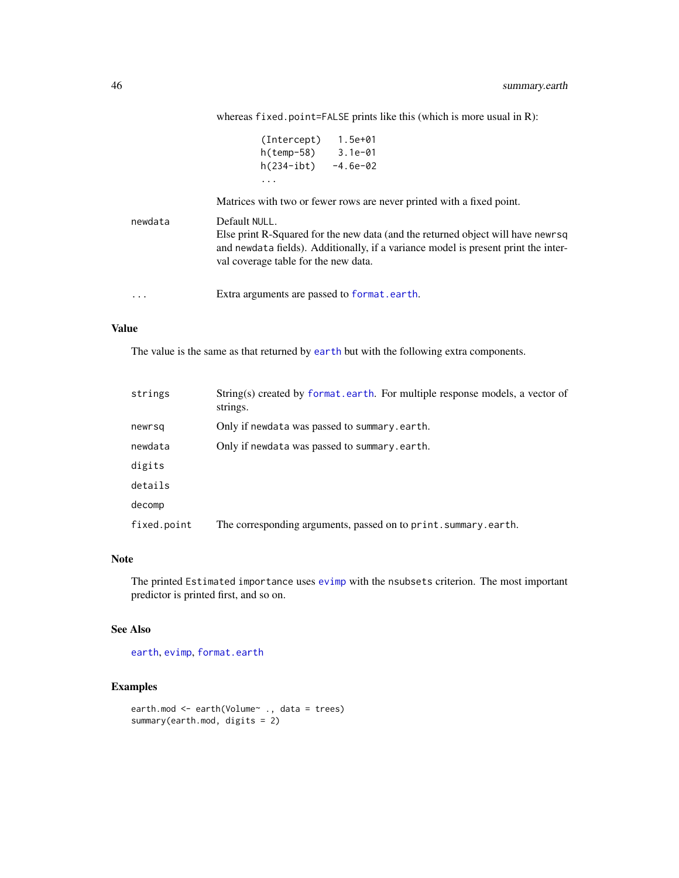whereas `fixed.point=FALSE` prints like this (which is more usual in R):

```
(Intercept)    1.5e+01
h(temp-58)     3.1e-01
h(234-ibt)    -4.6e-02
...
```

Matrices with two or fewer rows are never printed with a fixed point.

**newdata** Default `NULL`.
Else print R-Squared for the new data (and the returned object will have `newrsq` and `newdata` fields). Additionally, if a variance model is present print the interval coverage table for the new data.

**...** Extra arguments are passed to `format.earth`.

### Value

The value is the same as that returned by `earth` but with the following extra components.

| | |
|---|---|
| strings | String(s) created by `format.earth`. For multiple response models, a vector of strings. |
| newrsq | Only if `newdata` was passed to `summary.earth`. |
| newdata | Only if `newdata` was passed to `summary.earth`. |
| digits | |
| details | |
| decomp | |
| fixed.point | The corresponding arguments, passed on to `print.summary.earth`. |

### Note

The printed `Estimated importance` uses `evimp` with the `nsubsets` criterion. The most important predictor is printed first, and so on.

### See Also

`earth`, `evimp`, `format.earth`

### Examples

```
earth.mod <- earth(Volume~ ., data = trees)
summary(earth.mod, digits = 2)
```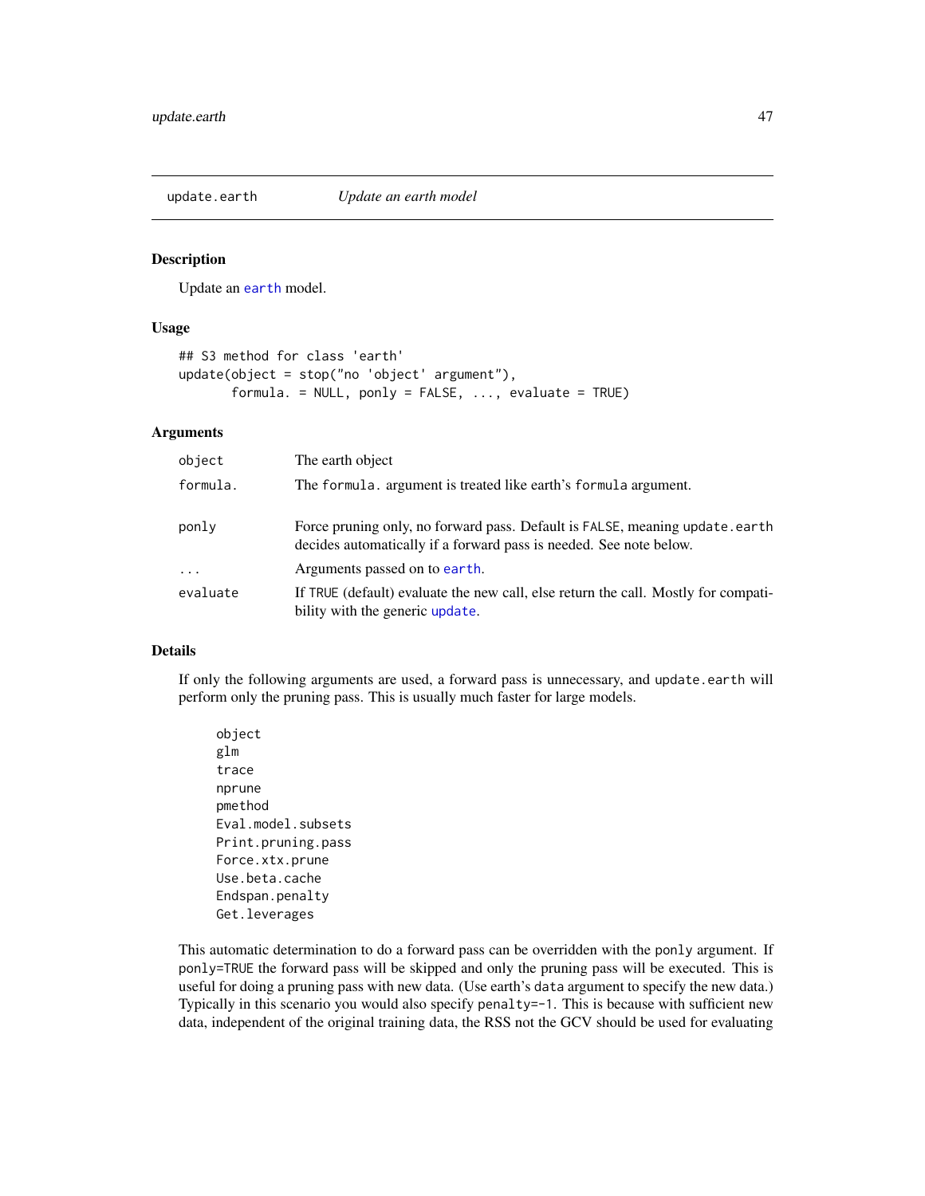## update.earth — *Update an earth model*

### Description

Update an `earth` model.

### Usage

```
## S3 method for class 'earth'
update(object = stop("no 'object' argument"),
       formula. = NULL, ponly = FALSE, ..., evaluate = TRUE)
```

### Arguments

| | |
|---|---|
| `object` | The earth object |
| `formula.` | The `formula.` argument is treated like earth's `formula` argument. |
| `ponly` | Force pruning only, no forward pass. Default is `FALSE`, meaning `update.earth` decides automatically if a forward pass is needed. See note below. |
| `...` | Arguments passed on to `earth`. |
| `evaluate` | If `TRUE` (default) evaluate the new call, else return the call. Mostly for compatibility with the generic `update`. |

### Details

If only the following arguments are used, a forward pass is unnecessary, and `update.earth` will perform only the pruning pass. This is usually much faster for large models.

```
object
glm
trace
nprune
pmethod
Eval.model.subsets
Print.pruning.pass
Force.xtx.prune
Use.beta.cache
Endspan.penalty
Get.leverages
```

This automatic determination to do a forward pass can be overridden with the `ponly` argument. If `ponly=TRUE` the forward pass will be skipped and only the pruning pass will be executed. This is useful for doing a pruning pass with new data. (Use earth's `data` argument to specify the new data.) Typically in this scenario you would also specify `penalty=-1`. This is because with sufficient new data, independent of the original training data, the RSS not the GCV should be used for evaluating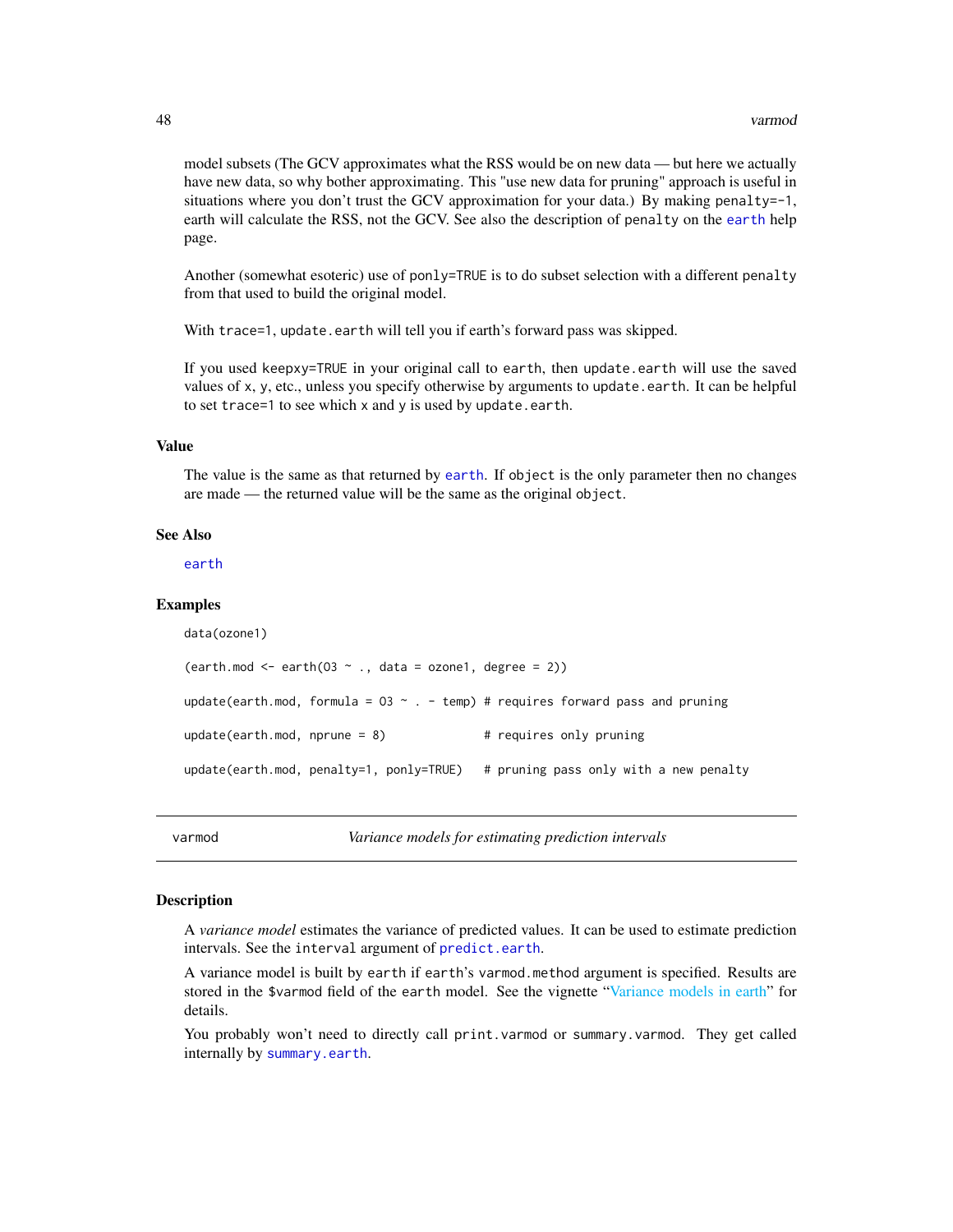model subsets (The GCV approximates what the RSS would be on new data — but here we actually have new data, so why bother approximating. This "use new data for pruning" approach is useful in situations where you don't trust the GCV approximation for your data.) By making `penalty=-1`, earth will calculate the RSS, not the GCV. See also the description of `penalty` on the `earth` help page.

Another (somewhat esoteric) use of `ponly=TRUE` is to do subset selection with a different `penalty` from that used to build the original model.

With `trace=1`, `update.earth` will tell you if earth's forward pass was skipped.

If you used `keepxy=TRUE` in your original call to `earth`, then `update.earth` will use the saved values of `x`, `y`, etc., unless you specify otherwise by arguments to `update.earth`. It can be helpful to set `trace=1` to see which `x` and `y` is used by `update.earth`.

### Value

The value is the same as that returned by `earth`. If `object` is the only parameter then no changes are made — the returned value will be the same as the original `object`.

### See Also

`earth`

### Examples

```
data(ozone1)

(earth.mod <- earth(O3 ~ ., data = ozone1, degree = 2))

update(earth.mod, formula = O3 ~ . - temp) # requires forward pass and pruning

update(earth.mod, nprune = 8)              # requires only pruning

update(earth.mod, penalty=1, ponly=TRUE)   # pruning pass only with a new penalty
```

---

## varmod — *Variance models for estimating prediction intervals*

### Description

A *variance model* estimates the variance of predicted values. It can be used to estimate prediction intervals. See the `interval` argument of `predict.earth`.

A variance model is built by `earth` if `earth`'s `varmod.method` argument is specified. Results are stored in the `$varmod` field of the `earth` model. See the vignette "Variance models in earth" for details.

You probably won't need to directly call `print.varmod` or `summary.varmod`. They get called internally by `summary.earth`.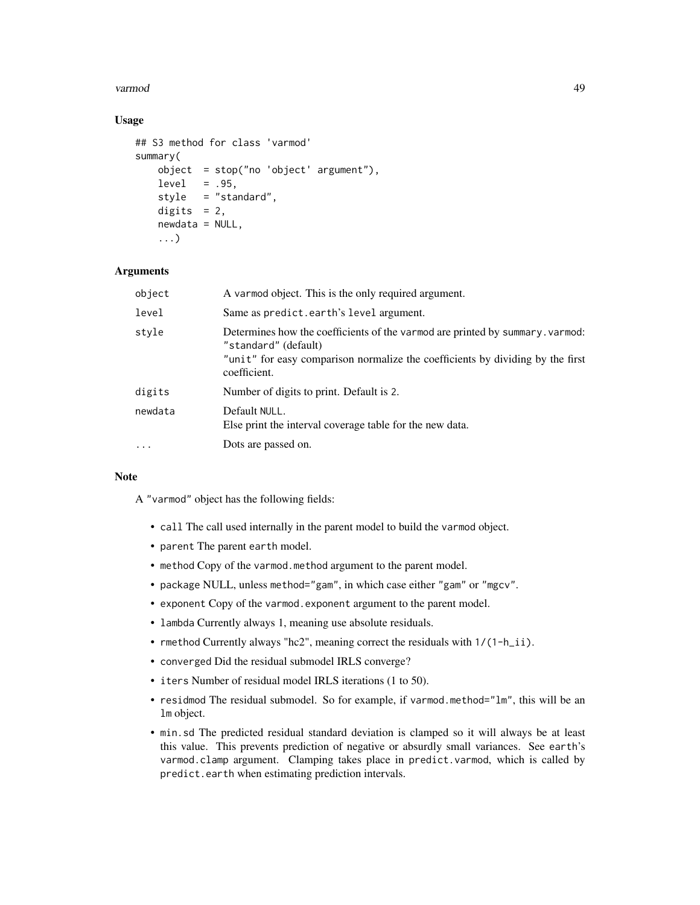## Usage

```
## S3 method for class 'varmod'
summary(
    object  = stop("no 'object' argument"),
    level   = .95,
    style   = "standard",
    digits  = 2,
    newdata = NULL,
    ...)
```

## Arguments

| | |
|---|---|
| `object` | A varmod object. This is the only required argument. |
| `level` | Same as `predict.earth`'s `level` argument. |
| `style` | Determines how the coefficients of the varmod are printed by `summary.varmod`: `"standard"` (default) `"unit"` for easy comparison normalize the coefficients by dividing by the first coefficient. |
| `digits` | Number of digits to print. Default is 2. |
| `newdata` | Default NULL. Else print the interval coverage table for the new data. |
| `...` | Dots are passed on. |

## Note

A "varmod" object has the following fields:

- `call` The call used internally in the parent model to build the varmod object.
- `parent` The parent earth model.
- `method` Copy of the `varmod.method` argument to the parent model.
- `package` NULL, unless `method="gam"`, in which case either `"gam"` or `"mgcv"`.
- `exponent` Copy of the `varmod.exponent` argument to the parent model.
- `lambda` Currently always 1, meaning use absolute residuals.
- `rmethod` Currently always "hc2", meaning correct the residuals with `1/(1-h_ii)`.
- `converged` Did the residual submodel IRLS converge?
- `iters` Number of residual model IRLS iterations (1 to 50).
- `residmod` The residual submodel. So for example, if `varmod.method="lm"`, this will be an `lm` object.
- `min.sd` The predicted residual standard deviation is clamped so it will always be at least this value. This prevents prediction of negative or absurdly small variances. See earth's `varmod.clamp` argument. Clamping takes place in `predict.varmod`, which is called by `predict.earth` when estimating prediction intervals.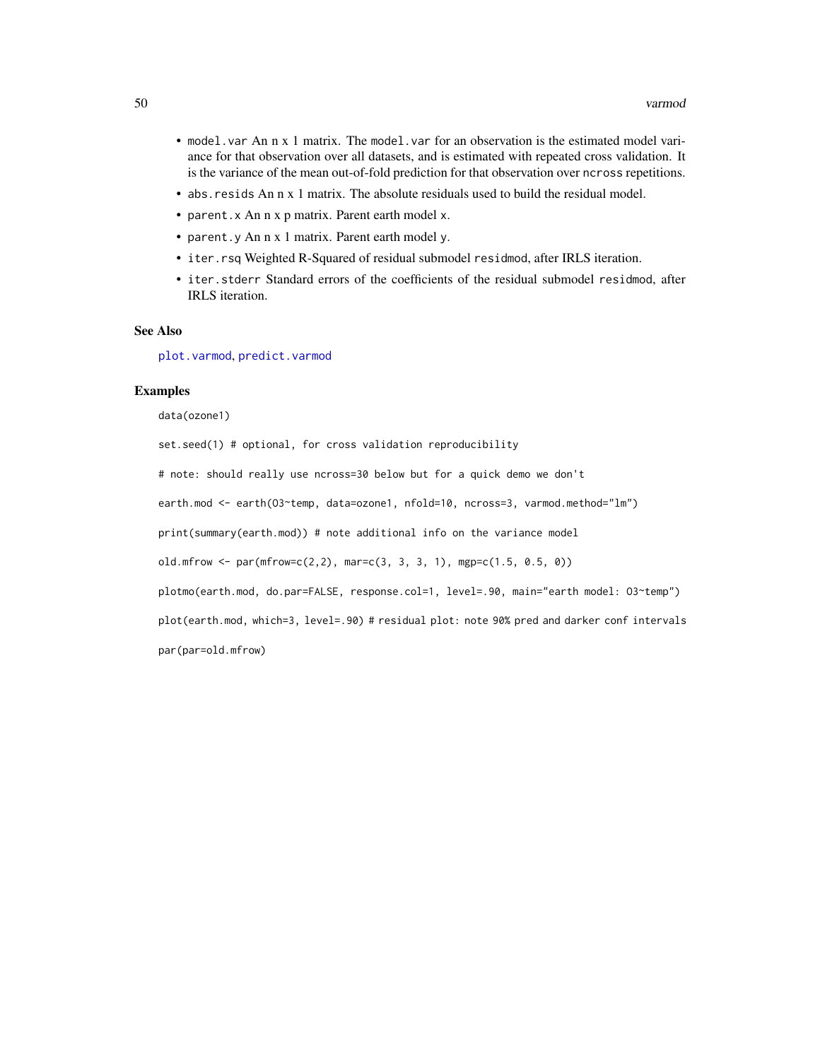- `model.var` An n x 1 matrix. The `model.var` for an observation is the estimated model variance for that observation over all datasets, and is estimated with repeated cross validation. It is the variance of the mean out-of-fold prediction for that observation over `ncross` repetitions.
- `abs.resids` An n x 1 matrix. The absolute residuals used to build the residual model.
- `parent.x` An n x p matrix. Parent earth model `x`.
- `parent.y` An n x 1 matrix. Parent earth model `y`.
- `iter.rsq` Weighted R-Squared of residual submodel `residmod`, after IRLS iteration.
- `iter.stderr` Standard errors of the coefficients of the residual submodel `residmod`, after IRLS iteration.

## See Also

`plot.varmod`, `predict.varmod`

## Examples

```
data(ozone1)

set.seed(1) # optional, for cross validation reproducibility

# note: should really use ncross=30 below but for a quick demo we don't

earth.mod <- earth(O3~temp, data=ozone1, nfold=10, ncross=3, varmod.method="lm")

print(summary(earth.mod)) # note additional info on the variance model

old.mfrow <- par(mfrow=c(2,2), mar=c(3, 3, 3, 1), mgp=c(1.5, 0.5, 0))

plotmo(earth.mod, do.par=FALSE, response.col=1, level=.90, main="earth model: O3~temp")

plot(earth.mod, which=3, level=.90) # residual plot: note 90% pred and darker conf intervals

par(par=old.mfrow)
```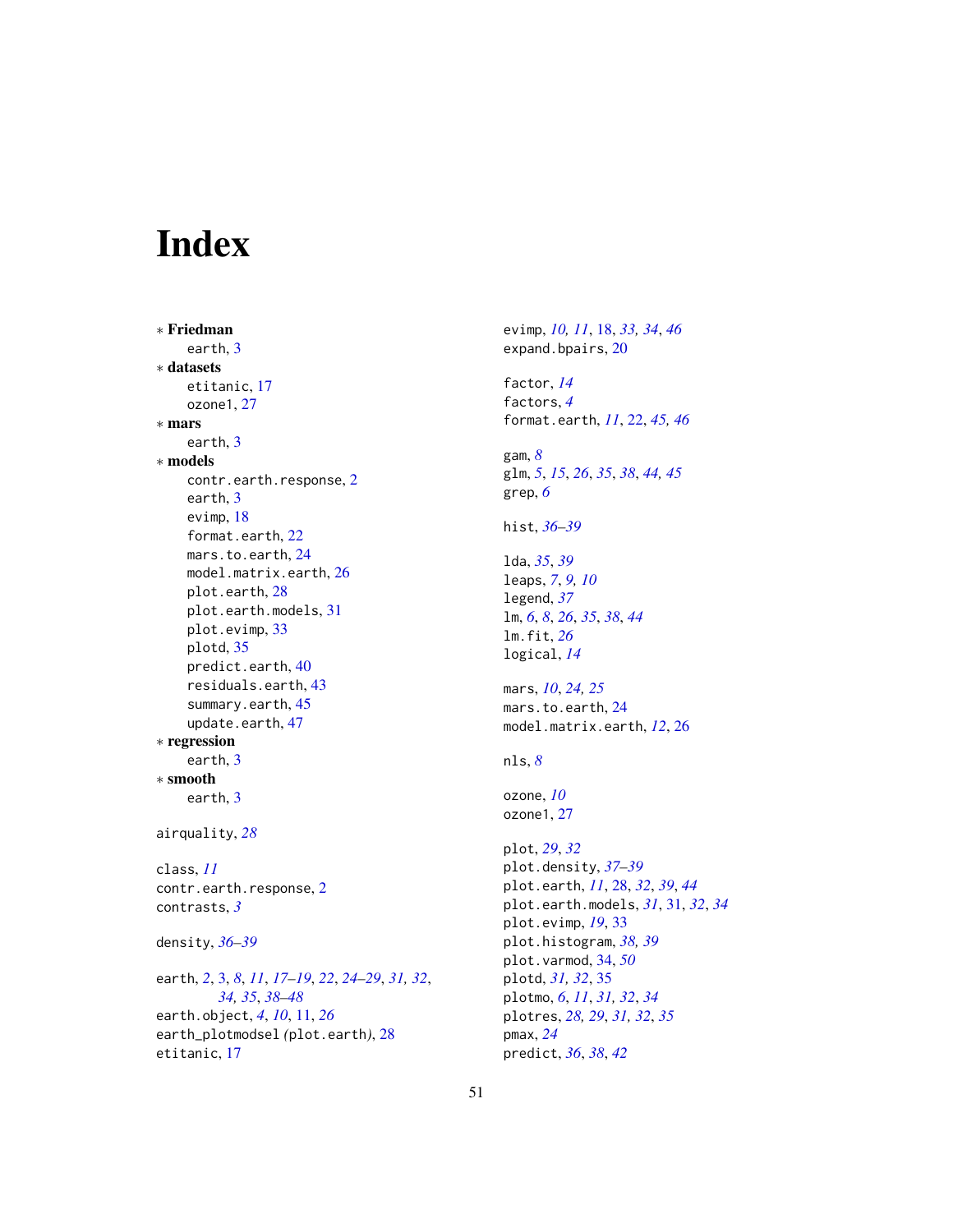# Index

* **Friedman**
  - earth, 3
* **datasets**
  - etitanic, 17
  - ozone1, 27
* **mars**
  - earth, 3
* **models**
  - contr.earth.response, 2
  - earth, 3
  - evimp, 18
  - format.earth, 22
  - mars.to.earth, 24
  - model.matrix.earth, 26
  - plot.earth, 28
  - plot.earth.models, 31
  - plot.evimp, 33
  - plotd, 35
  - predict.earth, 40
  - residuals.earth, 43
  - summary.earth, 45
  - update.earth, 47
* **regression**
  - earth, 3
* **smooth**
  - earth, 3

airquality, *28*

class, *11*
contr.earth.response, 2
contrasts, *3*

density, *36–39*

earth, *2*, 3, *8*, *11*, *17–19*, *22*, *24–29*, *31, 32*, *34, 35*, *38–48*
earth.object, *4*, *10*, 11, *26*
earth_plotmodsel *(plot.earth)*, 28
etitanic, 17

evimp, *10, 11*, 18, *33, 34*, *46*
expand.bpairs, 20

factor, *14*
factors, *4*
format.earth, *11*, 22, *45, 46*

gam, *8*
glm, *5*, *15*, *26*, *35*, *38*, *44, 45*
grep, *6*

hist, *36–39*

lda, *35*, *39*
leaps, *7*, *9, 10*
legend, *37*
lm, *6*, *8*, *26*, *35*, *38*, *44*
lm.fit, *26*
logical, *14*

mars, *10*, *24, 25*
mars.to.earth, 24
model.matrix.earth, *12*, 26

nls, *8*

ozone, *10*
ozone1, 27

plot, *29*, *32*
plot.density, *37–39*
plot.earth, *11*, 28, *32*, *39*, *44*
plot.earth.models, *31*, 31, *32*, *34*
plot.evimp, *19*, 33
plot.histogram, *38, 39*
plot.varmod, 34, *50*
plotd, *31, 32*, 35
plotmo, *6*, *11*, *31, 32*, *34*
plotres, *28, 29*, *31, 32*, *35*
pmax, *24*
predict, *36*, *38*, *42*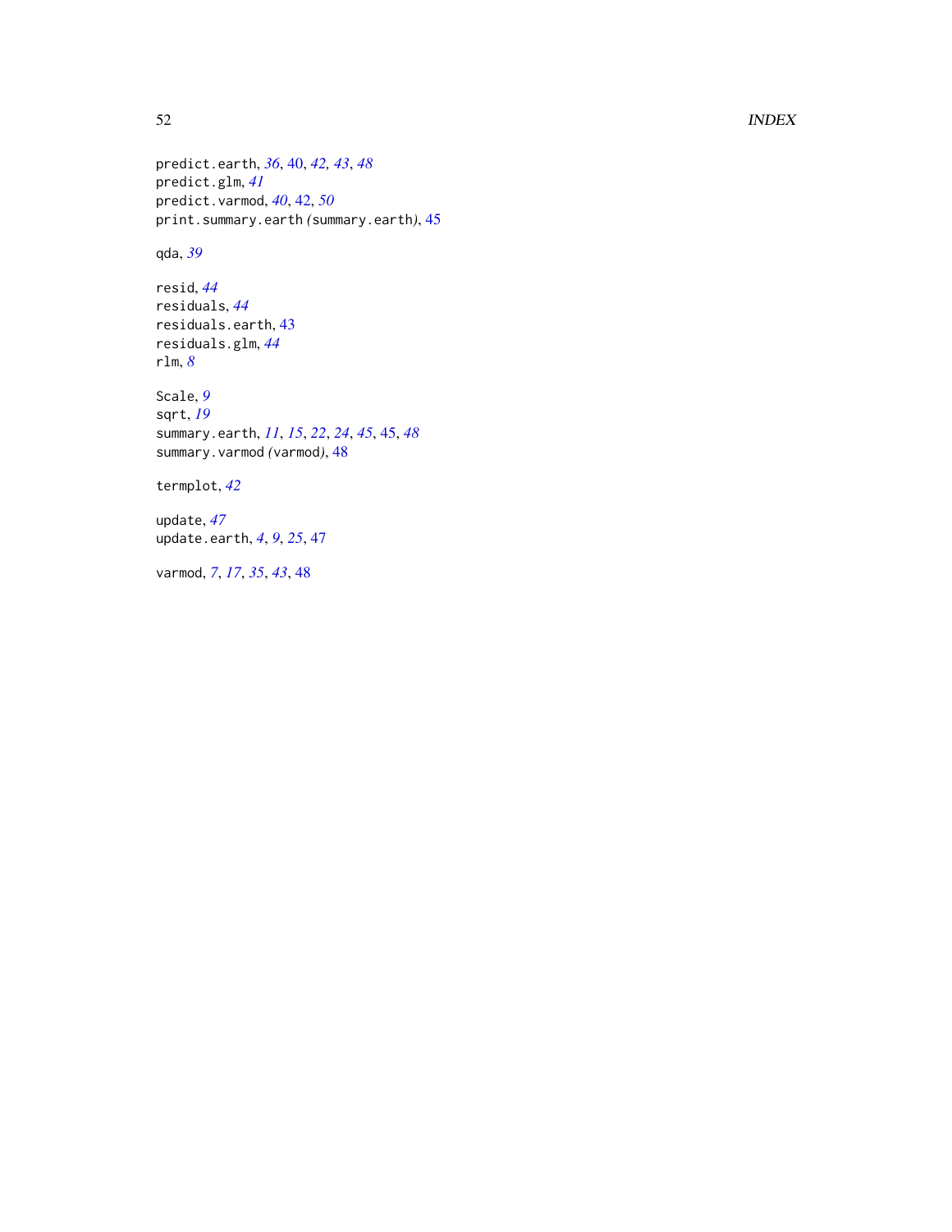predict.earth, *36*, 40, *42, 43*, *48*
predict.glm, *41*
predict.varmod, *40*, 42, *50*
print.summary.earth *(*summary.earth*)*, 45

qda, *39*

resid, *44*
residuals, *44*
residuals.earth, 43
residuals.glm, *44*
rlm, *8*

Scale, *9*
sqrt, *19*
summary.earth, *11*, *15*, *22*, *24*, *45*, 45, *48*
summary.varmod *(*varmod*)*, 48

termplot, *42*

update, *47*
update.earth, *4*, *9*, *25*, 47

varmod, *7*, *17*, *35*, *43*, 48